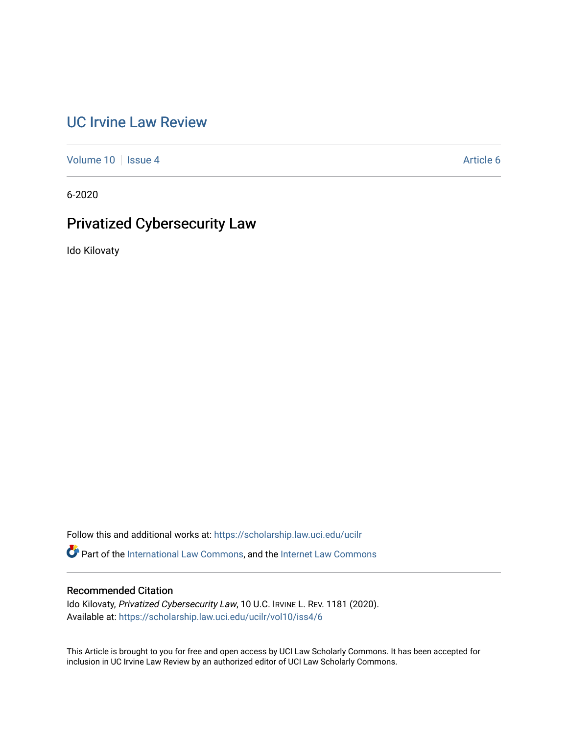# UC Irvine Law Review

Volume 10 | Issue 4 | Article 6

6-2020

## Privatized Cybersecurity Law

Ido Kilovaty

Follow this and additional works at: https://scholarship.law.uci.edu/ucilr

Part of the International Law Commons, and the Internet Law Commons

### Recommended Citation

Ido Kilovaty, *Privatized Cybersecurity Law*, 10 U.C. IRVINE L. REV. 1181 (2020).
Available at: https://scholarship.law.uci.edu/ucilr/vol10/iss4/6

This Article is brought to you for free and open access by UCI Law Scholarly Commons. It has been accepted for inclusion in UC Irvine Law Review by an authorized editor of UCI Law Scholarly Commons.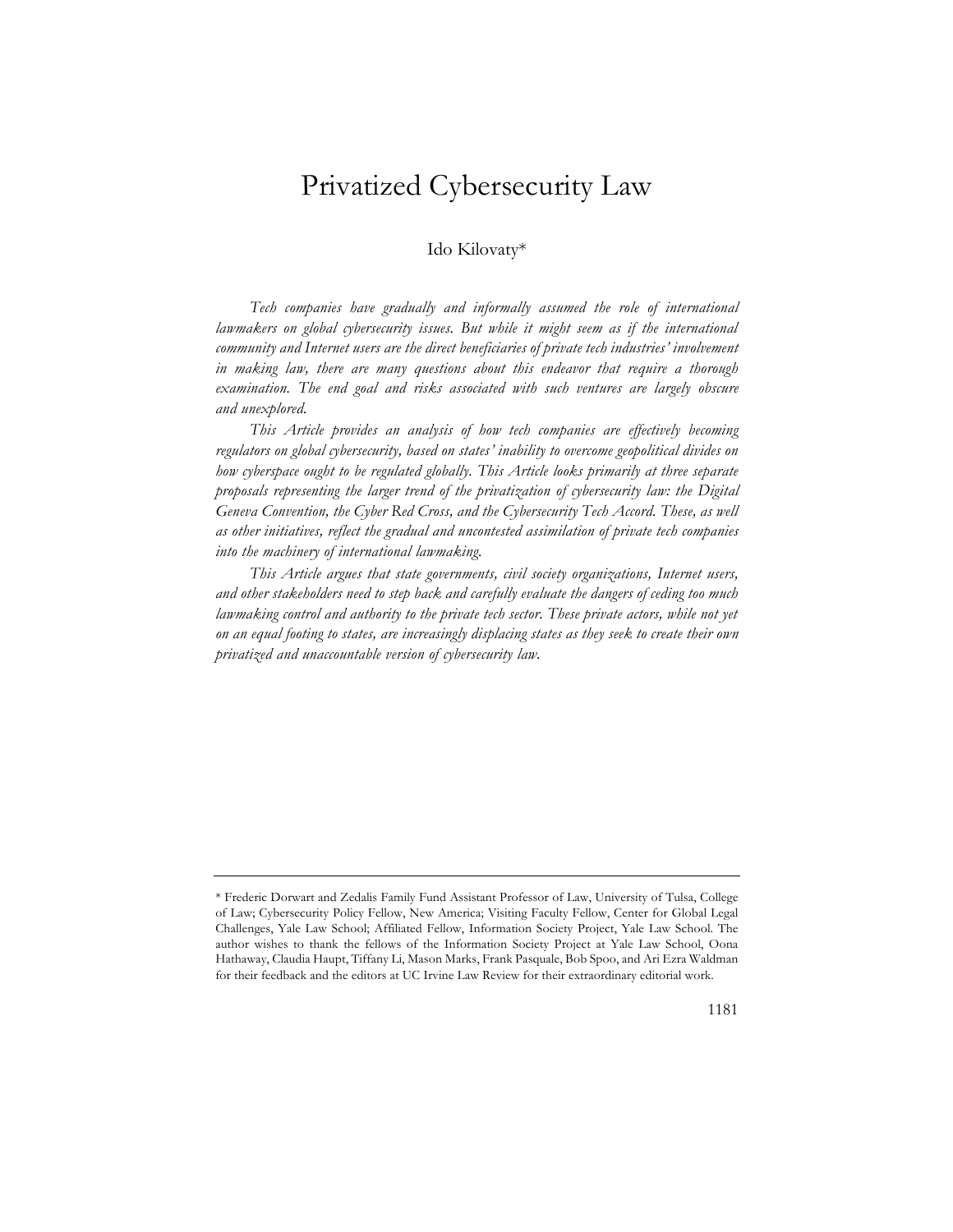# Privatized Cybersecurity Law

Ido Kilovaty*

*Tech companies have gradually and informally assumed the role of international lawmakers on global cybersecurity issues. But while it might seem as if the international community and Internet users are the direct beneficiaries of private tech industries' involvement in making law, there are many questions about this endeavor that require a thorough examination. The end goal and risks associated with such ventures are largely obscure and unexplored.*

*This Article provides an analysis of how tech companies are effectively becoming regulators on global cybersecurity, based on states' inability to overcome geopolitical divides on how cyberspace ought to be regulated globally. This Article looks primarily at three separate proposals representing the larger trend of the privatization of cybersecurity law: the Digital Geneva Convention, the Cyber Red Cross, and the Cybersecurity Tech Accord. These, as well as other initiatives, reflect the gradual and uncontested assimilation of private tech companies into the machinery of international lawmaking.*

*This Article argues that state governments, civil society organizations, Internet users, and other stakeholders need to step back and carefully evaluate the dangers of ceding too much lawmaking control and authority to the private tech sector. These private actors, while not yet on an equal footing to states, are increasingly displacing states as they seek to create their own privatized and unaccountable version of cybersecurity law.*

---

\* Frederic Dorwart and Zedalis Family Fund Assistant Professor of Law, University of Tulsa, College of Law; Cybersecurity Policy Fellow, New America; Visiting Faculty Fellow, Center for Global Legal Challenges, Yale Law School; Affiliated Fellow, Information Society Project, Yale Law School. The author wishes to thank the fellows of the Information Society Project at Yale Law School, Oona Hathaway, Claudia Haupt, Tiffany Li, Mason Marks, Frank Pasquale, Bob Spoo, and Ari Ezra Waldman for their feedback and the editors at UC Irvine Law Review for their extraordinary editorial work.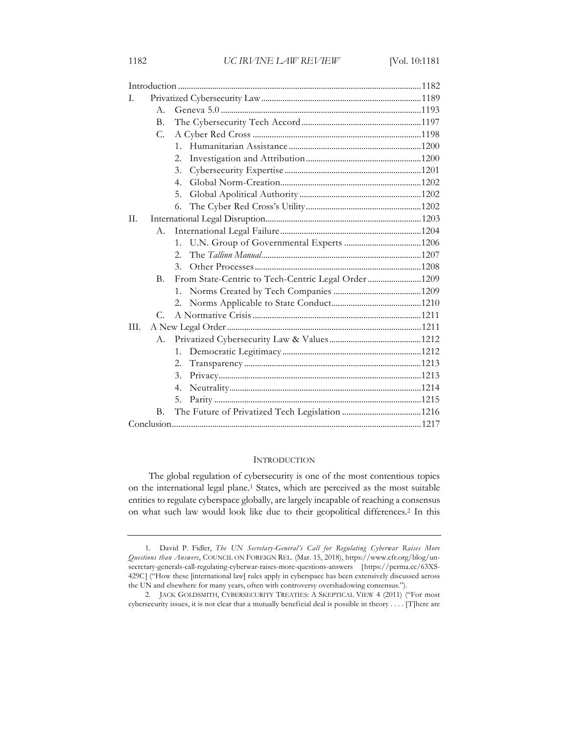| | | |
|---|---|---|
| Introduction | | 1182 |
| I. | Privatized Cybersecurity Law | 1189 |
| | A. Geneva 5.0 | 1193 |
| | B. The Cybersecurity Tech Accord | 1197 |
| | C. A Cyber Red Cross | 1198 |
| | 1. Humanitarian Assistance | 1200 |
| | 2. Investigation and Attribution | 1200 |
| | 3. Cybersecurity Expertise | 1201 |
| | 4. Global Norm-Creation | 1202 |
| | 5. Global Apolitical Authority | 1202 |
| | 6. The Cyber Red Cross's Utility | 1202 |
| II. | International Legal Disruption | 1203 |
| | A. International Legal Failure | 1204 |
| | 1. U.N. Group of Governmental Experts | 1206 |
| | 2. The *Tallinn Manual* | 1207 |
| | 3. Other Processes | 1208 |
| | B. From State-Centric to Tech-Centric Legal Order | 1209 |
| | 1. Norms Created by Tech Companies | 1209 |
| | 2. Norms Applicable to State Conduct | 1210 |
| | C. A Normative Crisis | 1211 |
| III. | A New Legal Order | 1211 |
| | A. Privatized Cybersecurity Law & Values | 1212 |
| | 1. Democratic Legitimacy | 1212 |
| | 2. Transparency | 1213 |
| | 3. Privacy | 1213 |
| | 4. Neutrality | 1214 |
| | 5. Parity | 1215 |
| | B. The Future of Privatized Tech Legislation | 1216 |
| Conclusion | | 1217 |

## INTRODUCTION

The global regulation of cybersecurity is one of the most contentious topics on the international legal plane.[1] States, which are perceived as the most suitable entities to regulate cyberspace globally, are largely incapable of reaching a consensus on what such law would look like due to their geopolitical differences.[2] In this

---

1. David P. Fidler, *The UN Secretary-General's Call for Regulating Cyberwar Raises More Questions than Answers*, COUNCIL ON FOREIGN REL. (Mar. 15, 2018), https://www.cfr.org/blog/un-secretary-generals-call-regulating-cyberwar-raises-more-questions-answers [https://perma.cc/63XS-429C] ("How these [international law] rules apply in cyberspace has been extensively discussed across the UN and elsewhere for many years, often with controversy overshadowing consensus.").

2. JACK GOLDSMITH, CYBERSECURITY TREATIES: A SKEPTICAL VIEW 4 (2011) ("For most cybersecurity issues, it is not clear that a mutually beneficial deal is possible in theory . . . . [T]here are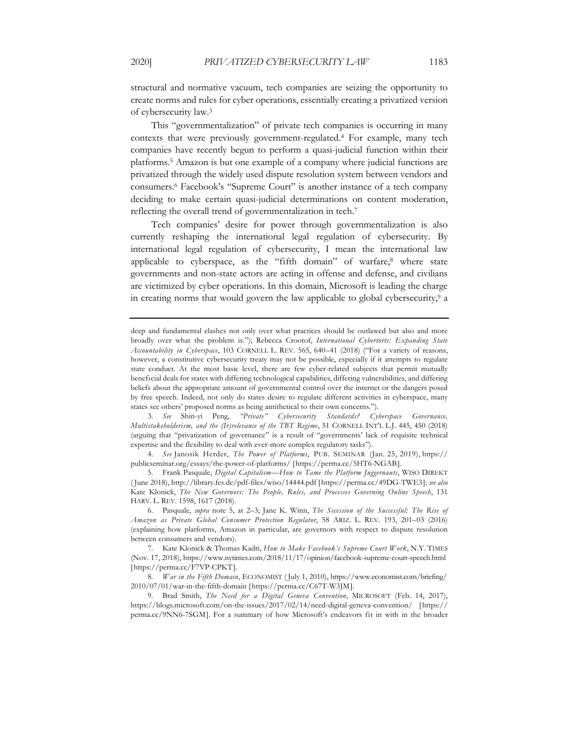structural and normative vacuum, tech companies are seizing the opportunity to create norms and rules for cyber operations, essentially creating a privatized version of cybersecurity law.[3]

This "governmentalization" of private tech companies is occurring in many contexts that were previously government-regulated.[4] For example, many tech companies have recently begun to perform a quasi-judicial function within their platforms.[5] Amazon is but one example of a company where judicial functions are privatized through the widely used dispute resolution system between vendors and consumers.[6] Facebook's "Supreme Court" is another instance of a tech company deciding to make certain quasi-judicial determinations on content moderation, reflecting the overall trend of governmentalization in tech.[7]

Tech companies' desire for power through governmentalization is also currently reshaping the international legal regulation of cybersecurity. By international legal regulation of cybersecurity, I mean the international law applicable to cyberspace, as the "fifth domain" of warfare,[8] where state governments and non-state actors are acting in offense and defense, and civilians are victimized by cyber operations. In this domain, Microsoft is leading the charge in creating norms that would govern the law applicable to global cybersecurity,[9] a

---

deep and fundamental clashes not only over what practices should be outlawed but also and more broadly over what the problem is."); Rebecca Crootof, *International Cybertorts: Expanding State Accountability in Cyberspace*, 103 CORNELL L. REV. 565, 640–41 (2018) ("For a variety of reasons, however, a constitutive cybersecurity treaty may not be possible, especially if it attempts to regulate state conduct. At the most basic level, there are few cyber-related subjects that permit mutually beneficial deals for states with differing technological capabilities, differing vulnerabilities, and differing beliefs about the appropriate amount of governmental control over the internet or the dangers posed by free speech. Indeed, not only do states desire to regulate different activities in cyberspace, many states see others' proposed norms as being antithetical to their own concerns.").

3. *See* Shin-yi Peng, *"Private" Cybersecurity Standards? Cyberspace Governance, Multistakeholderism, and the (Ir)relevance of the TBT Regime*, 51 CORNELL INT'L L.J. 445, 450 (2018) (arguing that "privatization of governance" is a result of "governments' lack of requisite technical expertise and the flexibility to deal with ever-more complex regulatory tasks").

4. *See* Janosik Herder, *The Power of Platforms*, PUB. SEMINAR (Jan. 25, 2019), https://publicseminar.org/essays/the-power-of-platforms/ [https://perma.cc/5HT6-NGAB].

5. Frank Pasquale, *Digital Capitalism—How to Tame the Platform Juggernauts*, WISO DIREKT (June 2018), http://library.fes.de/pdf-files/wiso/14444.pdf [https://perma.cc/49DG-TWE3]; *see also* Kate Klonick, *The New Governors: The People, Rules, and Processes Governing Online Speech*, 131 HARV. L. REV. 1598, 1617 (2018).

6. Pasquale, *supra* note 5, at 2–3; Jane K. Winn, *The Secession of the Successful: The Rise of Amazon as Private Global Consumer Protection Regulator*, 58 ARIZ. L. REV. 193, 201–03 (2016) (explaining how platforms, Amazon in particular, are governors with respect to dispute resolution between consumers and vendors).

7. Kate Klonick & Thomas Kadri, *How to Make Facebook's Supreme Court Work*, N.Y. TIMES (Nov. 17, 2018), https://www.nytimes.com/2018/11/17/opinion/facebook-supreme-court-speech.html [https://perma.cc/F7VP-CPKT].

8. *War in the Fifth Domain*, ECONOMIST (July 1, 2010), https://www.economist.com/briefing/2010/07/01/war-in-the-fifth-domain [https://perma.cc/C67T-W3JM].

9. Brad Smith, *The Need for a Digital Geneva Convention*, MICROSOFT (Feb. 14, 2017), https://blogs.microsoft.com/on-the-issues/2017/02/14/need-digital-geneva-convention/ [https://perma.cc/9NN6-7SGM]. For a summary of how Microsoft's endeavors fit in with in the broader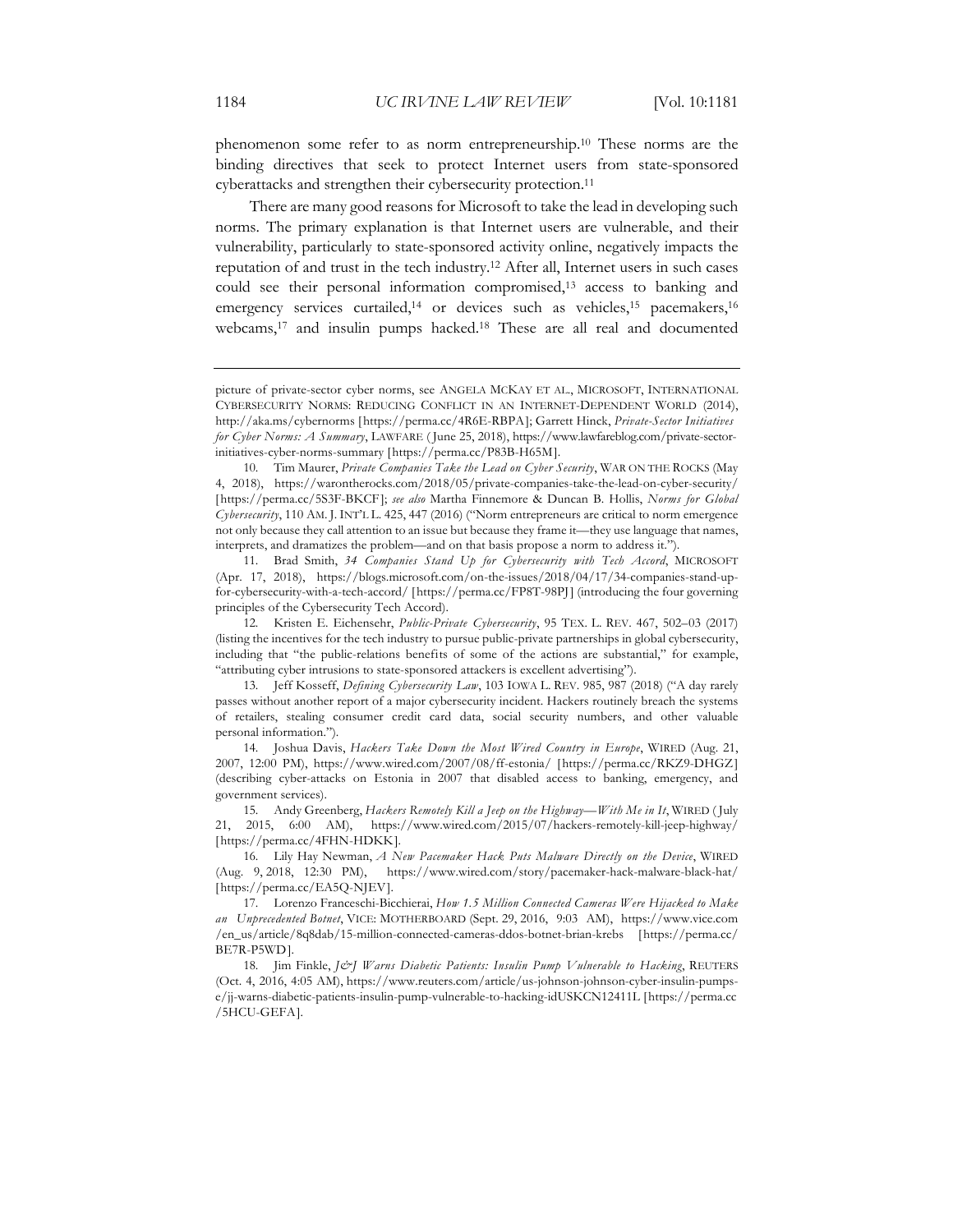phenomenon some refer to as norm entrepreneurship.[10] These norms are the binding directives that seek to protect Internet users from state-sponsored cyberattacks and strengthen their cybersecurity protection.[11]

There are many good reasons for Microsoft to take the lead in developing such norms. The primary explanation is that Internet users are vulnerable, and their vulnerability, particularly to state-sponsored activity online, negatively impacts the reputation of and trust in the tech industry.[12] After all, Internet users in such cases could see their personal information compromised,[13] access to banking and emergency services curtailed,[14] or devices such as vehicles,[15] pacemakers,[16] webcams,[17] and insulin pumps hacked.[18] These are all real and documented

---

picture of private-sector cyber norms, see ANGELA MCKAY ET AL., MICROSOFT, INTERNATIONAL CYBERSECURITY NORMS: REDUCING CONFLICT IN AN INTERNET-DEPENDENT WORLD (2014), http://aka.ms/cybernorms [https://perma.cc/4R6E-RBPA]; Garrett Hinck, *Private-Sector Initiatives for Cyber Norms: A Summary*, LAWFARE (June 25, 2018), https://www.lawfareblog.com/private-sector-initiatives-cyber-norms-summary [https://perma.cc/P83B-H65M].

10. Tim Maurer, *Private Companies Take the Lead on Cyber Security*, WAR ON THE ROCKS (May 4, 2018), https://warontherocks.com/2018/05/private-companies-take-the-lead-on-cyber-security/ [https://perma.cc/5S3F-BKCF]; *see also* Martha Finnemore & Duncan B. Hollis, *Norms for Global Cybersecurity*, 110 AM. J. INT'L L. 425, 447 (2016) ("Norm entrepreneurs are critical to norm emergence not only because they call attention to an issue but because they frame it—they use language that names, interprets, and dramatizes the problem—and on that basis propose a norm to address it.").

11. Brad Smith, *34 Companies Stand Up for Cybersecurity with Tech Accord*, MICROSOFT (Apr. 17, 2018), https://blogs.microsoft.com/on-the-issues/2018/04/17/34-companies-stand-up-for-cybersecurity-with-a-tech-accord/ [https://perma.cc/FP8T-98PJ] (introducing the four governing principles of the Cybersecurity Tech Accord).

12. Kristen E. Eichensehr, *Public-Private Cybersecurity*, 95 TEX. L. REV. 467, 502–03 (2017) (listing the incentives for the tech industry to pursue public-private partnerships in global cybersecurity, including that "the public-relations benefits of some of the actions are substantial," for example, "attributing cyber intrusions to state-sponsored attackers is excellent advertising").

13. Jeff Kosseff, *Defining Cybersecurity Law*, 103 IOWA L. REV. 985, 987 (2018) ("A day rarely passes without another report of a major cybersecurity incident. Hackers routinely breach the systems of retailers, stealing consumer credit card data, social security numbers, and other valuable personal information.").

14. Joshua Davis, *Hackers Take Down the Most Wired Country in Europe*, WIRED (Aug. 21, 2007, 12:00 PM), https://www.wired.com/2007/08/ff-estonia/ [https://perma.cc/RKZ9-DHGZ] (describing cyber-attacks on Estonia in 2007 that disabled access to banking, emergency, and government services).

15. Andy Greenberg, *Hackers Remotely Kill a Jeep on the Highway—With Me in It*, WIRED (July 21, 2015, 6:00 AM), https://www.wired.com/2015/07/hackers-remotely-kill-jeep-highway/ [https://perma.cc/4FHN-HDKK].

16. Lily Hay Newman, *A New Pacemaker Hack Puts Malware Directly on the Device*, WIRED (Aug. 9, 2018, 12:30 PM), https://www.wired.com/story/pacemaker-hack-malware-black-hat/ [https://perma.cc/EA5Q-NJEV].

17. Lorenzo Franceschi-Bicchierai, *How 1.5 Million Connected Cameras Were Hijacked to Make an Unprecedented Botnet*, VICE: MOTHERBOARD (Sept. 29, 2016, 9:03 AM), https://www.vice.com/en_us/article/8q8dab/15-million-connected-cameras-ddos-botnet-brian-krebs [https://perma.cc/BE7R-P5WD].

18. Jim Finkle, *J&J Warns Diabetic Patients: Insulin Pump Vulnerable to Hacking*, REUTERS (Oct. 4, 2016, 4:05 AM), https://www.reuters.com/article/us-johnson-johnson-cyber-insulin-pumps-e/jj-warns-diabetic-patients-insulin-pump-vulnerable-to-hacking-idUSKCN12411L [https://perma.cc/5HCU-GEFA].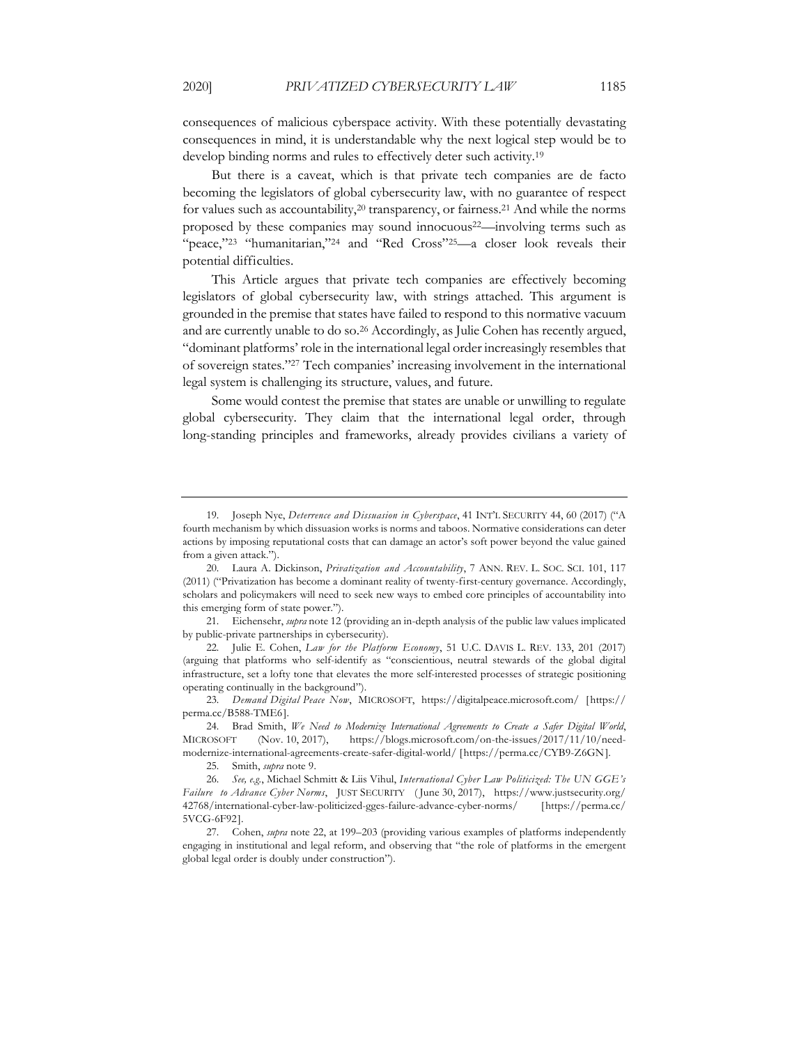consequences of malicious cyberspace activity. With these potentially devastating consequences in mind, it is understandable why the next logical step would be to develop binding norms and rules to effectively deter such activity.[19]

But there is a caveat, which is that private tech companies are de facto becoming the legislators of global cybersecurity law, with no guarantee of respect for values such as accountability,[20] transparency, or fairness.[21] And while the norms proposed by these companies may sound innocuous[22]—involving terms such as "peace,"[23] "humanitarian,"[24] and "Red Cross"[25]—a closer look reveals their potential difficulties.

This Article argues that private tech companies are effectively becoming legislators of global cybersecurity law, with strings attached. This argument is grounded in the premise that states have failed to respond to this normative vacuum and are currently unable to do so.[26] Accordingly, as Julie Cohen has recently argued, "dominant platforms' role in the international legal order increasingly resembles that of sovereign states."[27] Tech companies' increasing involvement in the international legal system is challenging its structure, values, and future.

Some would contest the premise that states are unable or unwilling to regulate global cybersecurity. They claim that the international legal order, through long-standing principles and frameworks, already provides civilians a variety of

---

19. Joseph Nye, *Deterrence and Dissuasion in Cyberspace*, 41 INT'L SECURITY 44, 60 (2017) ("A fourth mechanism by which dissuasion works is norms and taboos. Normative considerations can deter actions by imposing reputational costs that can damage an actor's soft power beyond the value gained from a given attack.").

20. Laura A. Dickinson, *Privatization and Accountability*, 7 ANN. REV. L. SOC. SCI. 101, 117 (2011) ("Privatization has become a dominant reality of twenty-first-century governance. Accordingly, scholars and policymakers will need to seek new ways to embed core principles of accountability into this emerging form of state power.").

21. Eichensehr, *supra* note 12 (providing an in-depth analysis of the public law values implicated by public-private partnerships in cybersecurity).

22. Julie E. Cohen, *Law for the Platform Economy*, 51 U.C. DAVIS L. REV. 133, 201 (2017) (arguing that platforms who self-identify as "conscientious, neutral stewards of the global digital infrastructure, set a lofty tone that elevates the more self-interested processes of strategic positioning operating continually in the background").

23. *Demand Digital Peace Now*, MICROSOFT, https://digitalpeace.microsoft.com/ [https://perma.cc/B588-TME6].

24. Brad Smith, *We Need to Modernize International Agreements to Create a Safer Digital World*, MICROSOFT (Nov. 10, 2017), https://blogs.microsoft.com/on-the-issues/2017/11/10/need-modernize-international-agreements-create-safer-digital-world/ [https://perma.cc/CYB9-Z6GN].

25. Smith, *supra* note 9.

26. *See, e.g.*, Michael Schmitt & Liis Vihul, *International Cyber Law Politicized: The UN GGE's Failure to Advance Cyber Norms*, JUST SECURITY (June 30, 2017), https://www.justsecurity.org/42768/international-cyber-law-politicized-gges-failure-advance-cyber-norms/ [https://perma.cc/5VCG-6F92].

27. Cohen, *supra* note 22, at 199–203 (providing various examples of platforms independently engaging in institutional and legal reform, and observing that "the role of platforms in the emergent global legal order is doubly under construction").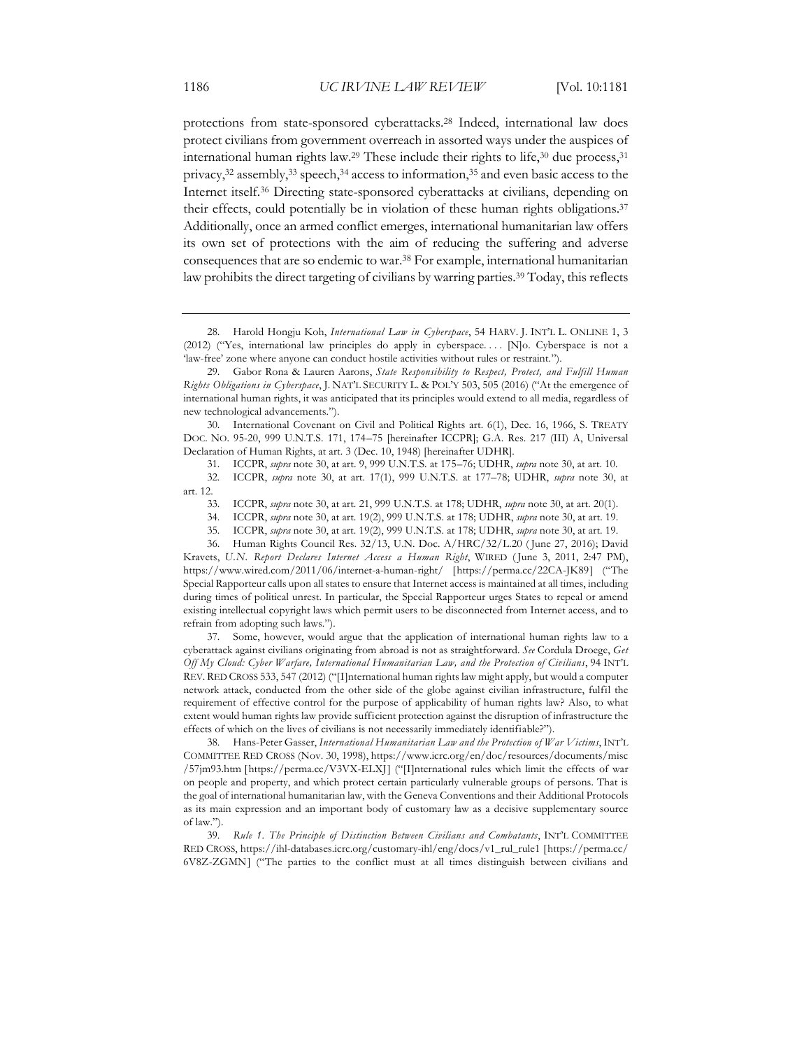protections from state-sponsored cyberattacks.[28] Indeed, international law does protect civilians from government overreach in assorted ways under the auspices of international human rights law.[29] These include their rights to life,[30] due process,[31] privacy,[32] assembly,[33] speech,[34] access to information,[35] and even basic access to the Internet itself.[36] Directing state-sponsored cyberattacks at civilians, depending on their effects, could potentially be in violation of these human rights obligations.[37] Additionally, once an armed conflict emerges, international humanitarian law offers its own set of protections with the aim of reducing the suffering and adverse consequences that are so endemic to war.[38] For example, international humanitarian law prohibits the direct targeting of civilians by warring parties.[39] Today, this reflects

---

28. Harold Hongju Koh, *International Law in Cyberspace*, 54 HARV. J. INT'L L. ONLINE 1, 3 (2012) ("Yes, international law principles do apply in cyberspace. . . . [N]o. Cyberspace is not a 'law-free' zone where anyone can conduct hostile activities without rules or restraint.").

29. Gabor Rona & Lauren Aarons, *State Responsibility to Respect, Protect, and Fulfill Human Rights Obligations in Cyberspace*, J. NAT'L SECURITY L. & POL'Y 503, 505 (2016) ("At the emergence of international human rights, it was anticipated that its principles would extend to all media, regardless of new technological advancements.").

30. International Covenant on Civil and Political Rights art. 6(1), Dec. 16, 1966, S. TREATY DOC. NO. 95-20, 999 U.N.T.S. 171, 174–75 [hereinafter ICCPR]; G.A. Res. 217 (III) A, Universal Declaration of Human Rights, at art. 3 (Dec. 10, 1948) [hereinafter UDHR].

31. ICCPR, *supra* note 30, at art. 9, 999 U.N.T.S. at 175–76; UDHR, *supra* note 30, at art. 10.

32. ICCPR, *supra* note 30, at art. 17(1), 999 U.N.T.S. at 177–78; UDHR, *supra* note 30, at art. 12.

33. ICCPR, *supra* note 30, at art. 21, 999 U.N.T.S. at 178; UDHR, *supra* note 30, at art. 20(1).

34. ICCPR, *supra* note 30, at art. 19(2), 999 U.N.T.S. at 178; UDHR, *supra* note 30, at art. 19.

35. ICCPR, *supra* note 30, at art. 19(2), 999 U.N.T.S. at 178; UDHR, *supra* note 30, at art. 19.

36. Human Rights Council Res. 32/13, U.N. Doc. A/HRC/32/L.20 (June 27, 2016); David Kravets, *U.N. Report Declares Internet Access a Human Right*, WIRED (June 3, 2011, 2:47 PM), https://www.wired.com/2011/06/internet-a-human-right/ [https://perma.cc/22CA-JK89] ("The Special Rapporteur calls upon all states to ensure that Internet access is maintained at all times, including during times of political unrest. In particular, the Special Rapporteur urges States to repeal or amend existing intellectual copyright laws which permit users to be disconnected from Internet access, and to refrain from adopting such laws.").

37. Some, however, would argue that the application of international human rights law to a cyberattack against civilians originating from abroad is not as straightforward. *See* Cordula Droege, *Get Off My Cloud: Cyber Warfare, International Humanitarian Law, and the Protection of Civilians*, 94 INT'L REV. RED CROSS 533, 547 (2012) ("[I]nternational human rights law might apply, but would a computer network attack, conducted from the other side of the globe against civilian infrastructure, fulfil the requirement of effective control for the purpose of applicability of human rights law? Also, to what extent would human rights law provide sufficient protection against the disruption of infrastructure the effects of which on the lives of civilians is not necessarily immediately identifiable?").

38. Hans-Peter Gasser, *International Humanitarian Law and the Protection of War Victims*, INT'L COMMITTEE RED CROSS (Nov. 30, 1998), https://www.icrc.org/en/doc/resources/documents/misc/57jm93.htm [https://perma.cc/V3VX-ELXJ] ("[I]nternational rules which limit the effects of war on people and property, and which protect certain particularly vulnerable groups of persons. That is the goal of international humanitarian law, with the Geneva Conventions and their Additional Protocols as its main expression and an important body of customary law as a decisive supplementary source of law.").

39. *Rule 1. The Principle of Distinction Between Civilians and Combatants*, INT'L COMMITTEE RED CROSS, https://ihl-databases.icrc.org/customary-ihl/eng/docs/v1_rul_rule1 [https://perma.cc/6V8Z-ZGMN] ("The parties to the conflict must at all times distinguish between civilians and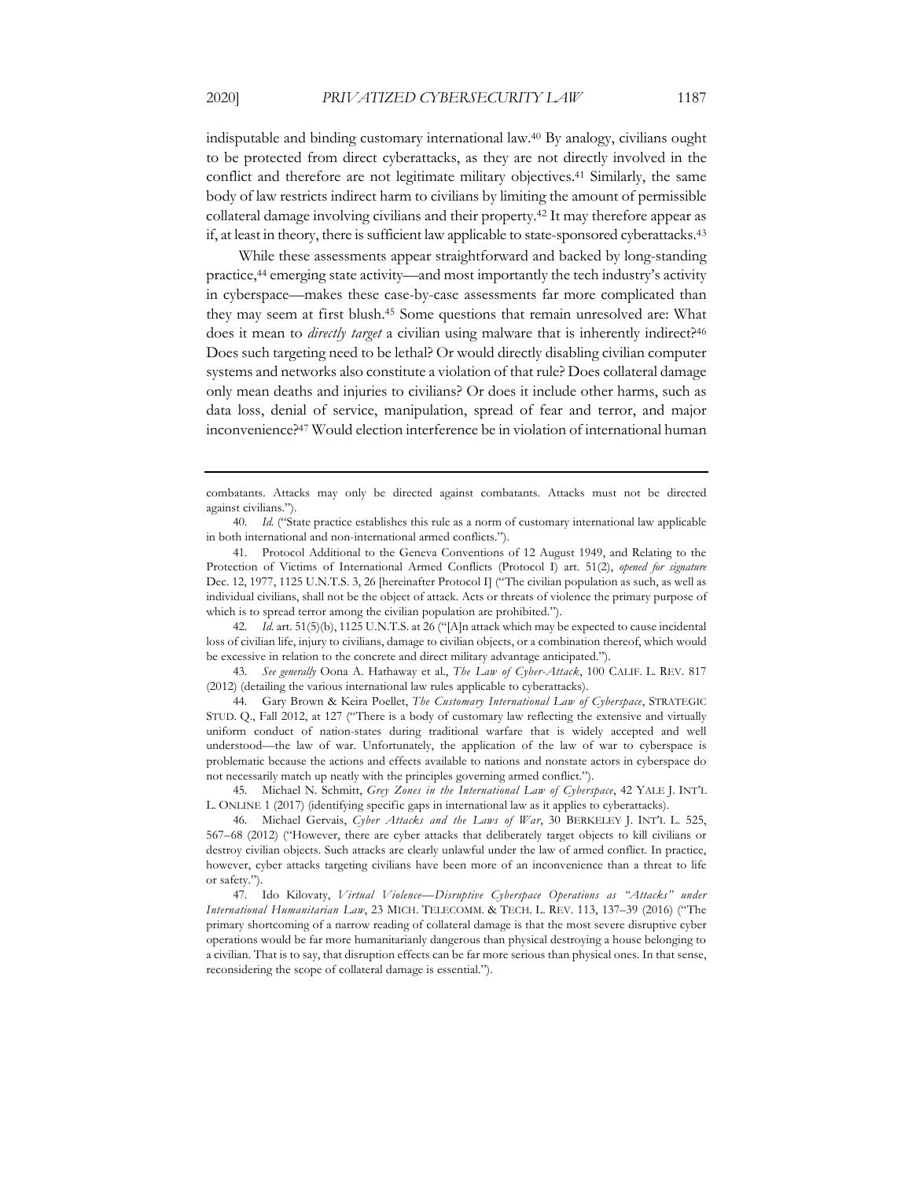indisputable and binding customary international law.[40] By analogy, civilians ought to be protected from direct cyberattacks, as they are not directly involved in the conflict and therefore are not legitimate military objectives.[41] Similarly, the same body of law restricts indirect harm to civilians by limiting the amount of permissible collateral damage involving civilians and their property.[42] It may therefore appear as if, at least in theory, there is sufficient law applicable to state-sponsored cyberattacks.[43]

While these assessments appear straightforward and backed by long-standing practice,[44] emerging state activity—and most importantly the tech industry's activity in cyberspace—makes these case-by-case assessments far more complicated than they may seem at first blush.[45] Some questions that remain unresolved are: What does it mean to *directly target* a civilian using malware that is inherently indirect?[46] Does such targeting need to be lethal? Or would directly disabling civilian computer systems and networks also constitute a violation of that rule? Does collateral damage only mean deaths and injuries to civilians? Or does it include other harms, such as data loss, denial of service, manipulation, spread of fear and terror, and major inconvenience?[47] Would election interference be in violation of international human

---

combatants. Attacks may only be directed against combatants. Attacks must not be directed against civilians.").

40. *Id.* ("State practice establishes this rule as a norm of customary international law applicable in both international and non-international armed conflicts.").

41. Protocol Additional to the Geneva Conventions of 12 August 1949, and Relating to the Protection of Victims of International Armed Conflicts (Protocol I) art. 51(2), *opened for signature* Dec. 12, 1977, 1125 U.N.T.S. 3, 26 [hereinafter Protocol I] ("The civilian population as such, as well as individual civilians, shall not be the object of attack. Acts or threats of violence the primary purpose of which is to spread terror among the civilian population are prohibited.").

42. *Id.* art. 51(5)(b), 1125 U.N.T.S. at 26 ("[A]n attack which may be expected to cause incidental loss of civilian life, injury to civilians, damage to civilian objects, or a combination thereof, which would be excessive in relation to the concrete and direct military advantage anticipated.").

43. *See generally* Oona A. Hathaway et al., *The Law of Cyber-Attack*, 100 CALIF. L. REV. 817 (2012) (detailing the various international law rules applicable to cyberattacks).

44. Gary Brown & Keira Poellet, *The Customary International Law of Cyberspace*, STRATEGIC STUD. Q., Fall 2012, at 127 ("There is a body of customary law reflecting the extensive and virtually uniform conduct of nation-states during traditional warfare that is widely accepted and well understood—the law of war. Unfortunately, the application of the law of war to cyberspace is problematic because the actions and effects available to nations and nonstate actors in cyberspace do not necessarily match up neatly with the principles governing armed conflict.").

45. Michael N. Schmitt, *Grey Zones in the International Law of Cyberspace*, 42 YALE J. INT'L L. ONLINE 1 (2017) (identifying specific gaps in international law as it applies to cyberattacks).

46. Michael Gervais, *Cyber Attacks and the Laws of War*, 30 BERKELEY J. INT'L L. 525, 567–68 (2012) ("However, there are cyber attacks that deliberately target objects to kill civilians or destroy civilian objects. Such attacks are clearly unlawful under the law of armed conflict. In practice, however, cyber attacks targeting civilians have been more of an inconvenience than a threat to life or safety.").

47. Ido Kilovaty, *Virtual Violence—Disruptive Cyberspace Operations as "Attacks" under International Humanitarian Law*, 23 MICH. TELECOMM. & TECH. L. REV. 113, 137–39 (2016) ("The primary shortcoming of a narrow reading of collateral damage is that the most severe disruptive cyber operations would be far more humanitarianly dangerous than physical destroying a house belonging to a civilian. That is to say, that disruption effects can be far more serious than physical ones. In that sense, reconsidering the scope of collateral damage is essential.").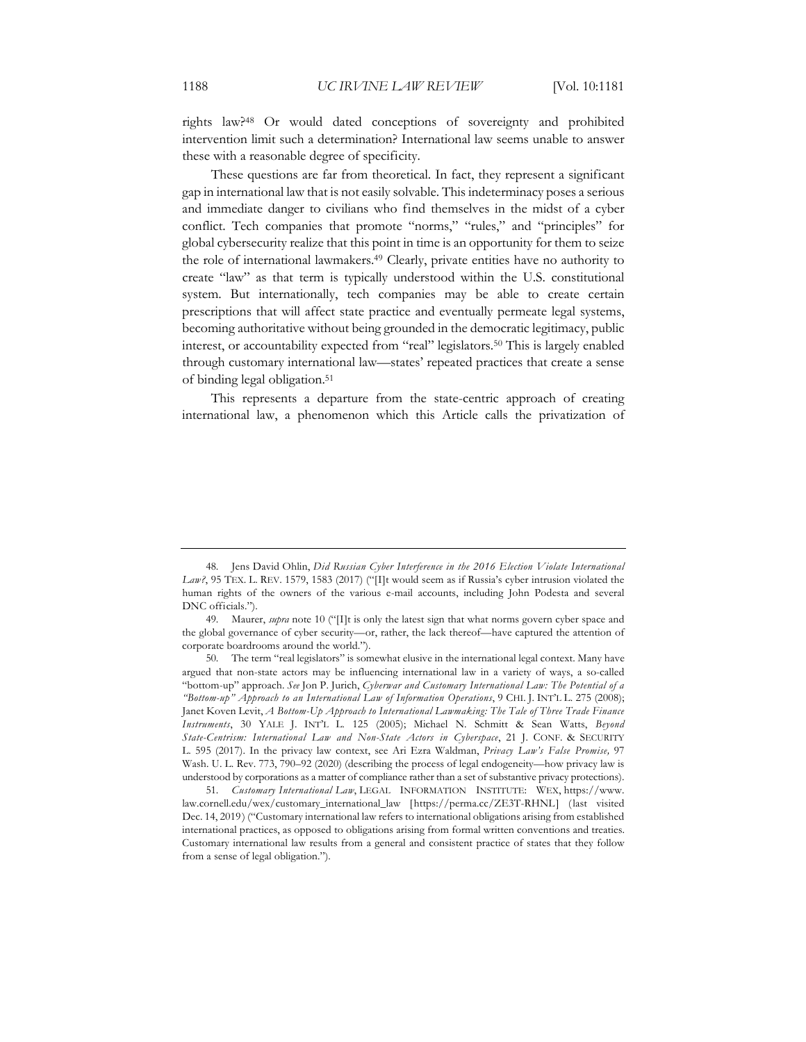rights law?[48] Or would dated conceptions of sovereignty and prohibited intervention limit such a determination? International law seems unable to answer these with a reasonable degree of specificity.

These questions are far from theoretical. In fact, they represent a significant gap in international law that is not easily solvable. This indeterminacy poses a serious and immediate danger to civilians who find themselves in the midst of a cyber conflict. Tech companies that promote "norms," "rules," and "principles" for global cybersecurity realize that this point in time is an opportunity for them to seize the role of international lawmakers.[49] Clearly, private entities have no authority to create "law" as that term is typically understood within the U.S. constitutional system. But internationally, tech companies may be able to create certain prescriptions that will affect state practice and eventually permeate legal systems, becoming authoritative without being grounded in the democratic legitimacy, public interest, or accountability expected from "real" legislators.[50] This is largely enabled through customary international law—states' repeated practices that create a sense of binding legal obligation.[51]

This represents a departure from the state-centric approach of creating international law, a phenomenon which this Article calls the privatization of

---

48. Jens David Ohlin, *Did Russian Cyber Interference in the 2016 Election Violate International Law?*, 95 TEX. L. REV. 1579, 1583 (2017) ("[I]t would seem as if Russia's cyber intrusion violated the human rights of the owners of the various e-mail accounts, including John Podesta and several DNC officials.").

49. Maurer, *supra* note 10 ("[I]t is only the latest sign that what norms govern cyber space and the global governance of cyber security—or, rather, the lack thereof—have captured the attention of corporate boardrooms around the world.").

50. The term "real legislators" is somewhat elusive in the international legal context. Many have argued that non-state actors may be influencing international law in a variety of ways, a so-called "bottom-up" approach. *See* Jon P. Jurich, *Cyberwar and Customary International Law: The Potential of a "Bottom-up" Approach to an International Law of Information Operations*, 9 CHI. J. INT'L L. 275 (2008); Janet Koven Levit, *A Bottom-Up Approach to International Lawmaking: The Tale of Three Trade Finance Instruments*, 30 YALE J. INT'L L. 125 (2005); Michael N. Schmitt & Sean Watts, *Beyond State-Centrism: International Law and Non-State Actors in Cyberspace*, 21 J. CONF. & SECURITY L. 595 (2017). In the privacy law context, see Ari Ezra Waldman, *Privacy Law's False Promise,* 97 Wash. U. L. Rev. 773, 790–92 (2020) (describing the process of legal endogeneity—how privacy law is understood by corporations as a matter of compliance rather than a set of substantive privacy protections).

51. *Customary International Law*, LEGAL INFORMATION INSTITUTE: WEX, https://www.law.cornell.edu/wex/customary_international_law [https://perma.cc/ZE3T-RHNL] (last visited Dec. 14, 2019) ("Customary international law refers to international obligations arising from established international practices, as opposed to obligations arising from formal written conventions and treaties. Customary international law results from a general and consistent practice of states that they follow from a sense of legal obligation.").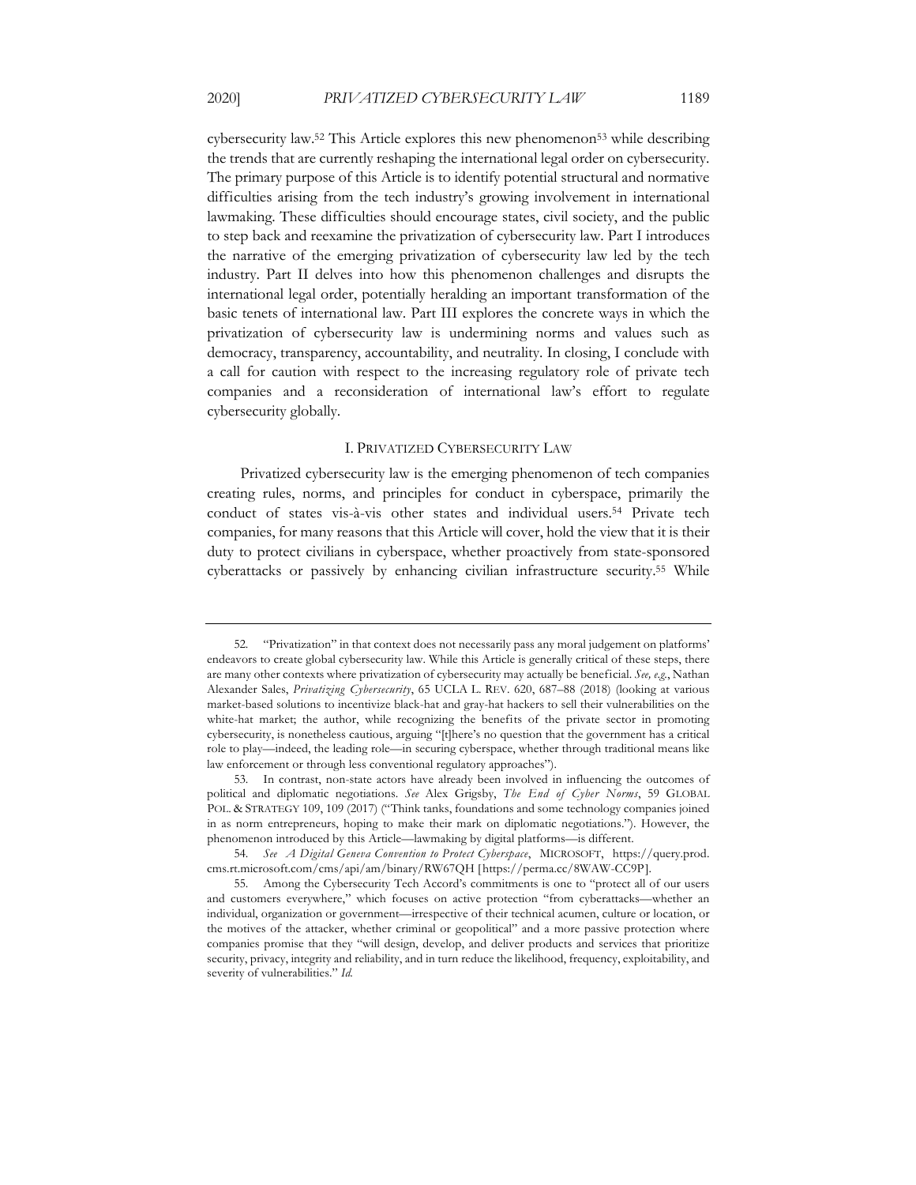cybersecurity law.[52] This Article explores this new phenomenon[53] while describing the trends that are currently reshaping the international legal order on cybersecurity. The primary purpose of this Article is to identify potential structural and normative difficulties arising from the tech industry's growing involvement in international lawmaking. These difficulties should encourage states, civil society, and the public to step back and reexamine the privatization of cybersecurity law. Part I introduces the narrative of the emerging privatization of cybersecurity law led by the tech industry. Part II delves into how this phenomenon challenges and disrupts the international legal order, potentially heralding an important transformation of the basic tenets of international law. Part III explores the concrete ways in which the privatization of cybersecurity law is undermining norms and values such as democracy, transparency, accountability, and neutrality. In closing, I conclude with a call for caution with respect to the increasing regulatory role of private tech companies and a reconsideration of international law's effort to regulate cybersecurity globally.

## I. PRIVATIZED CYBERSECURITY LAW

Privatized cybersecurity law is the emerging phenomenon of tech companies creating rules, norms, and principles for conduct in cyberspace, primarily the conduct of states vis-à-vis other states and individual users.[54] Private tech companies, for many reasons that this Article will cover, hold the view that it is their duty to protect civilians in cyberspace, whether proactively from state-sponsored cyberattacks or passively by enhancing civilian infrastructure security.[55] While

---

52. "Privatization" in that context does not necessarily pass any moral judgement on platforms' endeavors to create global cybersecurity law. While this Article is generally critical of these steps, there are many other contexts where privatization of cybersecurity may actually be beneficial. *See, e.g.*, Nathan Alexander Sales, *Privatizing Cybersecurity*, 65 UCLA L. REV. 620, 687–88 (2018) (looking at various market-based solutions to incentivize black-hat and gray-hat hackers to sell their vulnerabilities on the white-hat market; the author, while recognizing the benefits of the private sector in promoting cybersecurity, is nonetheless cautious, arguing "[t]here's no question that the government has a critical role to play—indeed, the leading role—in securing cyberspace, whether through traditional means like law enforcement or through less conventional regulatory approaches").

53. In contrast, non-state actors have already been involved in influencing the outcomes of political and diplomatic negotiations. *See* Alex Grigsby, *The End of Cyber Norms*, 59 GLOBAL POL. & STRATEGY 109, 109 (2017) ("Think tanks, foundations and some technology companies joined in as norm entrepreneurs, hoping to make their mark on diplomatic negotiations."). However, the phenomenon introduced by this Article—lawmaking by digital platforms—is different.

54. *See A Digital Geneva Convention to Protect Cyberspace*, MICROSOFT, https://query.prod.cms.rt.microsoft.com/cms/api/am/binary/RW67QH [https://perma.cc/8WAW-CC9P].

55. Among the Cybersecurity Tech Accord's commitments is one to "protect all of our users and customers everywhere," which focuses on active protection "from cyberattacks—whether an individual, organization or government—irrespective of their technical acumen, culture or location, or the motives of the attacker, whether criminal or geopolitical" and a more passive protection where companies promise that they "will design, develop, and deliver products and services that prioritize security, privacy, integrity and reliability, and in turn reduce the likelihood, frequency, exploitability, and severity of vulnerabilities." *Id.*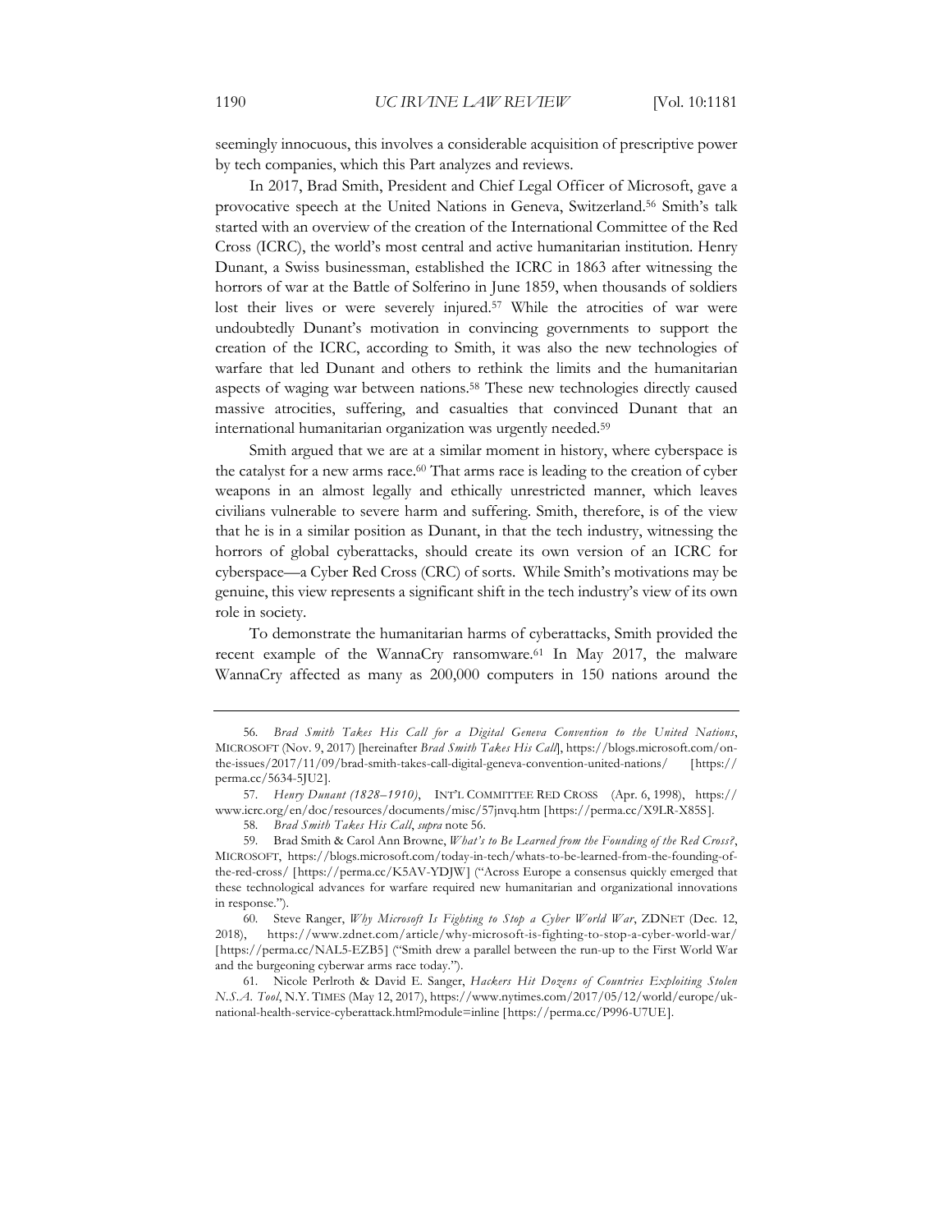seemingly innocuous, this involves a considerable acquisition of prescriptive power by tech companies, which this Part analyzes and reviews.

In 2017, Brad Smith, President and Chief Legal Officer of Microsoft, gave a provocative speech at the United Nations in Geneva, Switzerland.[56] Smith's talk started with an overview of the creation of the International Committee of the Red Cross (ICRC), the world's most central and active humanitarian institution. Henry Dunant, a Swiss businessman, established the ICRC in 1863 after witnessing the horrors of war at the Battle of Solferino in June 1859, when thousands of soldiers lost their lives or were severely injured.[57] While the atrocities of war were undoubtedly Dunant's motivation in convincing governments to support the creation of the ICRC, according to Smith, it was also the new technologies of warfare that led Dunant and others to rethink the limits and the humanitarian aspects of waging war between nations.[58] These new technologies directly caused massive atrocities, suffering, and casualties that convinced Dunant that an international humanitarian organization was urgently needed.[59]

Smith argued that we are at a similar moment in history, where cyberspace is the catalyst for a new arms race.[60] That arms race is leading to the creation of cyber weapons in an almost legally and ethically unrestricted manner, which leaves civilians vulnerable to severe harm and suffering. Smith, therefore, is of the view that he is in a similar position as Dunant, in that the tech industry, witnessing the horrors of global cyberattacks, should create its own version of an ICRC for cyberspace—a Cyber Red Cross (CRC) of sorts. While Smith's motivations may be genuine, this view represents a significant shift in the tech industry's view of its own role in society.

To demonstrate the humanitarian harms of cyberattacks, Smith provided the recent example of the WannaCry ransomware.[61] In May 2017, the malware WannaCry affected as many as 200,000 computers in 150 nations around the

---

56. *Brad Smith Takes His Call for a Digital Geneva Convention to the United Nations*, MICROSOFT (Nov. 9, 2017) [hereinafter *Brad Smith Takes His Call*], https://blogs.microsoft.com/on-the-issues/2017/11/09/brad-smith-takes-call-digital-geneva-convention-united-nations/ [https://perma.cc/5634-5JU2].

57. *Henry Dunant (1828–1910)*, INT'L COMMITTEE RED CROSS (Apr. 6, 1998), https://www.icrc.org/en/doc/resources/documents/misc/57jnvq.htm [https://perma.cc/X9LR-X85S].

58. *Brad Smith Takes His Call*, *supra* note 56.

59. Brad Smith & Carol Ann Browne, *What's to Be Learned from the Founding of the Red Cross?*, MICROSOFT, https://blogs.microsoft.com/today-in-tech/whats-to-be-learned-from-the-founding-of-the-red-cross/ [https://perma.cc/K5AV-YDJW] ("Across Europe a consensus quickly emerged that these technological advances for warfare required new humanitarian and organizational innovations in response.").

60. Steve Ranger, *Why Microsoft Is Fighting to Stop a Cyber World War*, ZDNET (Dec. 12, 2018), https://www.zdnet.com/article/why-microsoft-is-fighting-to-stop-a-cyber-world-war/ [https://perma.cc/NAL5-EZB5] ("Smith drew a parallel between the run-up to the First World War and the burgeoning cyberwar arms race today.").

61. Nicole Perlroth & David E. Sanger, *Hackers Hit Dozens of Countries Exploiting Stolen N.S.A. Tool*, N.Y. TIMES (May 12, 2017), https://www.nytimes.com/2017/05/12/world/europe/uk-national-health-service-cyberattack.html?module=inline [https://perma.cc/P996-U7UE].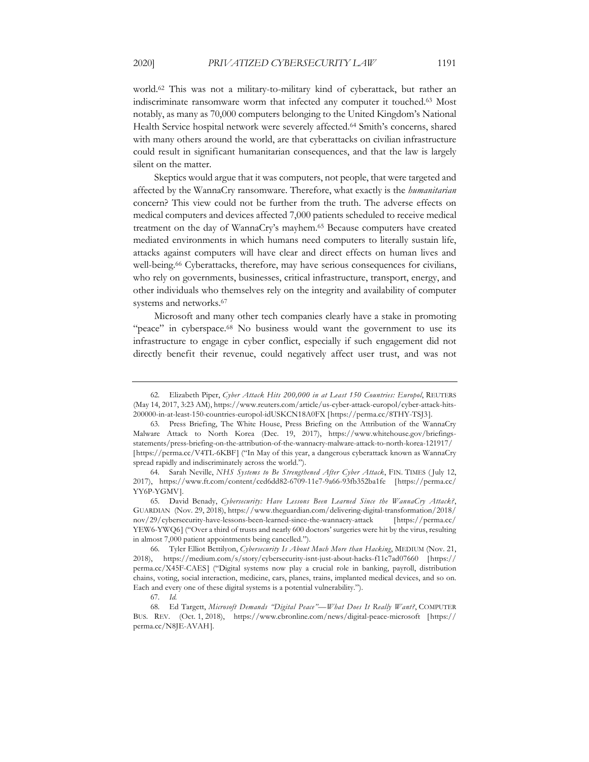world.[62] This was not a military-to-military kind of cyberattack, but rather an indiscriminate ransomware worm that infected any computer it touched.[63] Most notably, as many as 70,000 computers belonging to the United Kingdom's National Health Service hospital network were severely affected.[64] Smith's concerns, shared with many others around the world, are that cyberattacks on civilian infrastructure could result in significant humanitarian consequences, and that the law is largely silent on the matter.

Skeptics would argue that it was computers, not people, that were targeted and affected by the WannaCry ransomware. Therefore, what exactly is the *humanitarian* concern? This view could not be further from the truth. The adverse effects on medical computers and devices affected 7,000 patients scheduled to receive medical treatment on the day of WannaCry's mayhem.[65] Because computers have created mediated environments in which humans need computers to literally sustain life, attacks against computers will have clear and direct effects on human lives and well-being.[66] Cyberattacks, therefore, may have serious consequences for civilians, who rely on governments, businesses, critical infrastructure, transport, energy, and other individuals who themselves rely on the integrity and availability of computer systems and networks.[67]

Microsoft and many other tech companies clearly have a stake in promoting "peace" in cyberspace.[68] No business would want the government to use its infrastructure to engage in cyber conflict, especially if such engagement did not directly benefit their revenue, could negatively affect user trust, and was not

---

62. Elizabeth Piper, *Cyber Attack Hits 200,000 in at Least 150 Countries: Europol*, REUTERS (May 14, 2017, 3:23 AM), https://www.reuters.com/article/us-cyber-attack-europol/cyber-attack-hits-200000-in-at-least-150-countries-europol-idUSKCN18A0FX [https://perma.cc/8THY-TSJ3].

63. Press Briefing, The White House, Press Briefing on the Attribution of the WannaCry Malware Attack to North Korea (Dec. 19, 2017), https://www.whitehouse.gov/briefings-statements/press-briefing-on-the-attribution-of-the-wannacry-malware-attack-to-north-korea-121917/ [https://perma.cc/V4TL-6KBF] ("In May of this year, a dangerous cyberattack known as WannaCry spread rapidly and indiscriminately across the world.").

64. Sarah Neville, *NHS Systems to Be Strengthened After Cyber Attack*, FIN. TIMES (July 12, 2017), https://www.ft.com/content/ced6dd82-6709-11e7-9a66-93fb352ba1fe [https://perma.cc/YY6P-YGMV].

65. David Benady, *Cybersecurity: Have Lessons Been Learned Since the WannaCry Attack?*, GUARDIAN (Nov. 29, 2018), https://www.theguardian.com/delivering-digital-transformation/2018/nov/29/cybersecurity-have-lessons-been-learned-since-the-wannacry-attack [https://perma.cc/YEW6-YWQ6] ("Over a third of trusts and nearly 600 doctors' surgeries were hit by the virus, resulting in almost 7,000 patient appointments being cancelled.").

66. Tyler Elliot Bettilyon, *Cybersecurity Is About Much More than Hacking*, MEDIUM (Nov. 21, 2018), https://medium.com/s/story/cybersecurity-isnt-just-about-hacks-f11c7ad07660 [https://perma.cc/X45F-CAES] ("Digital systems now play a crucial role in banking, payroll, distribution chains, voting, social interaction, medicine, cars, planes, trains, implanted medical devices, and so on. Each and every one of these digital systems is a potential vulnerability.").

67. *Id.*

68. Ed Targett, *Microsoft Demands "Digital Peace"—What Does It Really Want?*, COMPUTER BUS. REV. (Oct. 1, 2018), https://www.cbronline.com/news/digital-peace-microsoft [https://perma.cc/N8JE-AVAH].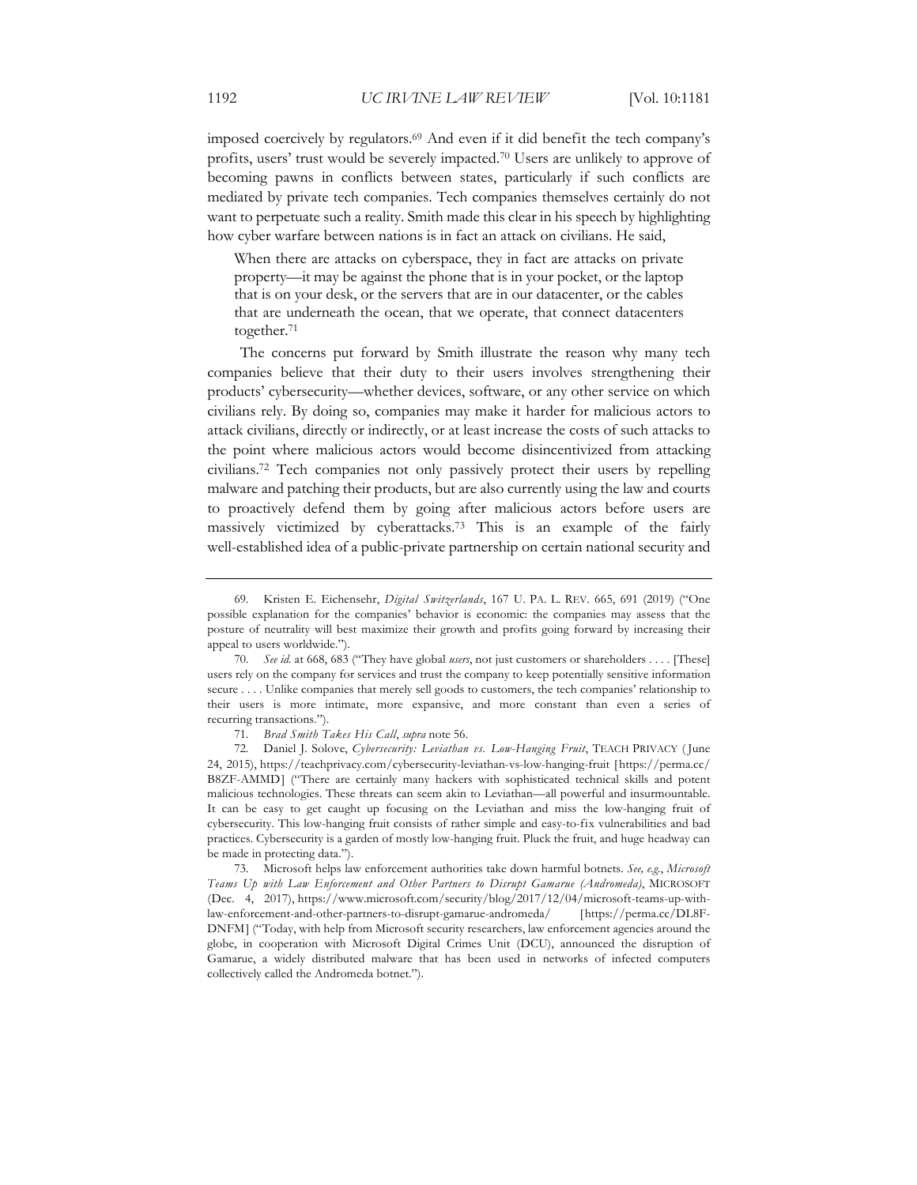imposed coercively by regulators.[69] And even if it did benefit the tech company's profits, users' trust would be severely impacted.[70] Users are unlikely to approve of becoming pawns in conflicts between states, particularly if such conflicts are mediated by private tech companies. Tech companies themselves certainly do not want to perpetuate such a reality. Smith made this clear in his speech by highlighting how cyber warfare between nations is in fact an attack on civilians. He said,

> When there are attacks on cyberspace, they in fact are attacks on private property—it may be against the phone that is in your pocket, or the laptop that is on your desk, or the servers that are in our datacenter, or the cables that are underneath the ocean, that we operate, that connect datacenters together.[71]

The concerns put forward by Smith illustrate the reason why many tech companies believe that their duty to their users involves strengthening their products' cybersecurity—whether devices, software, or any other service on which civilians rely. By doing so, companies may make it harder for malicious actors to attack civilians, directly or indirectly, or at least increase the costs of such attacks to the point where malicious actors would become disincentivized from attacking civilians.[72] Tech companies not only passively protect their users by repelling malware and patching their products, but are also currently using the law and courts to proactively defend them by going after malicious actors before users are massively victimized by cyberattacks.[73] This is an example of the fairly well-established idea of a public-private partnership on certain national security and

---

69. Kristen E. Eichensehr, *Digital Switzerlands*, 167 U. PA. L. REV. 665, 691 (2019) ("One possible explanation for the companies' behavior is economic: the companies may assess that the posture of neutrality will best maximize their growth and profits going forward by increasing their appeal to users worldwide.").

70. *See id.* at 668, 683 ("They have global *users*, not just customers or shareholders . . . . [These] users rely on the company for services and trust the company to keep potentially sensitive information secure . . . . Unlike companies that merely sell goods to customers, the tech companies' relationship to their users is more intimate, more expansive, and more constant than even a series of recurring transactions.").

71. *Brad Smith Takes His Call*, *supra* note 56.

72. Daniel J. Solove, *Cybersecurity: Leviathan vs. Low-Hanging Fruit*, TEACH PRIVACY (June 24, 2015), https://teachprivacy.com/cybersecurity-leviathan-vs-low-hanging-fruit [https://perma.cc/B8ZF-AMMD] ("There are certainly many hackers with sophisticated technical skills and potent malicious technologies. These threats can seem akin to Leviathan—all powerful and insurmountable. It can be easy to get caught up focusing on the Leviathan and miss the low-hanging fruit of cybersecurity. This low-hanging fruit consists of rather simple and easy-to-fix vulnerabilities and bad practices. Cybersecurity is a garden of mostly low-hanging fruit. Pluck the fruit, and huge headway can be made in protecting data.").

73. Microsoft helps law enforcement authorities take down harmful botnets. *See, e.g.*, *Microsoft Teams Up with Law Enforcement and Other Partners to Disrupt Gamarue (Andromeda)*, MICROSOFT (Dec. 4, 2017), https://www.microsoft.com/security/blog/2017/12/04/microsoft-teams-up-with-law-enforcement-and-other-partners-to-disrupt-gamarue-andromeda/ [https://perma.cc/DL8F-DNFM] ("Today, with help from Microsoft security researchers, law enforcement agencies around the globe, in cooperation with Microsoft Digital Crimes Unit (DCU), announced the disruption of Gamarue, a widely distributed malware that has been used in networks of infected computers collectively called the Andromeda botnet.").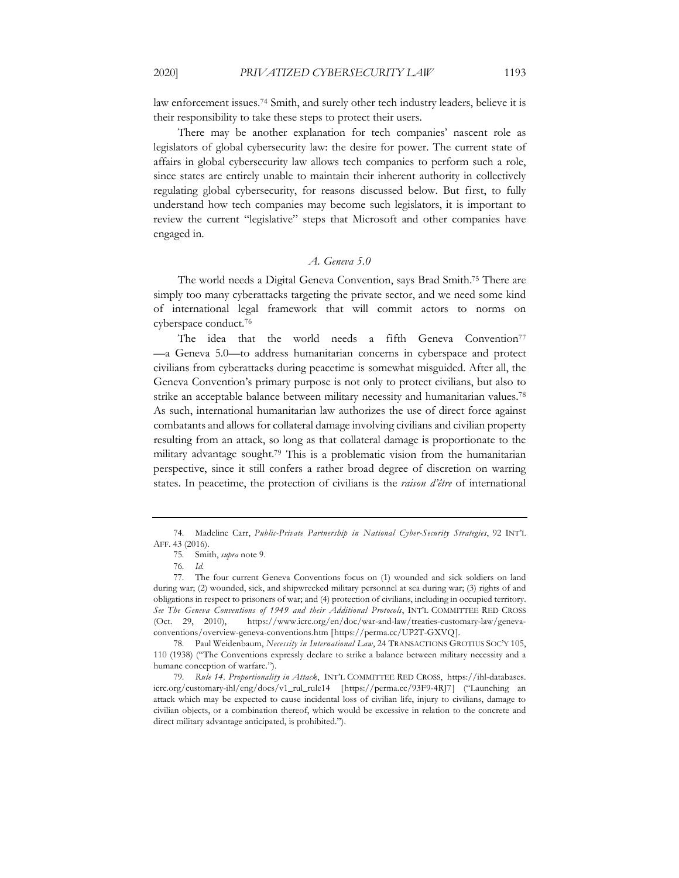law enforcement issues.[74] Smith, and surely other tech industry leaders, believe it is their responsibility to take these steps to protect their users.

There may be another explanation for tech companies' nascent role as legislators of global cybersecurity law: the desire for power. The current state of affairs in global cybersecurity law allows tech companies to perform such a role, since states are entirely unable to maintain their inherent authority in collectively regulating global cybersecurity, for reasons discussed below. But first, to fully understand how tech companies may become such legislators, it is important to review the current "legislative" steps that Microsoft and other companies have engaged in.

### *A. Geneva 5.0*

The world needs a Digital Geneva Convention, says Brad Smith.[75] There are simply too many cyberattacks targeting the private sector, and we need some kind of international legal framework that will commit actors to norms on cyberspace conduct.[76]

The idea that the world needs a fifth Geneva Convention[77] —a Geneva 5.0—to address humanitarian concerns in cyberspace and protect civilians from cyberattacks during peacetime is somewhat misguided. After all, the Geneva Convention's primary purpose is not only to protect civilians, but also to strike an acceptable balance between military necessity and humanitarian values.[78] As such, international humanitarian law authorizes the use of direct force against combatants and allows for collateral damage involving civilians and civilian property resulting from an attack, so long as that collateral damage is proportionate to the military advantage sought.[79] This is a problematic vision from the humanitarian perspective, since it still confers a rather broad degree of discretion on warring states. In peacetime, the protection of civilians is the *raison d'être* of international

---

74. Madeline Carr, *Public-Private Partnership in National Cyber-Security Strategies*, 92 INT'L AFF. 43 (2016).

75. Smith, *supra* note 9.

76. *Id.*

77. The four current Geneva Conventions focus on (1) wounded and sick soldiers on land during war; (2) wounded, sick, and shipwrecked military personnel at sea during war; (3) rights of and obligations in respect to prisoners of war; and (4) protection of civilians, including in occupied territory. *See The Geneva Conventions of 1949 and their Additional Protocols*, INT'L COMMITTEE RED CROSS (Oct. 29, 2010), https://www.icrc.org/en/doc/war-and-law/treaties-customary-law/geneva-conventions/overview-geneva-conventions.htm [https://perma.cc/UP2T-GXVQ].

78. Paul Weidenbaum, *Necessity in International Law*, 24 TRANSACTIONS GROTIUS SOC'Y 105, 110 (1938) ("The Conventions expressly declare to strike a balance between military necessity and a humane conception of warfare.").

79. *Rule 14. Proportionality in Attack*, INT'L COMMITTEE RED CROSS, https://ihl-databases.icrc.org/customary-ihl/eng/docs/v1_rul_rule14 [https://perma.cc/93F9-4RJ7] ("Launching an attack which may be expected to cause incidental loss of civilian life, injury to civilians, damage to civilian objects, or a combination thereof, which would be excessive in relation to the concrete and direct military advantage anticipated, is prohibited.").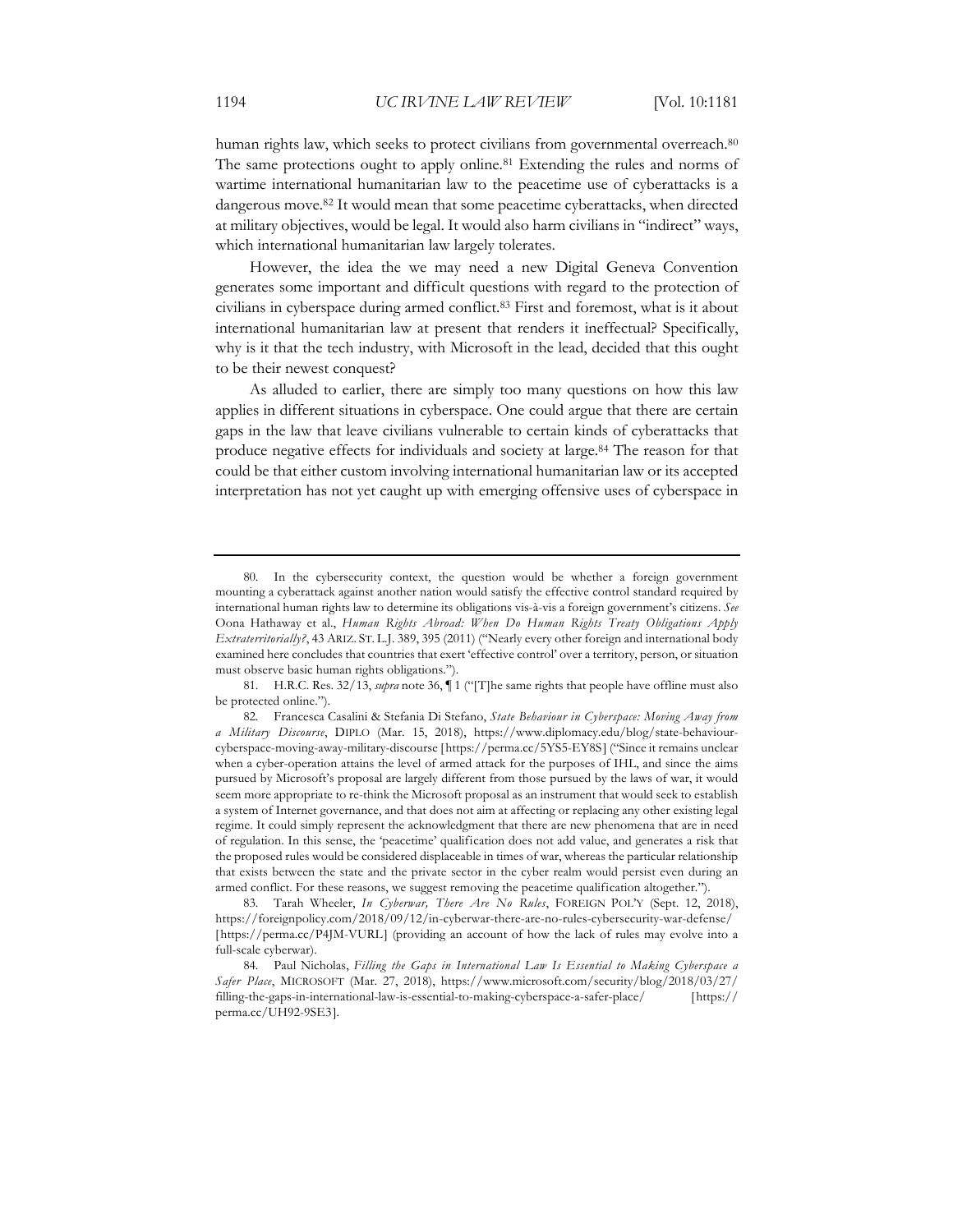human rights law, which seeks to protect civilians from governmental overreach.[80] The same protections ought to apply online.[81] Extending the rules and norms of wartime international humanitarian law to the peacetime use of cyberattacks is a dangerous move.[82] It would mean that some peacetime cyberattacks, when directed at military objectives, would be legal. It would also harm civilians in "indirect" ways, which international humanitarian law largely tolerates.

However, the idea the we may need a new Digital Geneva Convention generates some important and difficult questions with regard to the protection of civilians in cyberspace during armed conflict.[83] First and foremost, what is it about international humanitarian law at present that renders it ineffectual? Specifically, why is it that the tech industry, with Microsoft in the lead, decided that this ought to be their newest conquest?

As alluded to earlier, there are simply too many questions on how this law applies in different situations in cyberspace. One could argue that there are certain gaps in the law that leave civilians vulnerable to certain kinds of cyberattacks that produce negative effects for individuals and society at large.[84] The reason for that could be that either custom involving international humanitarian law or its accepted interpretation has not yet caught up with emerging offensive uses of cyberspace in

---

80. In the cybersecurity context, the question would be whether a foreign government mounting a cyberattack against another nation would satisfy the effective control standard required by international human rights law to determine its obligations vis-à-vis a foreign government's citizens. *See* Oona Hathaway et al., *Human Rights Abroad: When Do Human Rights Treaty Obligations Apply Extraterritorially?*, 43 ARIZ. ST. L.J. 389, 395 (2011) ("Nearly every other foreign and international body examined here concludes that countries that exert 'effective control' over a territory, person, or situation must observe basic human rights obligations.").

81. H.R.C. Res. 32/13, *supra* note 36, ¶ 1 ("[T]he same rights that people have offline must also be protected online.").

82. Francesca Casalini & Stefania Di Stefano, *State Behaviour in Cyberspace: Moving Away from a Military Discourse*, DIPLO (Mar. 15, 2018), https://www.diplomacy.edu/blog/state-behaviour-cyberspace-moving-away-military-discourse [https://perma.cc/5YS5-EY8S] ("Since it remains unclear when a cyber-operation attains the level of armed attack for the purposes of IHL, and since the aims pursued by Microsoft's proposal are largely different from those pursued by the laws of war, it would seem more appropriate to re-think the Microsoft proposal as an instrument that would seek to establish a system of Internet governance, and that does not aim at affecting or replacing any other existing legal regime. It could simply represent the acknowledgment that there are new phenomena that are in need of regulation. In this sense, the 'peacetime' qualification does not add value, and generates a risk that the proposed rules would be considered displaceable in times of war, whereas the particular relationship that exists between the state and the private sector in the cyber realm would persist even during an armed conflict. For these reasons, we suggest removing the peacetime qualification altogether.").

83. Tarah Wheeler, *In Cyberwar, There Are No Rules*, FOREIGN POL'Y (Sept. 12, 2018), https://foreignpolicy.com/2018/09/12/in-cyberwar-there-are-no-rules-cybersecurity-war-defense/ [https://perma.cc/P4JM-VURL] (providing an account of how the lack of rules may evolve into a full-scale cyberwar).

84. Paul Nicholas, *Filling the Gaps in International Law Is Essential to Making Cyberspace a Safer Place*, MICROSOFT (Mar. 27, 2018), https://www.microsoft.com/security/blog/2018/03/27/filling-the-gaps-in-international-law-is-essential-to-making-cyberspace-a-safer-place/ [https://perma.cc/UH92-9SE3].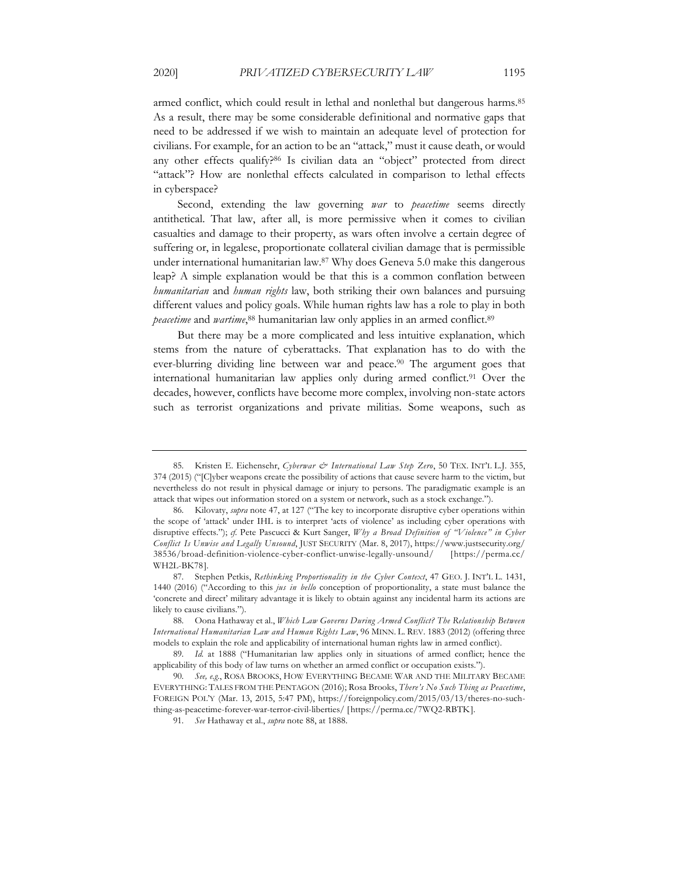armed conflict, which could result in lethal and nonlethal but dangerous harms.[85] As a result, there may be some considerable definitional and normative gaps that need to be addressed if we wish to maintain an adequate level of protection for civilians. For example, for an action to be an "attack," must it cause death, or would any other effects qualify?[86] Is civilian data an "object" protected from direct "attack"? How are nonlethal effects calculated in comparison to lethal effects in cyberspace?

Second, extending the law governing *war* to *peacetime* seems directly antithetical. That law, after all, is more permissive when it comes to civilian casualties and damage to their property, as wars often involve a certain degree of suffering or, in legalese, proportionate collateral civilian damage that is permissible under international humanitarian law.[87] Why does Geneva 5.0 make this dangerous leap? A simple explanation would be that this is a common conflation between *humanitarian* and *human rights* law, both striking their own balances and pursuing different values and policy goals. While human rights law has a role to play in both *peacetime* and *wartime*,[88] humanitarian law only applies in an armed conflict.[89]

But there may be a more complicated and less intuitive explanation, which stems from the nature of cyberattacks. That explanation has to do with the ever-blurring dividing line between war and peace.[90] The argument goes that international humanitarian law applies only during armed conflict.[91] Over the decades, however, conflicts have become more complex, involving non-state actors such as terrorist organizations and private militias. Some weapons, such as

---

85. Kristen E. Eichensehr, *Cyberwar & International Law Step Zero*, 50 TEX. INT'L L.J. 355, 374 (2015) ("[C]yber weapons create the possibility of actions that cause severe harm to the victim, but nevertheless do not result in physical damage or injury to persons. The paradigmatic example is an attack that wipes out information stored on a system or network, such as a stock exchange.").

86. Kilovaty, *supra* note 47, at 127 ("The key to incorporate disruptive cyber operations within the scope of 'attack' under IHL is to interpret 'acts of violence' as including cyber operations with disruptive effects."); *cf.* Pete Pascucci & Kurt Sanger, *Why a Broad Definition of "Violence" in Cyber Conflict Is Unwise and Legally Unsound*, JUST SECURITY (Mar. 8, 2017), https://www.justsecurity.org/38536/broad-definition-violence-cyber-conflict-unwise-legally-unsound/ [https://perma.cc/WH2L-BK78].

87. Stephen Petkis, *Rethinking Proportionality in the Cyber Context*, 47 GEO. J. INT'L L. 1431, 1440 (2016) ("According to this *jus in bello* conception of proportionality, a state must balance the 'concrete and direct' military advantage it is likely to obtain against any incidental harm its actions are likely to cause civilians.").

88. Oona Hathaway et al., *Which Law Governs During Armed Conflict? The Relationship Between International Humanitarian Law and Human Rights Law*, 96 MINN. L. REV. 1883 (2012) (offering three models to explain the role and applicability of international human rights law in armed conflict).

89. *Id.* at 1888 ("Humanitarian law applies only in situations of armed conflict; hence the applicability of this body of law turns on whether an armed conflict or occupation exists.").

90. *See, e.g.*, ROSA BROOKS, HOW EVERYTHING BECAME WAR AND THE MILITARY BECAME EVERYTHING: TALES FROM THE PENTAGON (2016); Rosa Brooks, *There's No Such Thing as Peacetime*, FOREIGN POL'Y (Mar. 13, 2015, 5:47 PM), https://foreignpolicy.com/2015/03/13/theres-no-such-thing-as-peacetime-forever-war-terror-civil-liberties/ [https://perma.cc/7WQ2-RBTK].

91. *See* Hathaway et al., *supra* note 88, at 1888.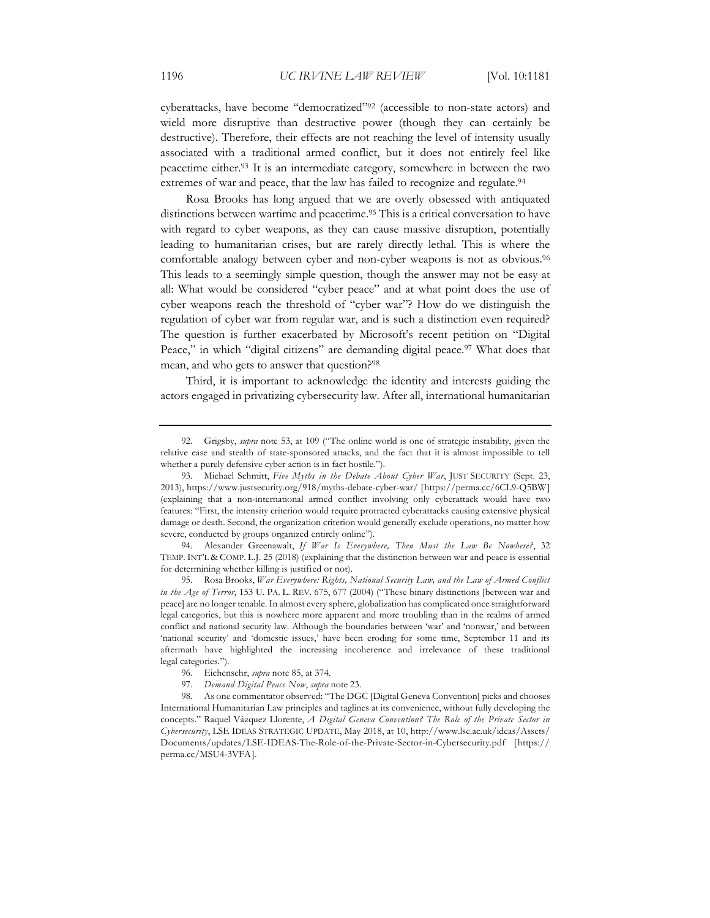cyberattacks, have become "democratized"[92] (accessible to non-state actors) and wield more disruptive than destructive power (though they can certainly be destructive). Therefore, their effects are not reaching the level of intensity usually associated with a traditional armed conflict, but it does not entirely feel like peacetime either.[93] It is an intermediate category, somewhere in between the two extremes of war and peace, that the law has failed to recognize and regulate.[94]

Rosa Brooks has long argued that we are overly obsessed with antiquated distinctions between wartime and peacetime.[95] This is a critical conversation to have with regard to cyber weapons, as they can cause massive disruption, potentially leading to humanitarian crises, but are rarely directly lethal. This is where the comfortable analogy between cyber and non-cyber weapons is not as obvious.[96] This leads to a seemingly simple question, though the answer may not be easy at all: What would be considered "cyber peace" and at what point does the use of cyber weapons reach the threshold of "cyber war"? How do we distinguish the regulation of cyber war from regular war, and is such a distinction even required? The question is further exacerbated by Microsoft's recent petition on "Digital Peace," in which "digital citizens" are demanding digital peace.[97] What does that mean, and who gets to answer that question?[98]

Third, it is important to acknowledge the identity and interests guiding the actors engaged in privatizing cybersecurity law. After all, international humanitarian

---

92. Grigsby, *supra* note 53, at 109 ("The online world is one of strategic instability, given the relative ease and stealth of state-sponsored attacks, and the fact that it is almost impossible to tell whether a purely defensive cyber action is in fact hostile.").

93. Michael Schmitt, *Five Myths in the Debate About Cyber War*, JUST SECURITY (Sept. 23, 2013), https://www.justsecurity.org/918/myths-debate-cyber-war/ [https://perma.cc/6CL9-Q5BW] (explaining that a non-international armed conflict involving only cyberattack would have two features: "First, the intensity criterion would require protracted cyberattacks causing extensive physical damage or death. Second, the organization criterion would generally exclude operations, no matter how severe, conducted by groups organized entirely online").

94. Alexander Greenawalt, *If War Is Everywhere, Then Must the Law Be Nowhere?*, 32 TEMP. INT'L & COMP. L.J. 25 (2018) (explaining that the distinction between war and peace is essential for determining whether killing is justified or not).

95. Rosa Brooks, *War Everywhere: Rights, National Security Law, and the Law of Armed Conflict in the Age of Terror*, 153 U. PA. L. REV. 675, 677 (2004) ("These binary distinctions [between war and peace] are no longer tenable. In almost every sphere, globalization has complicated once straightforward legal categories, but this is nowhere more apparent and more troubling than in the realms of armed conflict and national security law. Although the boundaries between 'war' and 'nonwar,' and between 'national security' and 'domestic issues,' have been eroding for some time, September 11 and its aftermath have highlighted the increasing incoherence and irrelevance of these traditional legal categories.").

96. Eichensehr, *supra* note 85, at 374.

97. *Demand Digital Peace Now*, *supra* note 23.

98. As one commentator observed: "The DGC [Digital Geneva Convention] picks and chooses International Humanitarian Law principles and taglines at its convenience, without fully developing the concepts." Raquel Vázquez Llorente, *A Digital Geneva Convention? The Role of the Private Sector in Cybersecurity*, LSE IDEAS STRATEGIC UPDATE, May 2018, at 10, http://www.lse.ac.uk/ideas/Assets/Documents/updates/LSE-IDEAS-The-Role-of-the-Private-Sector-in-Cybersecurity.pdf [https://perma.cc/MSU4-3VFA].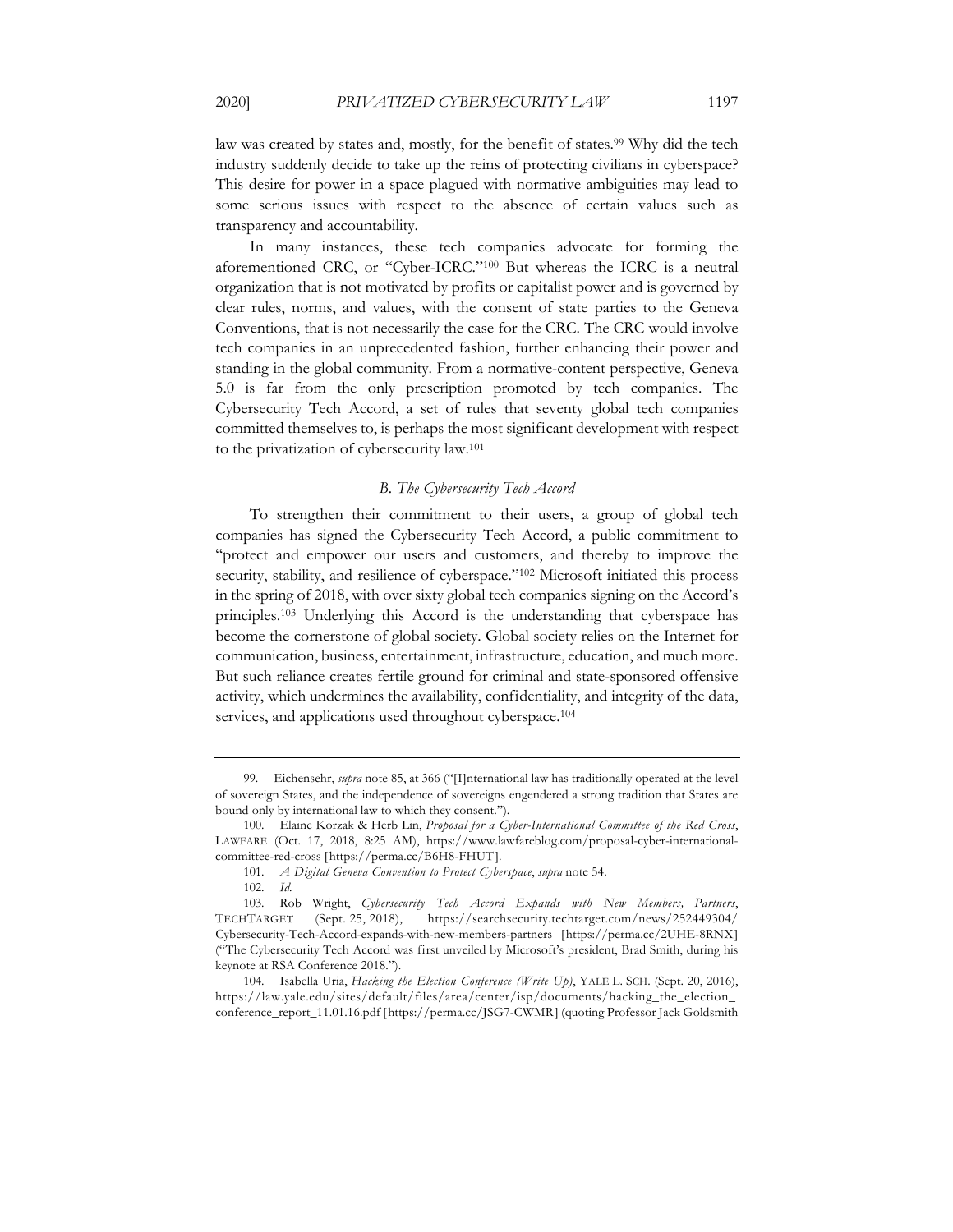law was created by states and, mostly, for the benefit of states.[99] Why did the tech industry suddenly decide to take up the reins of protecting civilians in cyberspace? This desire for power in a space plagued with normative ambiguities may lead to some serious issues with respect to the absence of certain values such as transparency and accountability.

In many instances, these tech companies advocate for forming the aforementioned CRC, or "Cyber-ICRC."[100] But whereas the ICRC is a neutral organization that is not motivated by profits or capitalist power and is governed by clear rules, norms, and values, with the consent of state parties to the Geneva Conventions, that is not necessarily the case for the CRC. The CRC would involve tech companies in an unprecedented fashion, further enhancing their power and standing in the global community. From a normative-content perspective, Geneva 5.0 is far from the only prescription promoted by tech companies. The Cybersecurity Tech Accord, a set of rules that seventy global tech companies committed themselves to, is perhaps the most significant development with respect to the privatization of cybersecurity law.[101]

### *B. The Cybersecurity Tech Accord*

To strengthen their commitment to their users, a group of global tech companies has signed the Cybersecurity Tech Accord, a public commitment to "protect and empower our users and customers, and thereby to improve the security, stability, and resilience of cyberspace."[102] Microsoft initiated this process in the spring of 2018, with over sixty global tech companies signing on the Accord's principles.[103] Underlying this Accord is the understanding that cyberspace has become the cornerstone of global society. Global society relies on the Internet for communication, business, entertainment, infrastructure, education, and much more. But such reliance creates fertile ground for criminal and state-sponsored offensive activity, which undermines the availability, confidentiality, and integrity of the data, services, and applications used throughout cyberspace.[104]

---

99. Eichensehr, *supra* note 85, at 366 ("[I]nternational law has traditionally operated at the level of sovereign States, and the independence of sovereigns engendered a strong tradition that States are bound only by international law to which they consent.").

100. Elaine Korzak & Herb Lin, *Proposal for a Cyber-International Committee of the Red Cross*, LAWFARE (Oct. 17, 2018, 8:25 AM), https://www.lawfareblog.com/proposal-cyber-international-committee-red-cross [https://perma.cc/B6H8-FHUT].

101. *A Digital Geneva Convention to Protect Cyberspace*, *supra* note 54.

102. *Id.*

103. Rob Wright, *Cybersecurity Tech Accord Expands with New Members, Partners*, TECHTARGET (Sept. 25, 2018), https://searchsecurity.techtarget.com/news/252449304/Cybersecurity-Tech-Accord-expands-with-new-members-partners [https://perma.cc/2UHE-8RNX] ("The Cybersecurity Tech Accord was first unveiled by Microsoft's president, Brad Smith, during his keynote at RSA Conference 2018.").

104. Isabella Uria, *Hacking the Election Conference (Write Up)*, YALE L. SCH. (Sept. 20, 2016), https://law.yale.edu/sites/default/files/area/center/isp/documents/hacking_the_election_conference_report_11.01.16.pdf [https://perma.cc/JSG7-CWMR] (quoting Professor Jack Goldsmith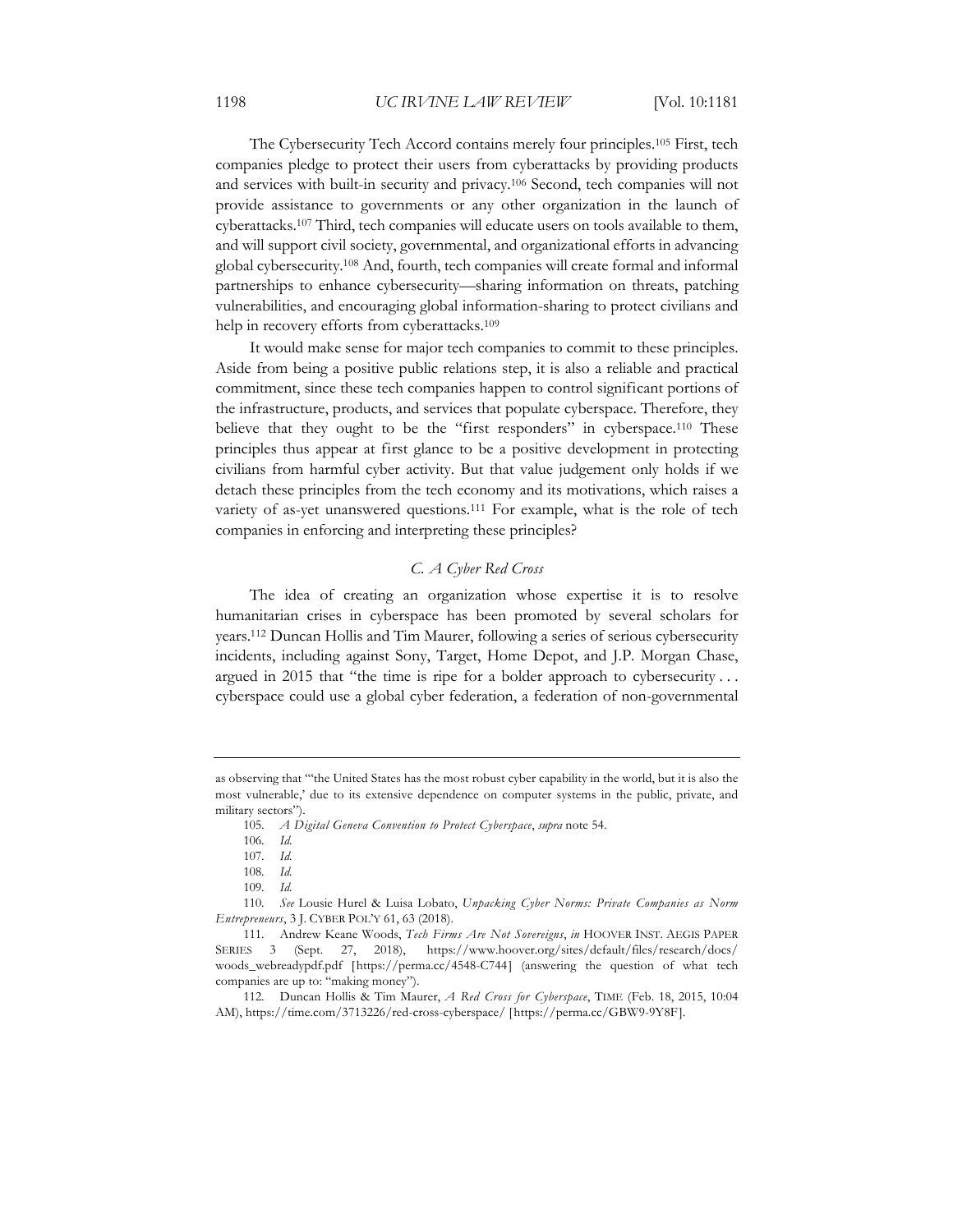The Cybersecurity Tech Accord contains merely four principles.[105] First, tech companies pledge to protect their users from cyberattacks by providing products and services with built-in security and privacy.[106] Second, tech companies will not provide assistance to governments or any other organization in the launch of cyberattacks.[107] Third, tech companies will educate users on tools available to them, and will support civil society, governmental, and organizational efforts in advancing global cybersecurity.[108] And, fourth, tech companies will create formal and informal partnerships to enhance cybersecurity—sharing information on threats, patching vulnerabilities, and encouraging global information-sharing to protect civilians and help in recovery efforts from cyberattacks.[109]

It would make sense for major tech companies to commit to these principles. Aside from being a positive public relations step, it is also a reliable and practical commitment, since these tech companies happen to control significant portions of the infrastructure, products, and services that populate cyberspace. Therefore, they believe that they ought to be the "first responders" in cyberspace.[110] These principles thus appear at first glance to be a positive development in protecting civilians from harmful cyber activity. But that value judgement only holds if we detach these principles from the tech economy and its motivations, which raises a variety of as-yet unanswered questions.[111] For example, what is the role of tech companies in enforcing and interpreting these principles?

### *C. A Cyber Red Cross*

The idea of creating an organization whose expertise it is to resolve humanitarian crises in cyberspace has been promoted by several scholars for years.[112] Duncan Hollis and Tim Maurer, following a series of serious cybersecurity incidents, including against Sony, Target, Home Depot, and J.P. Morgan Chase, argued in 2015 that "the time is ripe for a bolder approach to cybersecurity . . . cyberspace could use a global cyber federation, a federation of non-governmental

---

as observing that "'the United States has the most robust cyber capability in the world, but it is also the most vulnerable,' due to its extensive dependence on computer systems in the public, private, and military sectors").

105. *A Digital Geneva Convention to Protect Cyberspace*, *supra* note 54.

106. *Id.*

107. *Id.*

108. *Id.*

109. *Id.*

110. *See* Lousie Hurel & Luisa Lobato, *Unpacking Cyber Norms: Private Companies as Norm Entrepreneurs*, 3 J. CYBER POL'Y 61, 63 (2018).

111. Andrew Keane Woods, *Tech Firms Are Not Sovereigns*, *in* HOOVER INST. AEGIS PAPER SERIES 3 (Sept. 27, 2018), https://www.hoover.org/sites/default/files/research/docs/woods_webreadypdf.pdf [https://perma.cc/4548-C744] (answering the question of what tech companies are up to: "making money").

112. Duncan Hollis & Tim Maurer, *A Red Cross for Cyberspace*, TIME (Feb. 18, 2015, 10:04 AM), https://time.com/3713226/red-cross-cyberspace/ [https://perma.cc/GBW9-9Y8F].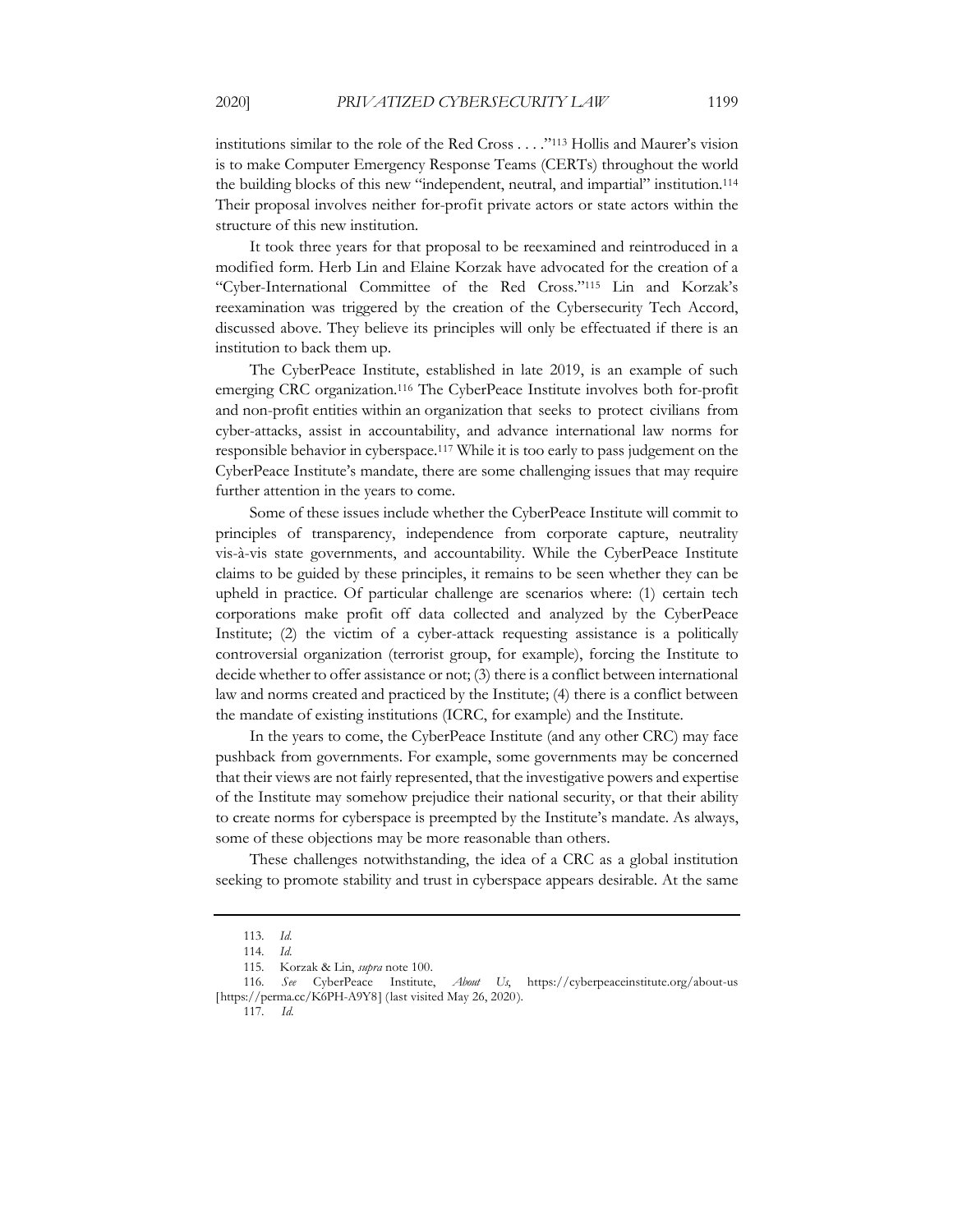institutions similar to the role of the Red Cross . . . ."[113] Hollis and Maurer's vision is to make Computer Emergency Response Teams (CERTs) throughout the world the building blocks of this new "independent, neutral, and impartial" institution.[114] Their proposal involves neither for-profit private actors or state actors within the structure of this new institution.

It took three years for that proposal to be reexamined and reintroduced in a modified form. Herb Lin and Elaine Korzak have advocated for the creation of a "Cyber-International Committee of the Red Cross."[115] Lin and Korzak's reexamination was triggered by the creation of the Cybersecurity Tech Accord, discussed above. They believe its principles will only be effectuated if there is an institution to back them up.

The CyberPeace Institute, established in late 2019, is an example of such emerging CRC organization.[116] The CyberPeace Institute involves both for-profit and non-profit entities within an organization that seeks to protect civilians from cyber-attacks, assist in accountability, and advance international law norms for responsible behavior in cyberspace.[117] While it is too early to pass judgement on the CyberPeace Institute's mandate, there are some challenging issues that may require further attention in the years to come.

Some of these issues include whether the CyberPeace Institute will commit to principles of transparency, independence from corporate capture, neutrality vis-à-vis state governments, and accountability. While the CyberPeace Institute claims to be guided by these principles, it remains to be seen whether they can be upheld in practice. Of particular challenge are scenarios where: (1) certain tech corporations make profit off data collected and analyzed by the CyberPeace Institute; (2) the victim of a cyber-attack requesting assistance is a politically controversial organization (terrorist group, for example), forcing the Institute to decide whether to offer assistance or not; (3) there is a conflict between international law and norms created and practiced by the Institute; (4) there is a conflict between the mandate of existing institutions (ICRC, for example) and the Institute.

In the years to come, the CyberPeace Institute (and any other CRC) may face pushback from governments. For example, some governments may be concerned that their views are not fairly represented, that the investigative powers and expertise of the Institute may somehow prejudice their national security, or that their ability to create norms for cyberspace is preempted by the Institute's mandate. As always, some of these objections may be more reasonable than others.

These challenges notwithstanding, the idea of a CRC as a global institution seeking to promote stability and trust in cyberspace appears desirable. At the same

---

113. *Id.*

114. *Id.*

115. Korzak & Lin, *supra* note 100.

116. *See* CyberPeace Institute, *About Us*, https://cyberpeaceinstitute.org/about-us [https://perma.cc/K6PH-A9Y8] (last visited May 26, 2020).

117. *Id.*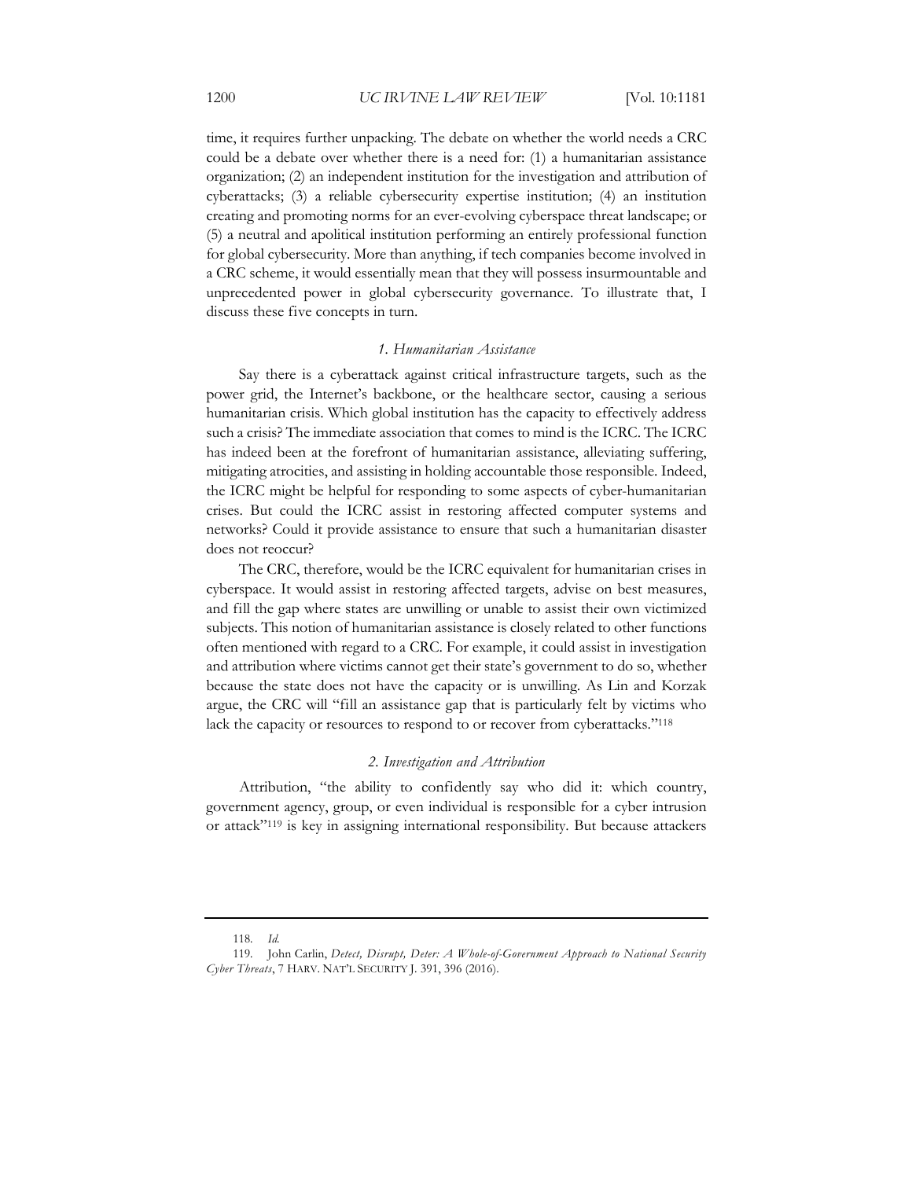time, it requires further unpacking. The debate on whether the world needs a CRC could be a debate over whether there is a need for: (1) a humanitarian assistance organization; (2) an independent institution for the investigation and attribution of cyberattacks; (3) a reliable cybersecurity expertise institution; (4) an institution creating and promoting norms for an ever-evolving cyberspace threat landscape; or (5) a neutral and apolitical institution performing an entirely professional function for global cybersecurity. More than anything, if tech companies become involved in a CRC scheme, it would essentially mean that they will possess insurmountable and unprecedented power in global cybersecurity governance. To illustrate that, I discuss these five concepts in turn.

#### *1. Humanitarian Assistance*

Say there is a cyberattack against critical infrastructure targets, such as the power grid, the Internet's backbone, or the healthcare sector, causing a serious humanitarian crisis. Which global institution has the capacity to effectively address such a crisis? The immediate association that comes to mind is the ICRC. The ICRC has indeed been at the forefront of humanitarian assistance, alleviating suffering, mitigating atrocities, and assisting in holding accountable those responsible. Indeed, the ICRC might be helpful for responding to some aspects of cyber-humanitarian crises. But could the ICRC assist in restoring affected computer systems and networks? Could it provide assistance to ensure that such a humanitarian disaster does not reoccur?

The CRC, therefore, would be the ICRC equivalent for humanitarian crises in cyberspace. It would assist in restoring affected targets, advise on best measures, and fill the gap where states are unwilling or unable to assist their own victimized subjects. This notion of humanitarian assistance is closely related to other functions often mentioned with regard to a CRC. For example, it could assist in investigation and attribution where victims cannot get their state's government to do so, whether because the state does not have the capacity or is unwilling. As Lin and Korzak argue, the CRC will "fill an assistance gap that is particularly felt by victims who lack the capacity or resources to respond to or recover from cyberattacks."[118]

#### *2. Investigation and Attribution*

Attribution, "the ability to confidently say who did it: which country, government agency, group, or even individual is responsible for a cyber intrusion or attack"[119] is key in assigning international responsibility. But because attackers

---

118. *Id.*

119. John Carlin, *Detect, Disrupt, Deter: A Whole-of-Government Approach to National Security Cyber Threats*, 7 HARV. NAT'L SECURITY J. 391, 396 (2016).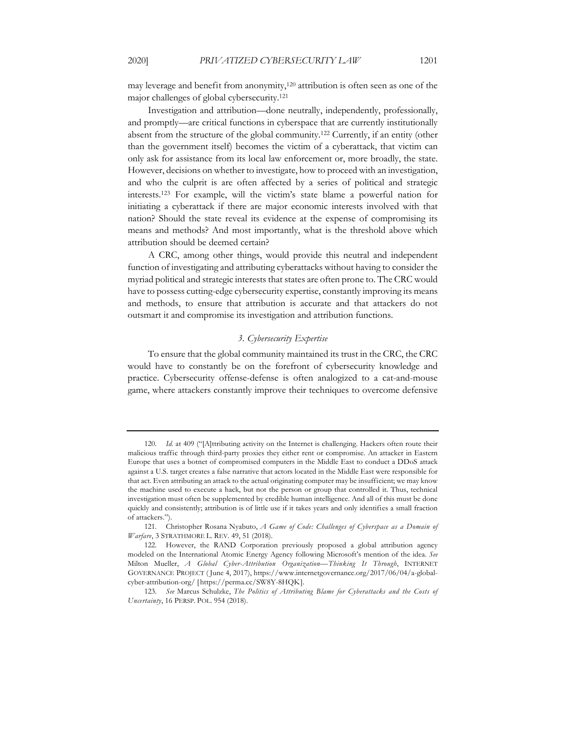may leverage and benefit from anonymity,[120] attribution is often seen as one of the major challenges of global cybersecurity.[121]

Investigation and attribution—done neutrally, independently, professionally, and promptly—are critical functions in cyberspace that are currently institutionally absent from the structure of the global community.[122] Currently, if an entity (other than the government itself) becomes the victim of a cyberattack, that victim can only ask for assistance from its local law enforcement or, more broadly, the state. However, decisions on whether to investigate, how to proceed with an investigation, and who the culprit is are often affected by a series of political and strategic interests.[123] For example, will the victim's state blame a powerful nation for initiating a cyberattack if there are major economic interests involved with that nation? Should the state reveal its evidence at the expense of compromising its means and methods? And most importantly, what is the threshold above which attribution should be deemed certain?

A CRC, among other things, would provide this neutral and independent function of investigating and attributing cyberattacks without having to consider the myriad political and strategic interests that states are often prone to. The CRC would have to possess cutting-edge cybersecurity expertise, constantly improving its means and methods, to ensure that attribution is accurate and that attackers do not outsmart it and compromise its investigation and attribution functions.

### *3. Cybersecurity Expertise*

To ensure that the global community maintained its trust in the CRC, the CRC would have to constantly be on the forefront of cybersecurity knowledge and practice. Cybersecurity offense-defense is often analogized to a cat-and-mouse game, where attackers constantly improve their techniques to overcome defensive

---

120. *Id.* at 409 ("[A]ttributing activity on the Internet is challenging. Hackers often route their malicious traffic through third-party proxies they either rent or compromise. An attacker in Eastern Europe that uses a botnet of compromised computers in the Middle East to conduct a DDoS attack against a U.S. target creates a false narrative that actors located in the Middle East were responsible for that act. Even attributing an attack to the actual originating computer may be insufficient; we may know the machine used to execute a hack, but not the person or group that controlled it. Thus, technical investigation must often be supplemented by credible human intelligence. And all of this must be done quickly and consistently; attribution is of little use if it takes years and only identifies a small fraction of attackers.").

121. Christopher Rosana Nyabuto, *A Game of Code: Challenges of Cyberspace as a Domain of Warfare*, 3 STRATHMORE L. REV. 49, 51 (2018).

122. However, the RAND Corporation previously proposed a global attribution agency modeled on the International Atomic Energy Agency following Microsoft's mention of the idea. *See* Milton Mueller, *A Global Cyber-Attribution Organization—Thinking It Through*, INTERNET GOVERNANCE PROJECT (June 4, 2017), https://www.internetgovernance.org/2017/06/04/a-global-cyber-attribution-org/ [https://perma.cc/SW8Y-8HQK].

123. *See* Marcus Schulzke, *The Politics of Attributing Blame for Cyberattacks and the Costs of Uncertainty*, 16 PERSP. POL. 954 (2018).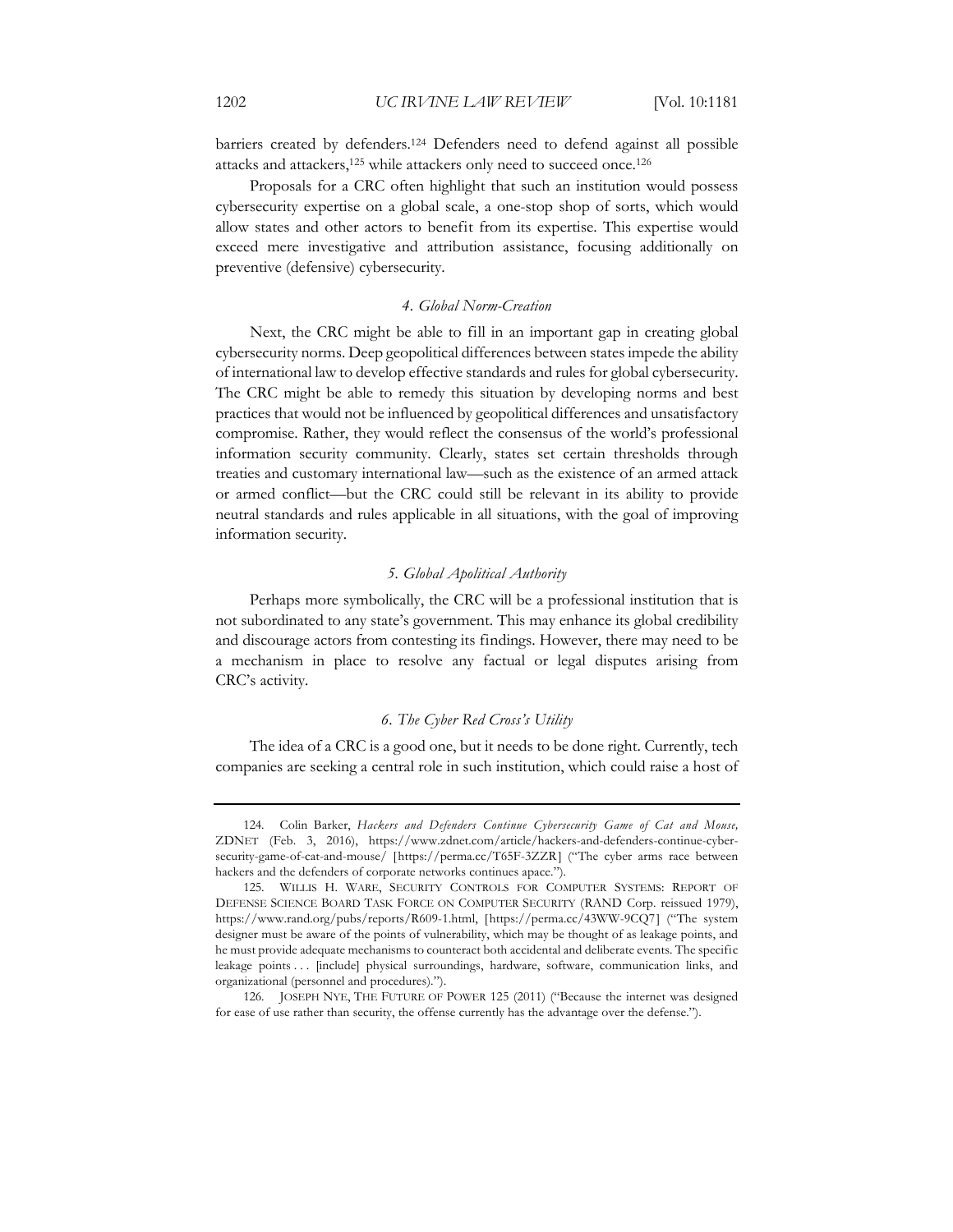barriers created by defenders.[124] Defenders need to defend against all possible attacks and attackers,[125] while attackers only need to succeed once.[126]

Proposals for a CRC often highlight that such an institution would possess cybersecurity expertise on a global scale, a one-stop shop of sorts, which would allow states and other actors to benefit from its expertise. This expertise would exceed mere investigative and attribution assistance, focusing additionally on preventive (defensive) cybersecurity.

#### *4. Global Norm-Creation*

Next, the CRC might be able to fill in an important gap in creating global cybersecurity norms. Deep geopolitical differences between states impede the ability of international law to develop effective standards and rules for global cybersecurity. The CRC might be able to remedy this situation by developing norms and best practices that would not be influenced by geopolitical differences and unsatisfactory compromise. Rather, they would reflect the consensus of the world's professional information security community. Clearly, states set certain thresholds through treaties and customary international law—such as the existence of an armed attack or armed conflict—but the CRC could still be relevant in its ability to provide neutral standards and rules applicable in all situations, with the goal of improving information security.

#### *5. Global Apolitical Authority*

Perhaps more symbolically, the CRC will be a professional institution that is not subordinated to any state's government. This may enhance its global credibility and discourage actors from contesting its findings. However, there may need to be a mechanism in place to resolve any factual or legal disputes arising from CRC's activity.

#### *6. The Cyber Red Cross's Utility*

The idea of a CRC is a good one, but it needs to be done right. Currently, tech companies are seeking a central role in such institution, which could raise a host of

---

124. Colin Barker, *Hackers and Defenders Continue Cybersecurity Game of Cat and Mouse,* ZDNET (Feb. 3, 2016), https://www.zdnet.com/article/hackers-and-defenders-continue-cyber-security-game-of-cat-and-mouse/ [https://perma.cc/T65F-3ZZR] ("The cyber arms race between hackers and the defenders of corporate networks continues apace.").

125. WILLIS H. WARE, SECURITY CONTROLS FOR COMPUTER SYSTEMS: REPORT OF DEFENSE SCIENCE BOARD TASK FORCE ON COMPUTER SECURITY (RAND Corp. reissued 1979), https://www.rand.org/pubs/reports/R609-1.html, [https://perma.cc/43WW-9CQ7] ("The system designer must be aware of the points of vulnerability, which may be thought of as leakage points, and he must provide adequate mechanisms to counteract both accidental and deliberate events. The specific leakage points . . . [include] physical surroundings, hardware, software, communication links, and organizational (personnel and procedures).").

126. JOSEPH NYE, THE FUTURE OF POWER 125 (2011) ("Because the internet was designed for ease of use rather than security, the offense currently has the advantage over the defense.").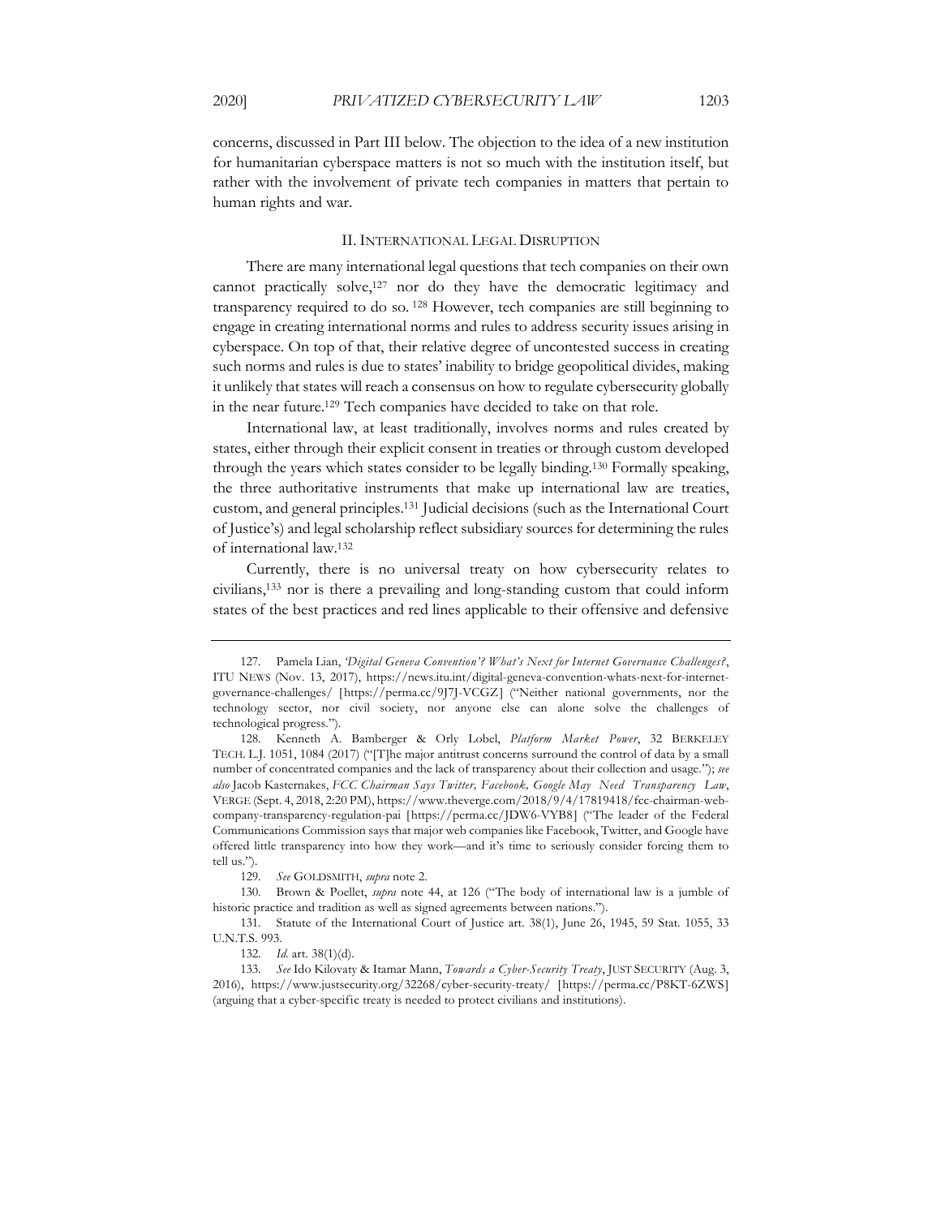concerns, discussed in Part III below. The objection to the idea of a new institution for humanitarian cyberspace matters is not so much with the institution itself, but rather with the involvement of private tech companies in matters that pertain to human rights and war.

## II. INTERNATIONAL LEGAL DISRUPTION

There are many international legal questions that tech companies on their own cannot practically solve,[127] nor do they have the democratic legitimacy and transparency required to do so.[128] However, tech companies are still beginning to engage in creating international norms and rules to address security issues arising in cyberspace. On top of that, their relative degree of uncontested success in creating such norms and rules is due to states' inability to bridge geopolitical divides, making it unlikely that states will reach a consensus on how to regulate cybersecurity globally in the near future.[129] Tech companies have decided to take on that role.

International law, at least traditionally, involves norms and rules created by states, either through their explicit consent in treaties or through custom developed through the years which states consider to be legally binding.[130] Formally speaking, the three authoritative instruments that make up international law are treaties, custom, and general principles.[131] Judicial decisions (such as the International Court of Justice's) and legal scholarship reflect subsidiary sources for determining the rules of international law.[132]

Currently, there is no universal treaty on how cybersecurity relates to civilians,[133] nor is there a prevailing and long-standing custom that could inform states of the best practices and red lines applicable to their offensive and defensive

---

127. Pamela Lian, *'Digital Geneva Convention'? What's Next for Internet Governance Challenges?*, ITU NEWS (Nov. 13, 2017), https://news.itu.int/digital-geneva-convention-whats-next-for-internet-governance-challenges/ [https://perma.cc/9J7J-VCGZ] ("Neither national governments, nor the technology sector, nor civil society, nor anyone else can alone solve the challenges of technological progress.").

128. Kenneth A. Bamberger & Orly Lobel, *Platform Market Power*, 32 BERKELEY TECH. L.J. 1051, 1084 (2017) ("[T]he major antitrust concerns surround the control of data by a small number of concentrated companies and the lack of transparency about their collection and usage."); *see also* Jacob Kastrenakes, *FCC Chairman Says Twitter, Facebook, Google May Need Transparency Law*, VERGE (Sept. 4, 2018, 2:20 PM), https://www.theverge.com/2018/9/4/17819418/fcc-chairman-web-company-transparency-regulation-pai [https://perma.cc/JDW6-VYB8] ("The leader of the Federal Communications Commission says that major web companies like Facebook, Twitter, and Google have offered little transparency into how they work—and it's time to seriously consider forcing them to tell us.").

129. *See* GOLDSMITH, *supra* note 2.

130. Brown & Poellet, *supra* note 44, at 126 ("The body of international law is a jumble of historic practice and tradition as well as signed agreements between nations.").

131. Statute of the International Court of Justice art. 38(1), June 26, 1945, 59 Stat. 1055, 33 U.N.T.S. 993.

132. *Id.* art. 38(1)(d).

133. *See* Ido Kilovaty & Itamar Mann, *Towards a Cyber-Security Treaty*, JUST SECURITY (Aug. 3, 2016), https://www.justsecurity.org/32268/cyber-security-treaty/ [https://perma.cc/P8KT-6ZWS] (arguing that a cyber-specific treaty is needed to protect civilians and institutions).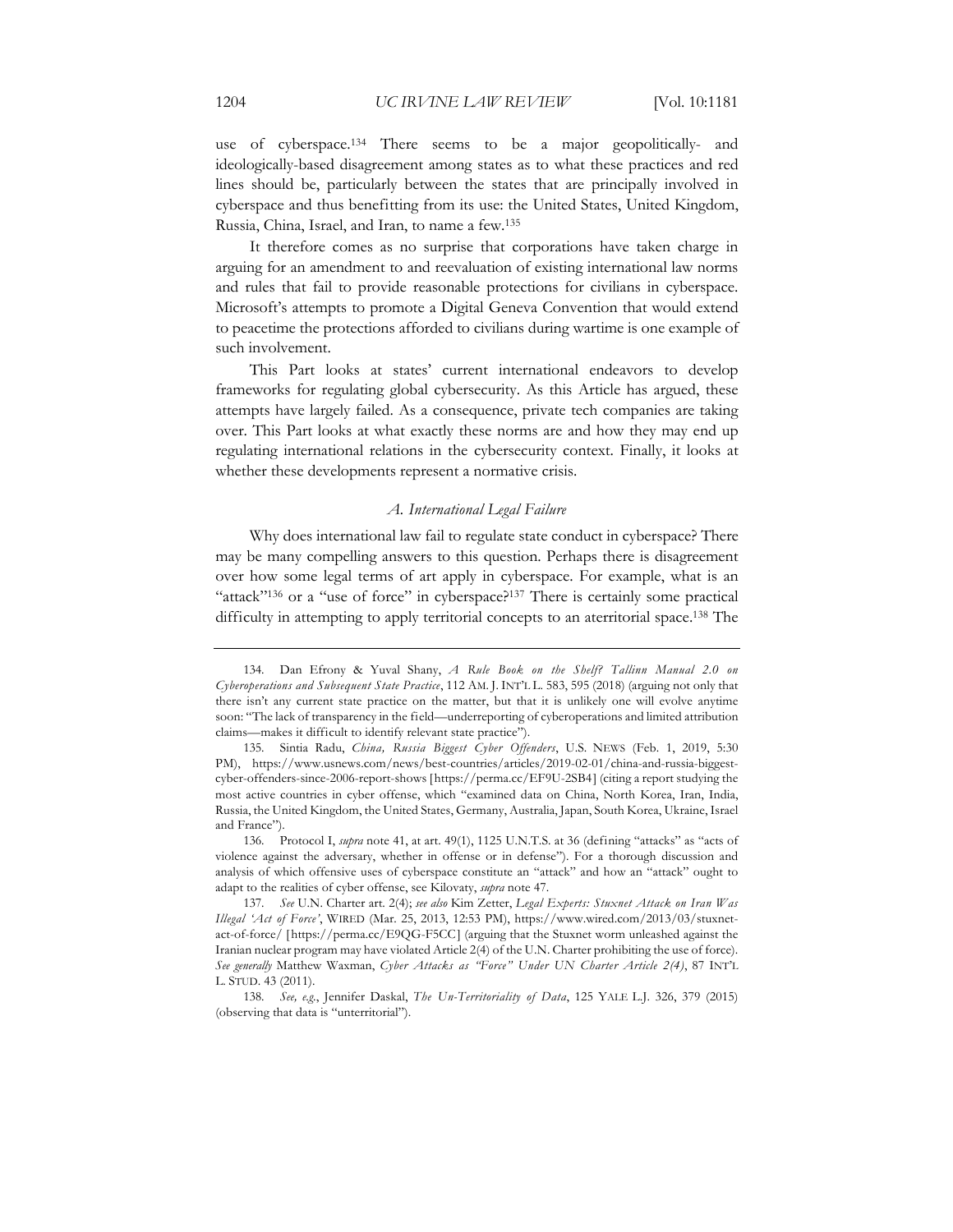use of cyberspace.[134] There seems to be a major geopolitically- and ideologically-based disagreement among states as to what these practices and red lines should be, particularly between the states that are principally involved in cyberspace and thus benefitting from its use: the United States, United Kingdom, Russia, China, Israel, and Iran, to name a few.[135]

It therefore comes as no surprise that corporations have taken charge in arguing for an amendment to and reevaluation of existing international law norms and rules that fail to provide reasonable protections for civilians in cyberspace. Microsoft's attempts to promote a Digital Geneva Convention that would extend to peacetime the protections afforded to civilians during wartime is one example of such involvement.

This Part looks at states' current international endeavors to develop frameworks for regulating global cybersecurity. As this Article has argued, these attempts have largely failed. As a consequence, private tech companies are taking over. This Part looks at what exactly these norms are and how they may end up regulating international relations in the cybersecurity context. Finally, it looks at whether these developments represent a normative crisis.

### *A. International Legal Failure*

Why does international law fail to regulate state conduct in cyberspace? There may be many compelling answers to this question. Perhaps there is disagreement over how some legal terms of art apply in cyberspace. For example, what is an "attack"[136] or a "use of force" in cyberspace?[137] There is certainly some practical difficulty in attempting to apply territorial concepts to an aterritorial space.[138] The

---

134. Dan Efrony & Yuval Shany, *A Rule Book on the Shelf? Tallinn Manual 2.0 on Cyberoperations and Subsequent State Practice*, 112 AM. J. INT'L L. 583, 595 (2018) (arguing not only that there isn't any current state practice on the matter, but that it is unlikely one will evolve anytime soon: "The lack of transparency in the field—underreporting of cyberoperations and limited attribution claims—makes it difficult to identify relevant state practice").

135. Sintia Radu, *China, Russia Biggest Cyber Offenders*, U.S. NEWS (Feb. 1, 2019, 5:30 PM), https://www.usnews.com/news/best-countries/articles/2019-02-01/china-and-russia-biggest-cyber-offenders-since-2006-report-shows [https://perma.cc/EF9U-2SB4] (citing a report studying the most active countries in cyber offense, which "examined data on China, North Korea, Iran, India, Russia, the United Kingdom, the United States, Germany, Australia, Japan, South Korea, Ukraine, Israel and France").

136. Protocol I, *supra* note 41, at art. 49(1), 1125 U.N.T.S. at 36 (defining "attacks" as "acts of violence against the adversary, whether in offense or in defense"). For a thorough discussion and analysis of which offensive uses of cyberspace constitute an "attack" and how an "attack" ought to adapt to the realities of cyber offense, see Kilovaty, *supra* note 47.

137. *See* U.N. Charter art. 2(4); *see also* Kim Zetter, *Legal Experts: Stuxnet Attack on Iran Was Illegal 'Act of Force'*, WIRED (Mar. 25, 2013, 12:53 PM), https://www.wired.com/2013/03/stuxnet-act-of-force/ [https://perma.cc/E9QG-F5CC] (arguing that the Stuxnet worm unleashed against the Iranian nuclear program may have violated Article 2(4) of the U.N. Charter prohibiting the use of force). *See generally* Matthew Waxman, *Cyber Attacks as "Force" Under UN Charter Article 2(4)*, 87 INT'L L. STUD. 43 (2011).

138. *See, e.g.*, Jennifer Daskal, *The Un-Territoriality of Data*, 125 YALE L.J. 326, 379 (2015) (observing that data is "unterritorial").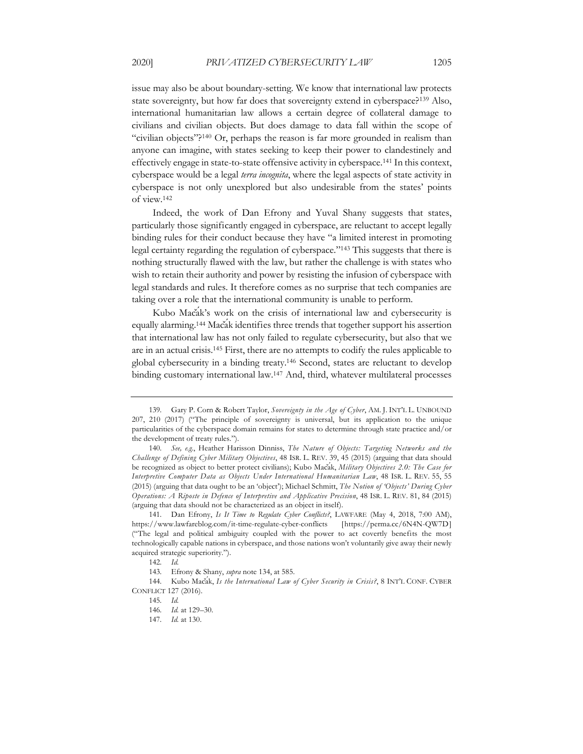issue may also be about boundary-setting. We know that international law protects state sovereignty, but how far does that sovereignty extend in cyberspace?[139] Also, international humanitarian law allows a certain degree of collateral damage to civilians and civilian objects. But does damage to data fall within the scope of "civilian objects"?[140] Or, perhaps the reason is far more grounded in realism than anyone can imagine, with states seeking to keep their power to clandestinely and effectively engage in state-to-state offensive activity in cyberspace.[141] In this context, cyberspace would be a legal *terra incognita*, where the legal aspects of state activity in cyberspace is not only unexplored but also undesirable from the states' points of view.[142]

Indeed, the work of Dan Efrony and Yuval Shany suggests that states, particularly those significantly engaged in cyberspace, are reluctant to accept legally binding rules for their conduct because they have "a limited interest in promoting legal certainty regarding the regulation of cyberspace."[143] This suggests that there is nothing structurally flawed with the law, but rather the challenge is with states who wish to retain their authority and power by resisting the infusion of cyberspace with legal standards and rules. It therefore comes as no surprise that tech companies are taking over a role that the international community is unable to perform.

Kubo Mačák's work on the crisis of international law and cybersecurity is equally alarming.[144] Mačák identifies three trends that together support his assertion that international law has not only failed to regulate cybersecurity, but also that we are in an actual crisis.[145] First, there are no attempts to codify the rules applicable to global cybersecurity in a binding treaty.[146] Second, states are reluctant to develop binding customary international law.[147] And, third, whatever multilateral processes

---

139. Gary P. Corn & Robert Taylor, *Sovereignty in the Age of Cyber*, AM. J. INT'L L. UNBOUND 207, 210 (2017) ("The principle of sovereignty is universal, but its application to the unique particularities of the cyberspace domain remains for states to determine through state practice and/or the development of treaty rules.").

140. *See, e.g.*, Heather Harisson Dinniss, *The Nature of Objects: Targeting Networks and the Challenge of Defining Cyber Military Objectives*, 48 ISR. L. REV. 39, 45 (2015) (arguing that data should be recognized as object to better protect civilians); Kubo Mačák, *Military Objectives 2.0: The Case for Interpretive Computer Data as Objects Under International Humanitarian Law*, 48 ISR. L. REV. 55, 55 (2015) (arguing that data ought to be an 'object'); Michael Schmitt, *The Notion of 'Objects' During Cyber Operations: A Riposte in Defence of Interpretive and Applicative Precision*, 48 ISR. L. REV. 81, 84 (2015) (arguing that data should not be characterized as an object in itself).

141. Dan Efrony, *Is It Time to Regulate Cyber Conflicts?*, LAWFARE (May 4, 2018, 7:00 AM), https://www.lawfareblog.com/it-time-regulate-cyber-conflicts [https://perma.cc/6N4N-QW7D] ("The legal and political ambiguity coupled with the power to act covertly benefits the most technologically capable nations in cyberspace, and those nations won't voluntarily give away their newly acquired strategic superiority.").

142. *Id.*

143. Efrony & Shany, *supra* note 134, at 585.

144. Kubo Mačák, *Is the International Law of Cyber Security in Crisis?*, 8 INT'L CONF. CYBER CONFLICT 127 (2016).

145. *Id.*

146. *Id.* at 129–30.

147. *Id.* at 130.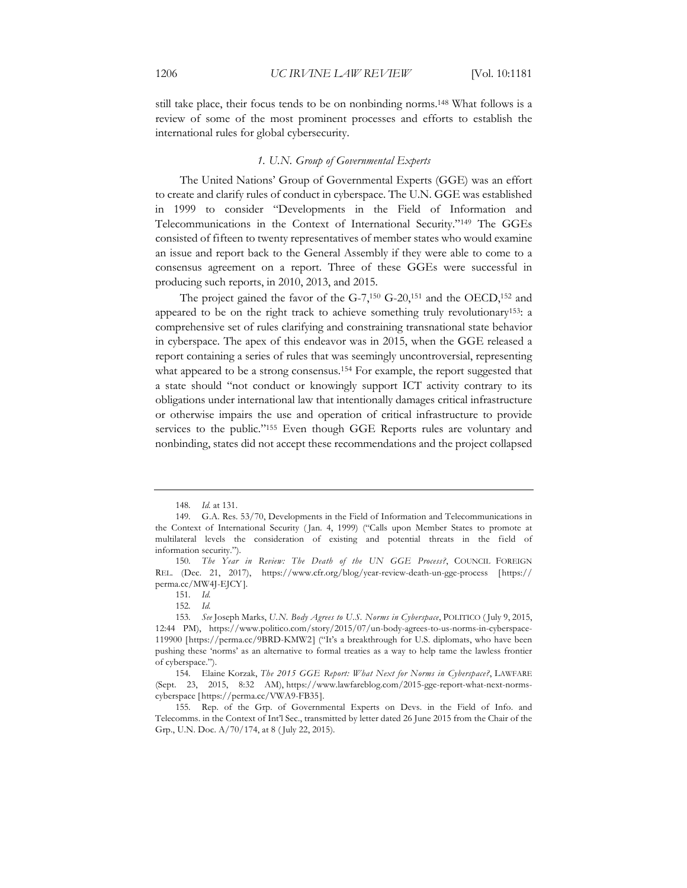still take place, their focus tends to be on nonbinding norms.[148] What follows is a review of some of the most prominent processes and efforts to establish the international rules for global cybersecurity.

### *1. U.N. Group of Governmental Experts*

The United Nations' Group of Governmental Experts (GGE) was an effort to create and clarify rules of conduct in cyberspace. The U.N. GGE was established in 1999 to consider "Developments in the Field of Information and Telecommunications in the Context of International Security."[149] The GGEs consisted of fifteen to twenty representatives of member states who would examine an issue and report back to the General Assembly if they were able to come to a consensus agreement on a report. Three of these GGEs were successful in producing such reports, in 2010, 2013, and 2015.

The project gained the favor of the G-7,[150] G-20,[151] and the OECD,[152] and appeared to be on the right track to achieve something truly revolutionary[153]: a comprehensive set of rules clarifying and constraining transnational state behavior in cyberspace. The apex of this endeavor was in 2015, when the GGE released a report containing a series of rules that was seemingly uncontroversial, representing what appeared to be a strong consensus.[154] For example, the report suggested that a state should "not conduct or knowingly support ICT activity contrary to its obligations under international law that intentionally damages critical infrastructure or otherwise impairs the use and operation of critical infrastructure to provide services to the public."[155] Even though GGE Reports rules are voluntary and nonbinding, states did not accept these recommendations and the project collapsed

---

148. *Id.* at 131.

149. G.A. Res. 53/70, Developments in the Field of Information and Telecommunications in the Context of International Security (Jan. 4, 1999) ("Calls upon Member States to promote at multilateral levels the consideration of existing and potential threats in the field of information security.").

150. *The Year in Review: The Death of the UN GGE Process?*, COUNCIL FOREIGN REL. (Dec. 21, 2017), https://www.cfr.org/blog/year-review-death-un-gge-process [https://perma.cc/MW4J-EJCY].

151. *Id.*

152. *Id.*

153. *See* Joseph Marks, *U.N. Body Agrees to U.S. Norms in Cyberspace*, POLITICO (July 9, 2015, 12:44 PM), https://www.politico.com/story/2015/07/un-body-agrees-to-us-norms-in-cyberspace-119900 [https://perma.cc/9BRD-KMW2] ("It's a breakthrough for U.S. diplomats, who have been pushing these 'norms' as an alternative to formal treaties as a way to help tame the lawless frontier of cyberspace.").

154. Elaine Korzak, *The 2015 GGE Report: What Next for Norms in Cyberspace?*, LAWFARE (Sept. 23, 2015, 8:32 AM), https://www.lawfareblog.com/2015-gge-report-what-next-norms-cyberspace [https://perma.cc/VWA9-FB35].

155. Rep. of the Grp. of Governmental Experts on Devs. in the Field of Info. and Telecomms. in the Context of Int'l Sec., transmitted by letter dated 26 June 2015 from the Chair of the Grp., U.N. Doc. A/70/174, at 8 (July 22, 2015).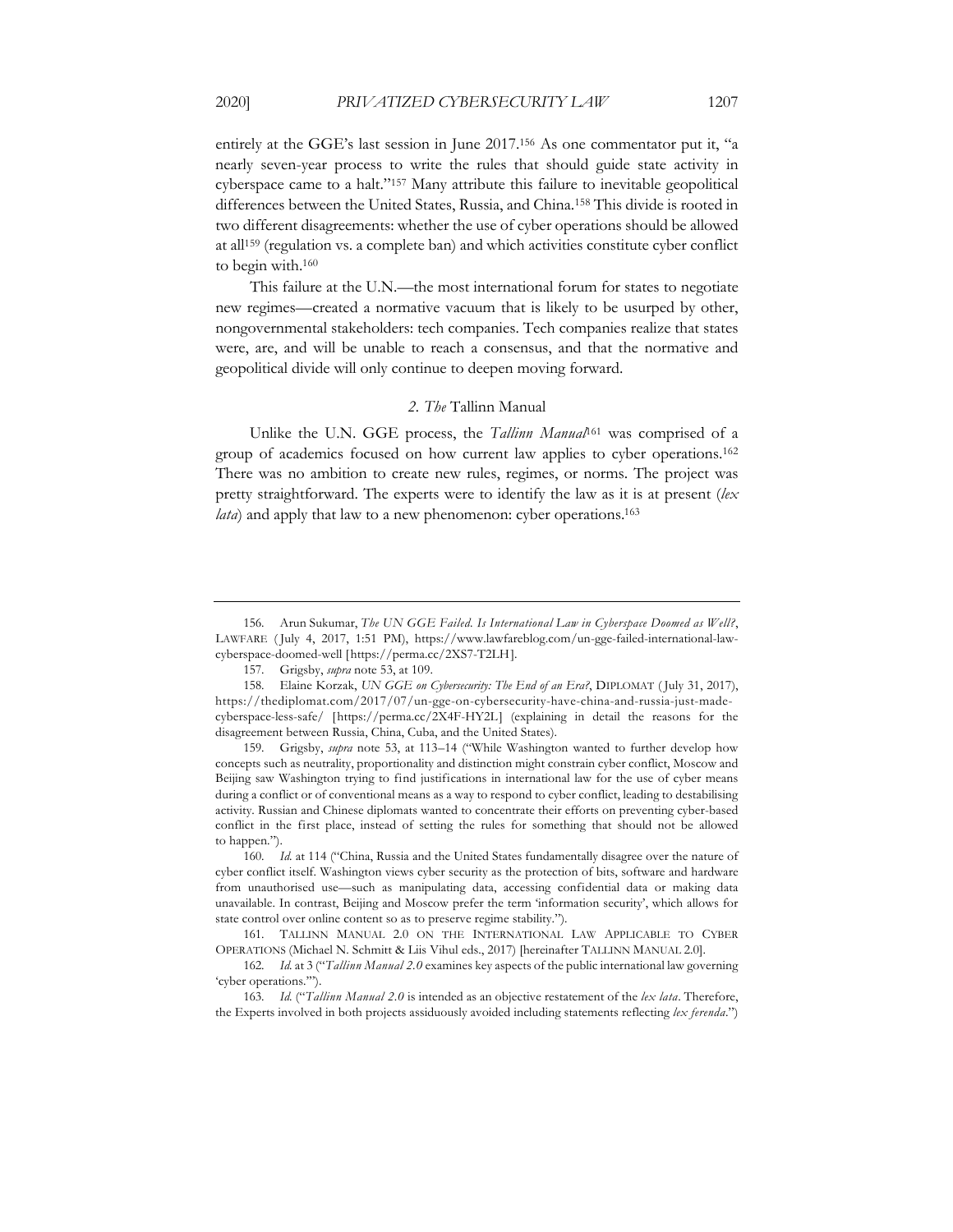entirely at the GGE's last session in June 2017.[156] As one commentator put it, "a nearly seven-year process to write the rules that should guide state activity in cyberspace came to a halt."[157] Many attribute this failure to inevitable geopolitical differences between the United States, Russia, and China.[158] This divide is rooted in two different disagreements: whether the use of cyber operations should be allowed at all[159] (regulation vs. a complete ban) and which activities constitute cyber conflict to begin with.[160]

This failure at the U.N.—the most international forum for states to negotiate new regimes—created a normative vacuum that is likely to be usurped by other, nongovernmental stakeholders: tech companies. Tech companies realize that states were, are, and will be unable to reach a consensus, and that the normative and geopolitical divide will only continue to deepen moving forward.

### *2. The* Tallinn Manual

Unlike the U.N. GGE process, the *Tallinn Manual*[161] was comprised of a group of academics focused on how current law applies to cyber operations.[162] There was no ambition to create new rules, regimes, or norms. The project was pretty straightforward. The experts were to identify the law as it is at present (*lex lata*) and apply that law to a new phenomenon: cyber operations.[163]

---

156. Arun Sukumar, *The UN GGE Failed. Is International Law in Cyberspace Doomed as Well?*, LAWFARE (July 4, 2017, 1:51 PM), https://www.lawfareblog.com/un-gge-failed-international-law-cyberspace-doomed-well [https://perma.cc/2XS7-T2LH].

157. Grigsby, *supra* note 53, at 109.

158. Elaine Korzak, *UN GGE on Cybersecurity: The End of an Era?*, DIPLOMAT (July 31, 2017), https://thediplomat.com/2017/07/un-gge-on-cybersecurity-have-china-and-russia-just-made-cyberspace-less-safe/ [https://perma.cc/2X4F-HY2L] (explaining in detail the reasons for the disagreement between Russia, China, Cuba, and the United States).

159. Grigsby, *supra* note 53, at 113–14 ("While Washington wanted to further develop how concepts such as neutrality, proportionality and distinction might constrain cyber conflict, Moscow and Beijing saw Washington trying to find justifications in international law for the use of cyber means during a conflict or of conventional means as a way to respond to cyber conflict, leading to destabilising activity. Russian and Chinese diplomats wanted to concentrate their efforts on preventing cyber-based conflict in the first place, instead of setting the rules for something that should not be allowed to happen.").

160. *Id.* at 114 ("China, Russia and the United States fundamentally disagree over the nature of cyber conflict itself. Washington views cyber security as the protection of bits, software and hardware from unauthorised use—such as manipulating data, accessing confidential data or making data unavailable. In contrast, Beijing and Moscow prefer the term 'information security', which allows for state control over online content so as to preserve regime stability.").

161. TALLINN MANUAL 2.0 ON THE INTERNATIONAL LAW APPLICABLE TO CYBER OPERATIONS (Michael N. Schmitt & Liis Vihul eds., 2017) [hereinafter TALLINN MANUAL 2.0].

162. *Id.* at 3 ("*Tallinn Manual 2.0* examines key aspects of the public international law governing 'cyber operations.'").

163. *Id.* ("*Tallinn Manual 2.0* is intended as an objective restatement of the *lex lata*. Therefore, the Experts involved in both projects assiduously avoided including statements reflecting *lex ferenda*.")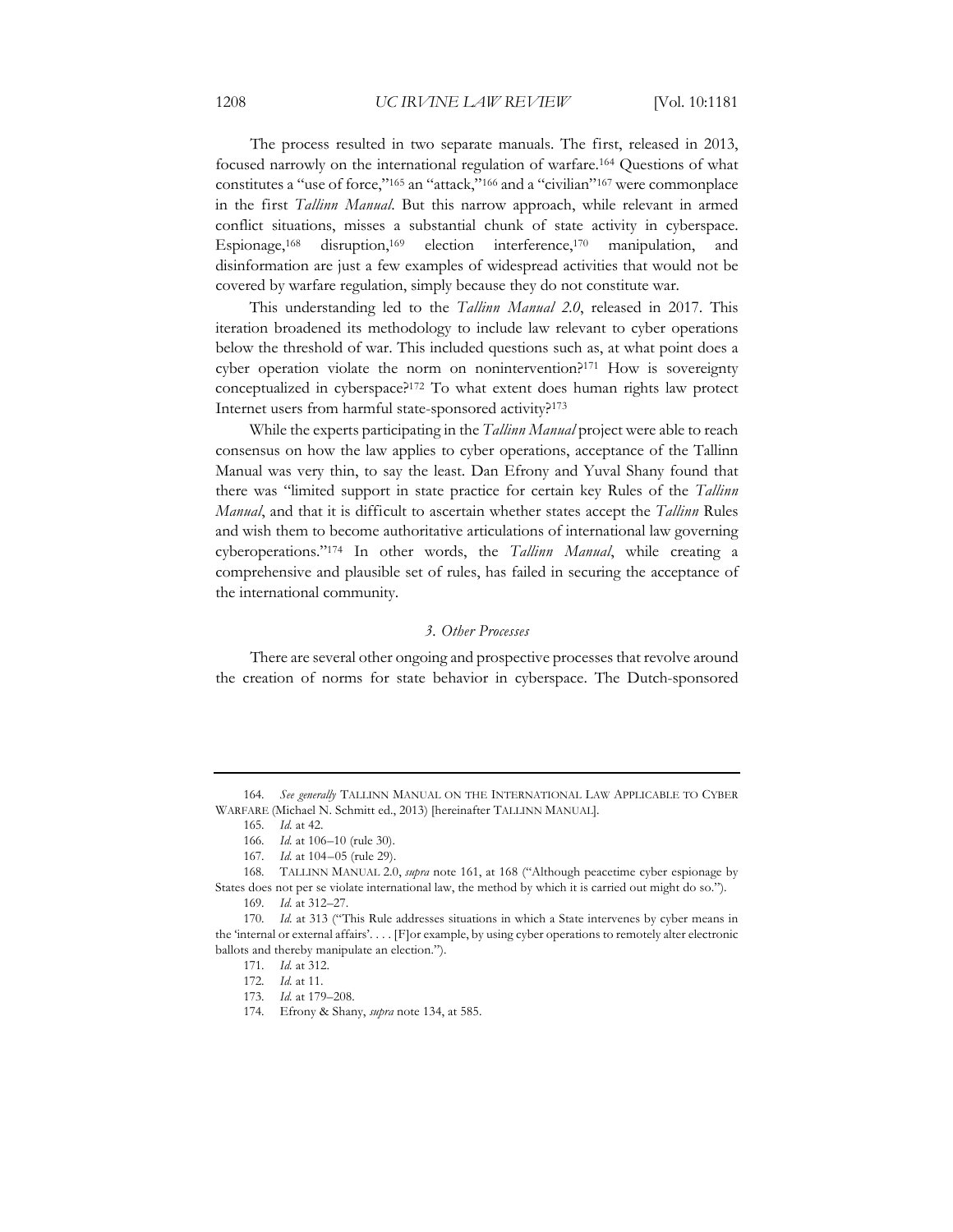The process resulted in two separate manuals. The first, released in 2013, focused narrowly on the international regulation of warfare.[164] Questions of what constitutes a "use of force,"[165] an "attack,"[166] and a "civilian"[167] were commonplace in the first *Tallinn Manual*. But this narrow approach, while relevant in armed conflict situations, misses a substantial chunk of state activity in cyberspace. Espionage,[168] disruption,[169] election interference,[170] manipulation, and disinformation are just a few examples of widespread activities that would not be covered by warfare regulation, simply because they do not constitute war.

This understanding led to the *Tallinn Manual 2.0*, released in 2017. This iteration broadened its methodology to include law relevant to cyber operations below the threshold of war. This included questions such as, at what point does a cyber operation violate the norm on nonintervention?[171] How is sovereignty conceptualized in cyberspace?[172] To what extent does human rights law protect Internet users from harmful state-sponsored activity?[173]

While the experts participating in the *Tallinn Manual* project were able to reach consensus on how the law applies to cyber operations, acceptance of the Tallinn Manual was very thin, to say the least. Dan Efrony and Yuval Shany found that there was "limited support in state practice for certain key Rules of the *Tallinn Manual*, and that it is difficult to ascertain whether states accept the *Tallinn* Rules and wish them to become authoritative articulations of international law governing cyberoperations."[174] In other words, the *Tallinn Manual*, while creating a comprehensive and plausible set of rules, has failed in securing the acceptance of the international community.

### *3. Other Processes*

There are several other ongoing and prospective processes that revolve around the creation of norms for state behavior in cyberspace. The Dutch-sponsored

---

164. *See generally* TALLINN MANUAL ON THE INTERNATIONAL LAW APPLICABLE TO CYBER WARFARE (Michael N. Schmitt ed., 2013) [hereinafter TALLINN MANUAL].

165. *Id.* at 42.

166. *Id.* at 106–10 (rule 30).

167. *Id.* at 104–05 (rule 29).

168. TALLINN MANUAL 2.0, *supra* note 161, at 168 ("Although peacetime cyber espionage by States does not per se violate international law, the method by which it is carried out might do so.").

169. *Id.* at 312–27.

170. *Id.* at 313 ("This Rule addresses situations in which a State intervenes by cyber means in the 'internal or external affairs'. . . . [F]or example, by using cyber operations to remotely alter electronic ballots and thereby manipulate an election.").

171. *Id.* at 312.

172. *Id.* at 11.

173. *Id.* at 179–208.

174. Efrony & Shany, *supra* note 134, at 585.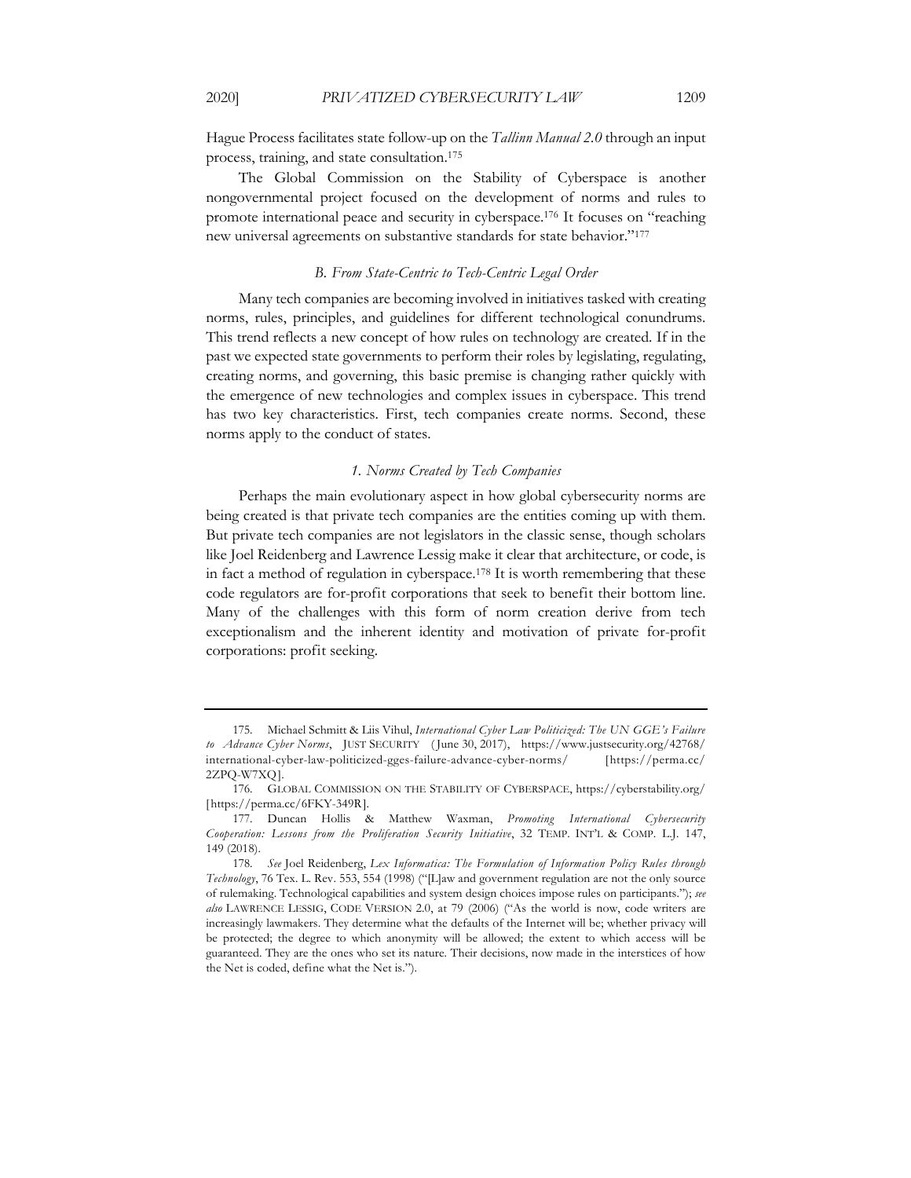Hague Process facilitates state follow-up on the *Tallinn Manual 2.0* through an input process, training, and state consultation.[175]

The Global Commission on the Stability of Cyberspace is another nongovernmental project focused on the development of norms and rules to promote international peace and security in cyberspace.[176] It focuses on "reaching new universal agreements on substantive standards for state behavior."[177]

### *B. From State-Centric to Tech-Centric Legal Order*

Many tech companies are becoming involved in initiatives tasked with creating norms, rules, principles, and guidelines for different technological conundrums. This trend reflects a new concept of how rules on technology are created. If in the past we expected state governments to perform their roles by legislating, regulating, creating norms, and governing, this basic premise is changing rather quickly with the emergence of new technologies and complex issues in cyberspace. This trend has two key characteristics. First, tech companies create norms. Second, these norms apply to the conduct of states.

#### *1. Norms Created by Tech Companies*

Perhaps the main evolutionary aspect in how global cybersecurity norms are being created is that private tech companies are the entities coming up with them. But private tech companies are not legislators in the classic sense, though scholars like Joel Reidenberg and Lawrence Lessig make it clear that architecture, or code, is in fact a method of regulation in cyberspace.[178] It is worth remembering that these code regulators are for-profit corporations that seek to benefit their bottom line. Many of the challenges with this form of norm creation derive from tech exceptionalism and the inherent identity and motivation of private for-profit corporations: profit seeking.

---

175. Michael Schmitt & Liis Vihul, *International Cyber Law Politicized: The UN GGE's Failure to Advance Cyber Norms*, JUST SECURITY (June 30, 2017), https://www.justsecurity.org/42768/international-cyber-law-politicized-gges-failure-advance-cyber-norms/ [https://perma.cc/2ZPQ-W7XQ].

176. GLOBAL COMMISSION ON THE STABILITY OF CYBERSPACE, https://cyberstability.org/ [https://perma.cc/6FKY-349R].

177. Duncan Hollis & Matthew Waxman, *Promoting International Cybersecurity Cooperation: Lessons from the Proliferation Security Initiative*, 32 TEMP. INT'L & COMP. L.J. 147, 149 (2018).

178. *See* Joel Reidenberg, *Lex Informatica: The Formulation of Information Policy Rules through Technology*, 76 Tex. L. Rev. 553, 554 (1998) ("[L]aw and government regulation are not the only source of rulemaking. Technological capabilities and system design choices impose rules on participants."); *see also* LAWRENCE LESSIG, CODE VERSION 2.0, at 79 (2006) ("As the world is now, code writers are increasingly lawmakers. They determine what the defaults of the Internet will be; whether privacy will be protected; the degree to which anonymity will be allowed; the extent to which access will be guaranteed. They are the ones who set its nature. Their decisions, now made in the interstices of how the Net is coded, define what the Net is.").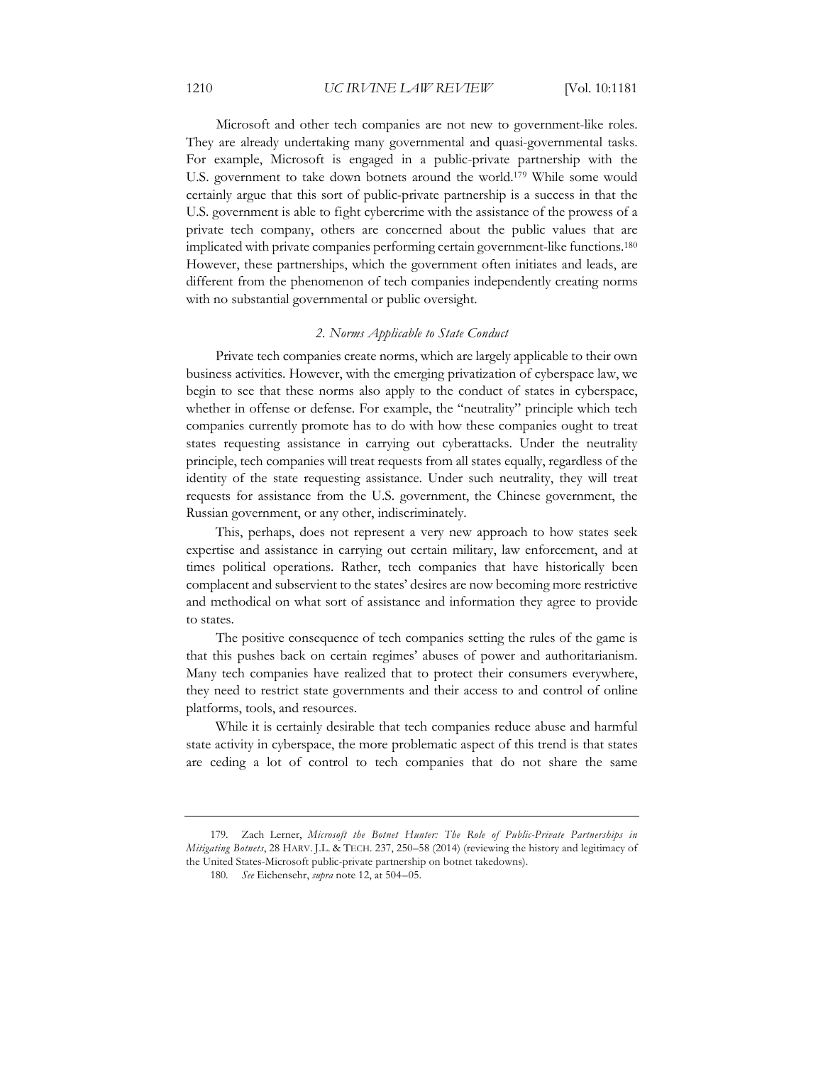Microsoft and other tech companies are not new to government-like roles. They are already undertaking many governmental and quasi-governmental tasks. For example, Microsoft is engaged in a public-private partnership with the U.S. government to take down botnets around the world.[179] While some would certainly argue that this sort of public-private partnership is a success in that the U.S. government is able to fight cybercrime with the assistance of the prowess of a private tech company, others are concerned about the public values that are implicated with private companies performing certain government-like functions.[180] However, these partnerships, which the government often initiates and leads, are different from the phenomenon of tech companies independently creating norms with no substantial governmental or public oversight.

### *2. Norms Applicable to State Conduct*

Private tech companies create norms, which are largely applicable to their own business activities. However, with the emerging privatization of cyberspace law, we begin to see that these norms also apply to the conduct of states in cyberspace, whether in offense or defense. For example, the "neutrality" principle which tech companies currently promote has to do with how these companies ought to treat states requesting assistance in carrying out cyberattacks. Under the neutrality principle, tech companies will treat requests from all states equally, regardless of the identity of the state requesting assistance. Under such neutrality, they will treat requests for assistance from the U.S. government, the Chinese government, the Russian government, or any other, indiscriminately.

This, perhaps, does not represent a very new approach to how states seek expertise and assistance in carrying out certain military, law enforcement, and at times political operations. Rather, tech companies that have historically been complacent and subservient to the states' desires are now becoming more restrictive and methodical on what sort of assistance and information they agree to provide to states.

The positive consequence of tech companies setting the rules of the game is that this pushes back on certain regimes' abuses of power and authoritarianism. Many tech companies have realized that to protect their consumers everywhere, they need to restrict state governments and their access to and control of online platforms, tools, and resources.

While it is certainly desirable that tech companies reduce abuse and harmful state activity in cyberspace, the more problematic aspect of this trend is that states are ceding a lot of control to tech companies that do not share the same

---

179. Zach Lerner, *Microsoft the Botnet Hunter: The Role of Public-Private Partnerships in Mitigating Botnets*, 28 HARV. J.L. & TECH. 237, 250–58 (2014) (reviewing the history and legitimacy of the United States-Microsoft public-private partnership on botnet takedowns).

180. *See* Eichensehr, *supra* note 12, at 504–05.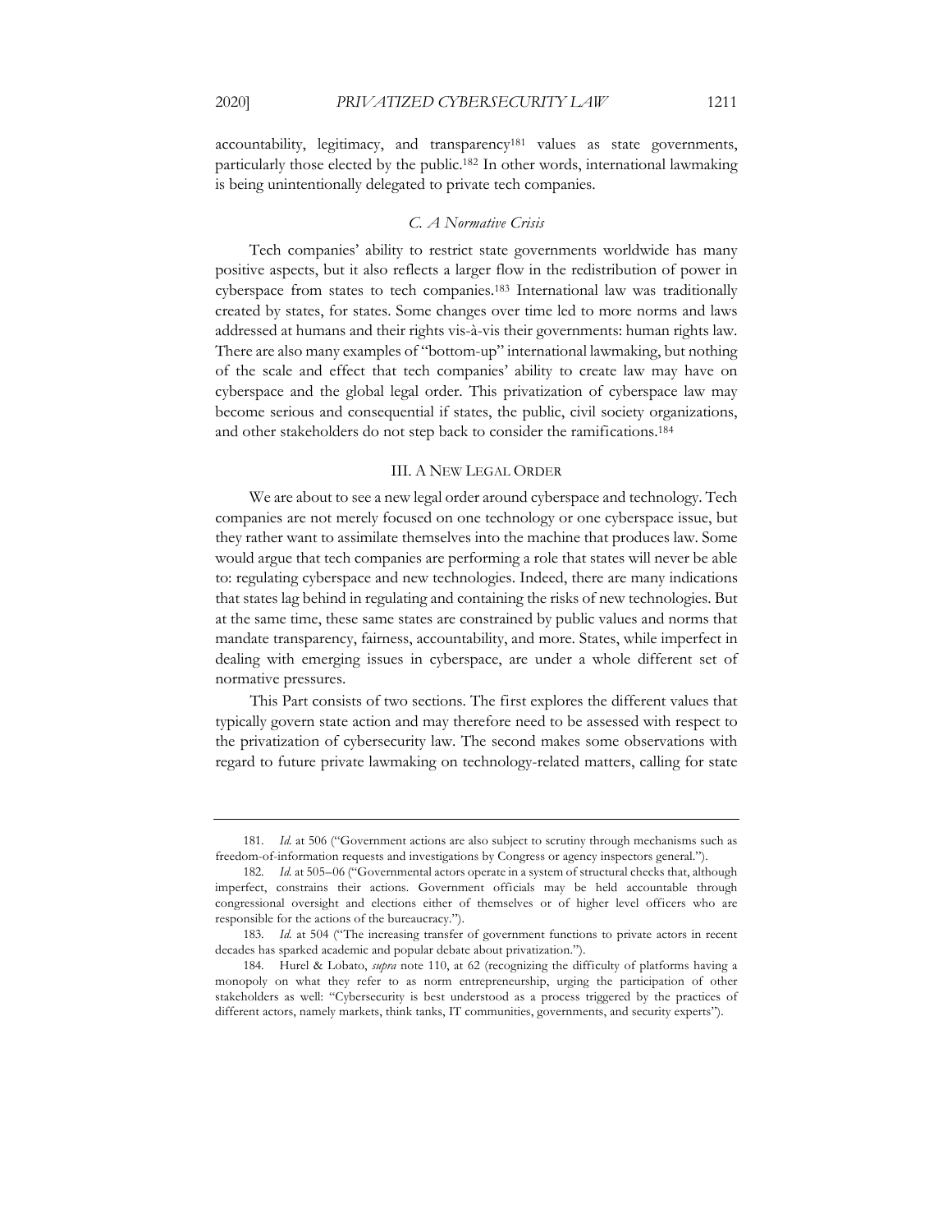accountability, legitimacy, and transparency[181] values as state governments, particularly those elected by the public.[182] In other words, international lawmaking is being unintentionally delegated to private tech companies.

### *C. A Normative Crisis*

Tech companies' ability to restrict state governments worldwide has many positive aspects, but it also reflects a larger flow in the redistribution of power in cyberspace from states to tech companies.[183] International law was traditionally created by states, for states. Some changes over time led to more norms and laws addressed at humans and their rights vis-à-vis their governments: human rights law. There are also many examples of "bottom-up" international lawmaking, but nothing of the scale and effect that tech companies' ability to create law may have on cyberspace and the global legal order. This privatization of cyberspace law may become serious and consequential if states, the public, civil society organizations, and other stakeholders do not step back to consider the ramifications.[184]

## III. A NEW LEGAL ORDER

We are about to see a new legal order around cyberspace and technology. Tech companies are not merely focused on one technology or one cyberspace issue, but they rather want to assimilate themselves into the machine that produces law. Some would argue that tech companies are performing a role that states will never be able to: regulating cyberspace and new technologies. Indeed, there are many indications that states lag behind in regulating and containing the risks of new technologies. But at the same time, these same states are constrained by public values and norms that mandate transparency, fairness, accountability, and more. States, while imperfect in dealing with emerging issues in cyberspace, are under a whole different set of normative pressures.

This Part consists of two sections. The first explores the different values that typically govern state action and may therefore need to be assessed with respect to the privatization of cybersecurity law. The second makes some observations with regard to future private lawmaking on technology-related matters, calling for state

---

181. *Id.* at 506 ("Government actions are also subject to scrutiny through mechanisms such as freedom-of-information requests and investigations by Congress or agency inspectors general.").

182. *Id.* at 505–06 ("Governmental actors operate in a system of structural checks that, although imperfect, constrains their actions. Government officials may be held accountable through congressional oversight and elections either of themselves or of higher level officers who are responsible for the actions of the bureaucracy.").

183. *Id.* at 504 ("The increasing transfer of government functions to private actors in recent decades has sparked academic and popular debate about privatization.").

184. Hurel & Lobato, *supra* note 110, at 62 (recognizing the difficulty of platforms having a monopoly on what they refer to as norm entrepreneurship, urging the participation of other stakeholders as well: "Cybersecurity is best understood as a process triggered by the practices of different actors, namely markets, think tanks, IT communities, governments, and security experts").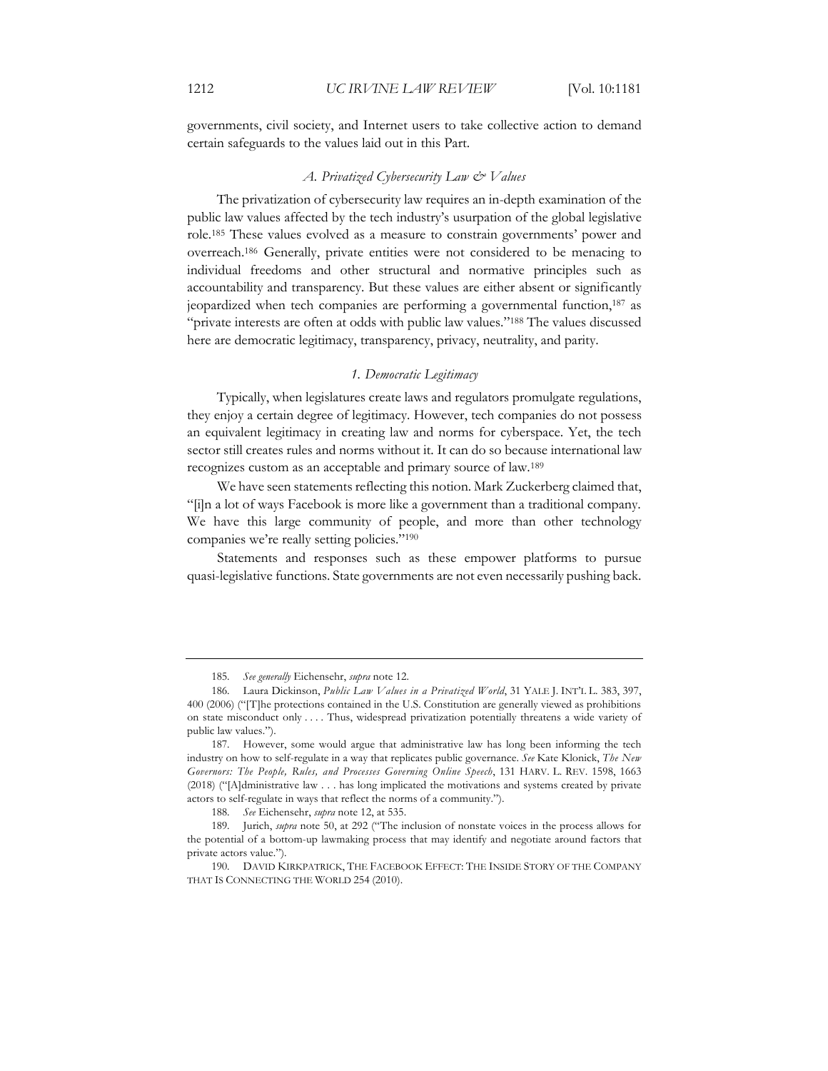governments, civil society, and Internet users to take collective action to demand certain safeguards to the values laid out in this Part.

### *A. Privatized Cybersecurity Law & Values*

The privatization of cybersecurity law requires an in-depth examination of the public law values affected by the tech industry's usurpation of the global legislative role.[185] These values evolved as a measure to constrain governments' power and overreach.[186] Generally, private entities were not considered to be menacing to individual freedoms and other structural and normative principles such as accountability and transparency. But these values are either absent or significantly jeopardized when tech companies are performing a governmental function,[187] as "private interests are often at odds with public law values."[188] The values discussed here are democratic legitimacy, transparency, privacy, neutrality, and parity.

#### *1. Democratic Legitimacy*

Typically, when legislatures create laws and regulators promulgate regulations, they enjoy a certain degree of legitimacy. However, tech companies do not possess an equivalent legitimacy in creating law and norms for cyberspace. Yet, the tech sector still creates rules and norms without it. It can do so because international law recognizes custom as an acceptable and primary source of law.[189]

We have seen statements reflecting this notion. Mark Zuckerberg claimed that, "[i]n a lot of ways Facebook is more like a government than a traditional company. We have this large community of people, and more than other technology companies we're really setting policies."[190]

Statements and responses such as these empower platforms to pursue quasi-legislative functions. State governments are not even necessarily pushing back.

---

185. *See generally* Eichensehr, *supra* note 12.

186. Laura Dickinson, *Public Law Values in a Privatized World*, 31 YALE J. INT'L L. 383, 397, 400 (2006) ("[T]he protections contained in the U.S. Constitution are generally viewed as prohibitions on state misconduct only . . . . Thus, widespread privatization potentially threatens a wide variety of public law values.").

187. However, some would argue that administrative law has long been informing the tech industry on how to self-regulate in a way that replicates public governance. *See* Kate Klonick, *The New Governors: The People, Rules, and Processes Governing Online Speech*, 131 HARV. L. REV. 1598, 1663 (2018) ("[A]dministrative law . . . has long implicated the motivations and systems created by private actors to self-regulate in ways that reflect the norms of a community.").

188. *See* Eichensehr, *supra* note 12, at 535.

189. Jurich, *supra* note 50, at 292 ("The inclusion of nonstate voices in the process allows for the potential of a bottom-up lawmaking process that may identify and negotiate around factors that private actors value.").

190. DAVID KIRKPATRICK, THE FACEBOOK EFFECT: THE INSIDE STORY OF THE COMPANY THAT IS CONNECTING THE WORLD 254 (2010).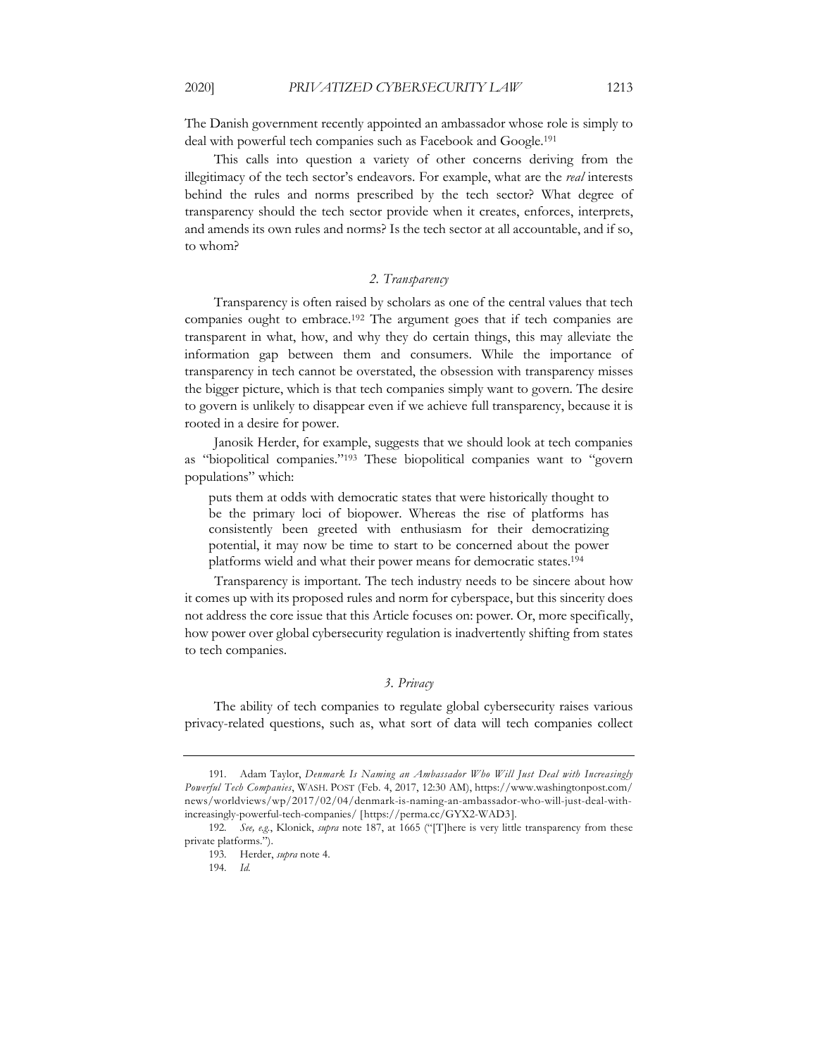The Danish government recently appointed an ambassador whose role is simply to deal with powerful tech companies such as Facebook and Google.[191]

This calls into question a variety of other concerns deriving from the illegitimacy of the tech sector's endeavors. For example, what are the *real* interests behind the rules and norms prescribed by the tech sector? What degree of transparency should the tech sector provide when it creates, enforces, interprets, and amends its own rules and norms? Is the tech sector at all accountable, and if so, to whom?

### *2. Transparency*

Transparency is often raised by scholars as one of the central values that tech companies ought to embrace.[192] The argument goes that if tech companies are transparent in what, how, and why they do certain things, this may alleviate the information gap between them and consumers. While the importance of transparency in tech cannot be overstated, the obsession with transparency misses the bigger picture, which is that tech companies simply want to govern. The desire to govern is unlikely to disappear even if we achieve full transparency, because it is rooted in a desire for power.

Janosik Herder, for example, suggests that we should look at tech companies as "biopolitical companies."[193] These biopolitical companies want to "govern populations" which:

> puts them at odds with democratic states that were historically thought to be the primary loci of biopower. Whereas the rise of platforms has consistently been greeted with enthusiasm for their democratizing potential, it may now be time to start to be concerned about the power platforms wield and what their power means for democratic states.[194]

Transparency is important. The tech industry needs to be sincere about how it comes up with its proposed rules and norm for cyberspace, but this sincerity does not address the core issue that this Article focuses on: power. Or, more specifically, how power over global cybersecurity regulation is inadvertently shifting from states to tech companies.

### *3. Privacy*

The ability of tech companies to regulate global cybersecurity raises various privacy-related questions, such as, what sort of data will tech companies collect

---

191. Adam Taylor, *Denmark Is Naming an Ambassador Who Will Just Deal with Increasingly Powerful Tech Companies*, WASH. POST (Feb. 4, 2017, 12:30 AM), https://www.washingtonpost.com/news/worldviews/wp/2017/02/04/denmark-is-naming-an-ambassador-who-will-just-deal-with-increasingly-powerful-tech-companies/ [https://perma.cc/GYX2-WAD3].

192. *See, e.g.*, Klonick, *supra* note 187, at 1665 ("[T]here is very little transparency from these private platforms.").

193. Herder, *supra* note 4.

194. *Id.*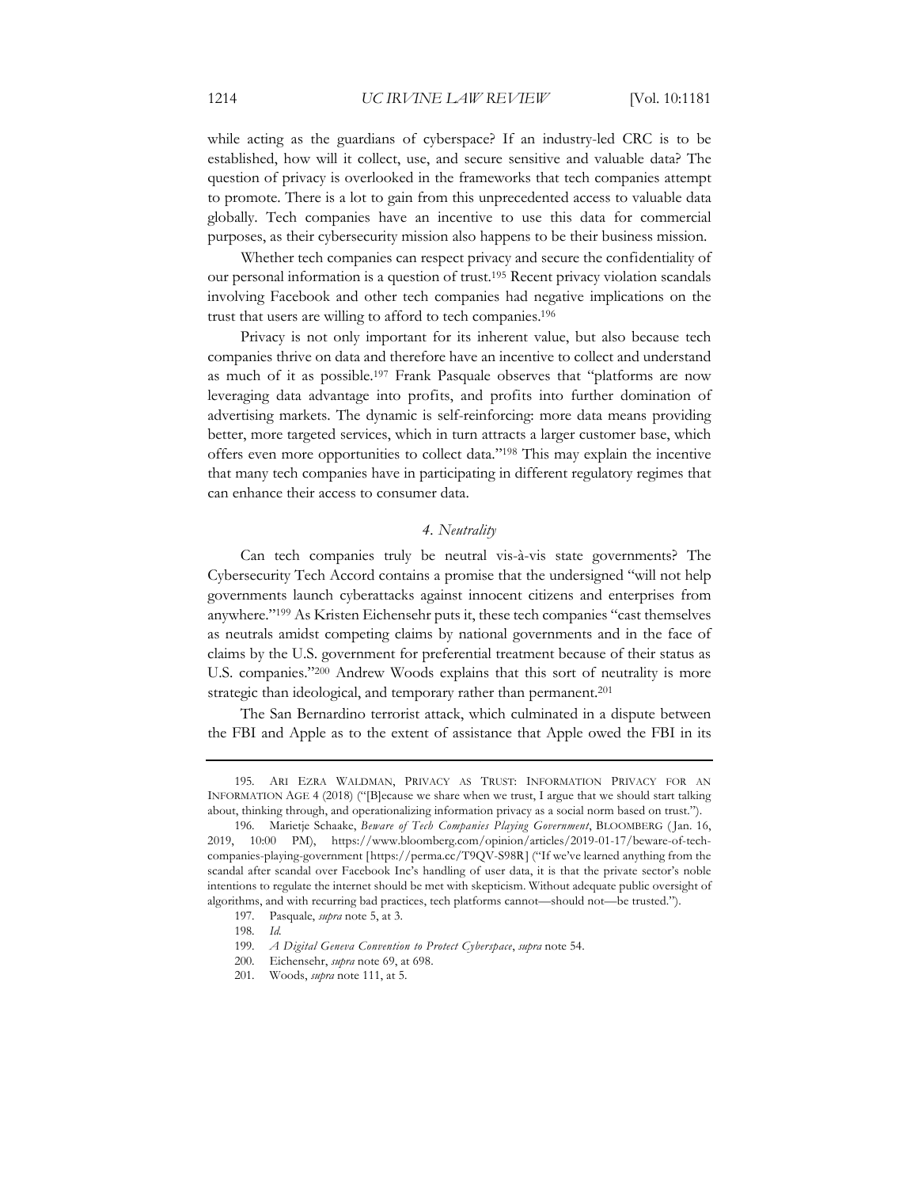while acting as the guardians of cyberspace? If an industry-led CRC is to be established, how will it collect, use, and secure sensitive and valuable data? The question of privacy is overlooked in the frameworks that tech companies attempt to promote. There is a lot to gain from this unprecedented access to valuable data globally. Tech companies have an incentive to use this data for commercial purposes, as their cybersecurity mission also happens to be their business mission.

Whether tech companies can respect privacy and secure the confidentiality of our personal information is a question of trust.[195] Recent privacy violation scandals involving Facebook and other tech companies had negative implications on the trust that users are willing to afford to tech companies.[196]

Privacy is not only important for its inherent value, but also because tech companies thrive on data and therefore have an incentive to collect and understand as much of it as possible.[197] Frank Pasquale observes that "platforms are now leveraging data advantage into profits, and profits into further domination of advertising markets. The dynamic is self-reinforcing: more data means providing better, more targeted services, which in turn attracts a larger customer base, which offers even more opportunities to collect data."[198] This may explain the incentive that many tech companies have in participating in different regulatory regimes that can enhance their access to consumer data.

#### *4. Neutrality*

Can tech companies truly be neutral vis-à-vis state governments? The Cybersecurity Tech Accord contains a promise that the undersigned "will not help governments launch cyberattacks against innocent citizens and enterprises from anywhere."[199] As Kristen Eichensehr puts it, these tech companies "cast themselves as neutrals amidst competing claims by national governments and in the face of claims by the U.S. government for preferential treatment because of their status as U.S. companies."[200] Andrew Woods explains that this sort of neutrality is more strategic than ideological, and temporary rather than permanent.[201]

The San Bernardino terrorist attack, which culminated in a dispute between the FBI and Apple as to the extent of assistance that Apple owed the FBI in its

---

195. ARI EZRA WALDMAN, PRIVACY AS TRUST: INFORMATION PRIVACY FOR AN INFORMATION AGE 4 (2018) ("[B]ecause we share when we trust, I argue that we should start talking about, thinking through, and operationalizing information privacy as a social norm based on trust.").

196. Marietje Schaake, *Beware of Tech Companies Playing Government*, BLOOMBERG (Jan. 16, 2019, 10:00 PM), https://www.bloomberg.com/opinion/articles/2019-01-17/beware-of-tech-companies-playing-government [https://perma.cc/T9QV-S98R] ("If we've learned anything from the scandal after scandal over Facebook Inc's handling of user data, it is that the private sector's noble intentions to regulate the internet should be met with skepticism. Without adequate public oversight of algorithms, and with recurring bad practices, tech platforms cannot—should not—be trusted.").

197. Pasquale, *supra* note 5, at 3.

198. *Id.*

199. *A Digital Geneva Convention to Protect Cyberspace*, *supra* note 54.

200. Eichensehr, *supra* note 69, at 698.

201. Woods, *supra* note 111, at 5.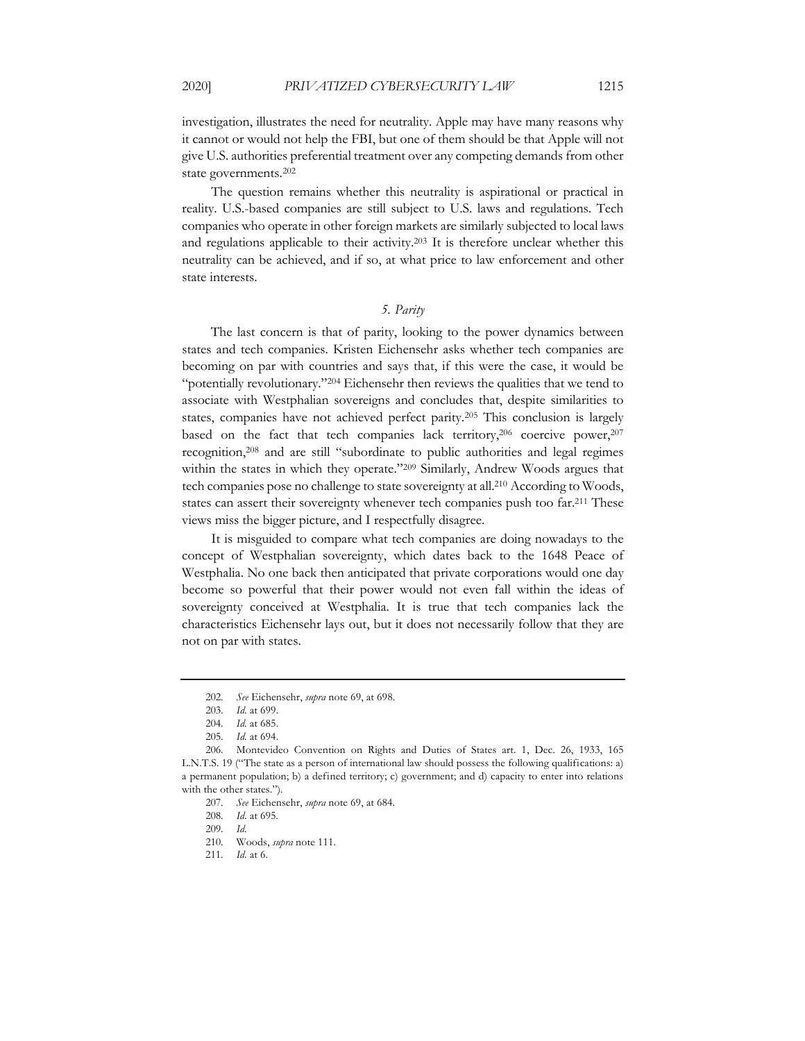investigation, illustrates the need for neutrality. Apple may have many reasons why it cannot or would not help the FBI, but one of them should be that Apple will not give U.S. authorities preferential treatment over any competing demands from other state governments.[202]

The question remains whether this neutrality is aspirational or practical in reality. U.S.-based companies are still subject to U.S. laws and regulations. Tech companies who operate in other foreign markets are similarly subjected to local laws and regulations applicable to their activity.[203] It is therefore unclear whether this neutrality can be achieved, and if so, at what price to law enforcement and other state interests.

### *5. Parity*

The last concern is that of parity, looking to the power dynamics between states and tech companies. Kristen Eichensehr asks whether tech companies are becoming on par with countries and says that, if this were the case, it would be "potentially revolutionary."[204] Eichensehr then reviews the qualities that we tend to associate with Westphalian sovereigns and concludes that, despite similarities to states, companies have not achieved perfect parity.[205] This conclusion is largely based on the fact that tech companies lack territory,[206] coercive power,[207] recognition,[208] and are still "subordinate to public authorities and legal regimes within the states in which they operate."[209] Similarly, Andrew Woods argues that tech companies pose no challenge to state sovereignty at all.[210] According to Woods, states can assert their sovereignty whenever tech companies push too far.[211] These views miss the bigger picture, and I respectfully disagree.

It is misguided to compare what tech companies are doing nowadays to the concept of Westphalian sovereignty, which dates back to the 1648 Peace of Westphalia. No one back then anticipated that private corporations would one day become so powerful that their power would not even fall within the ideas of sovereignty conceived at Westphalia. It is true that tech companies lack the characteristics Eichensehr lays out, but it does not necessarily follow that they are not on par with states.

---

202. *See* Eichensehr, *supra* note 69, at 698.

203. *Id.* at 699.

204. *Id.* at 685.

205. *Id.* at 694.

206. Montevideo Convention on Rights and Duties of States art. 1, Dec. 26, 1933, 165 L.N.T.S. 19 ("The state as a person of international law should possess the following qualifications: a) a permanent population; b) a defined territory; c) government; and d) capacity to enter into relations with the other states.").

207. *See* Eichensehr, *supra* note 69, at 684.

208. *Id.* at 695.

209. *Id.*

210. Woods, *supra* note 111.

211. *Id.* at 6.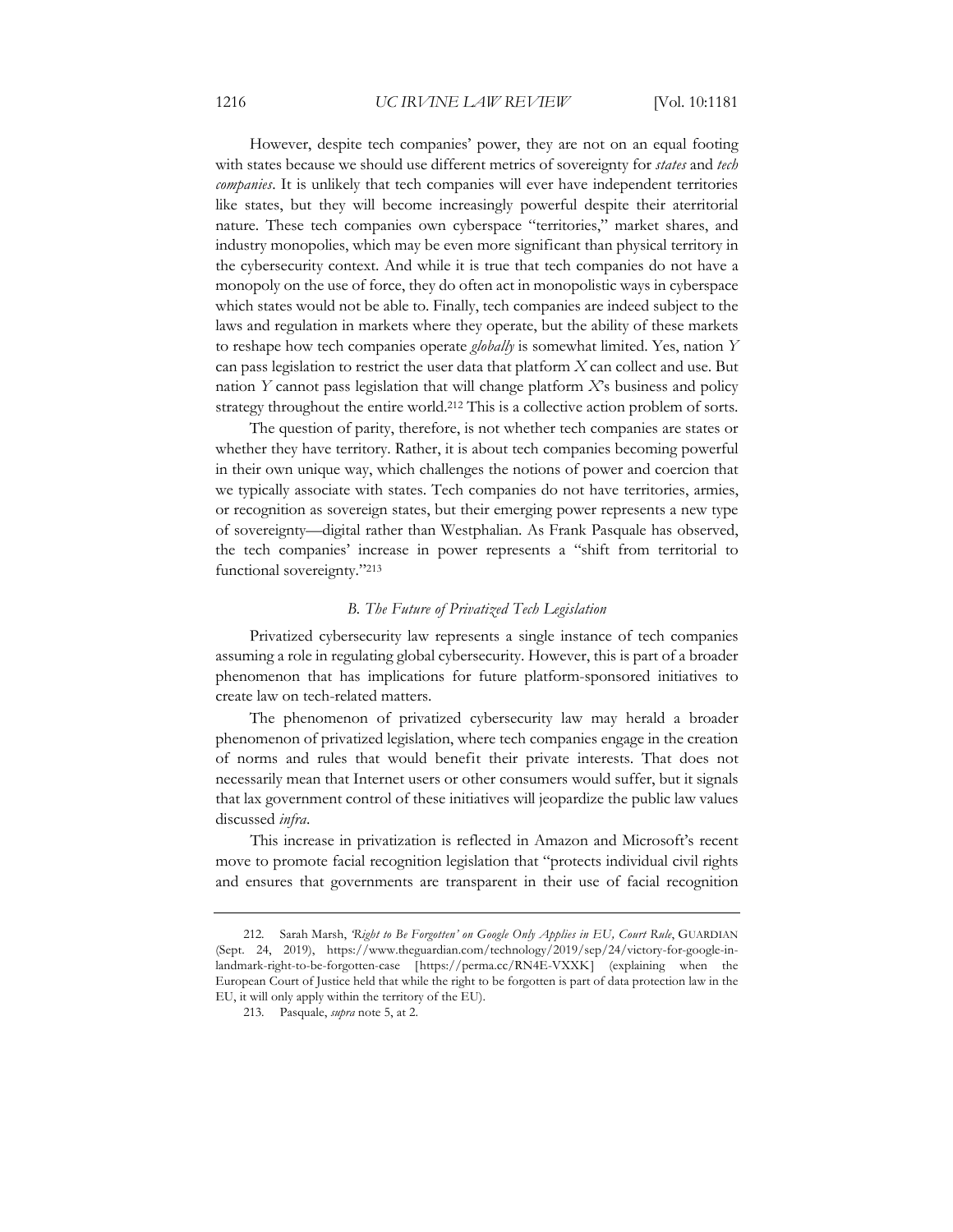However, despite tech companies' power, they are not on an equal footing with states because we should use different metrics of sovereignty for *states* and *tech companies*. It is unlikely that tech companies will ever have independent territories like states, but they will become increasingly powerful despite their aterritorial nature. These tech companies own cyberspace "territories," market shares, and industry monopolies, which may be even more significant than physical territory in the cybersecurity context. And while it is true that tech companies do not have a monopoly on the use of force, they do often act in monopolistic ways in cyberspace which states would not be able to. Finally, tech companies are indeed subject to the laws and regulation in markets where they operate, but the ability of these markets to reshape how tech companies operate *globally* is somewhat limited. Yes, nation *Y* can pass legislation to restrict the user data that platform *X* can collect and use. But nation *Y* cannot pass legislation that will change platform *X*'s business and policy strategy throughout the entire world.[212] This is a collective action problem of sorts.

The question of parity, therefore, is not whether tech companies are states or whether they have territory. Rather, it is about tech companies becoming powerful in their own unique way, which challenges the notions of power and coercion that we typically associate with states. Tech companies do not have territories, armies, or recognition as sovereign states, but their emerging power represents a new type of sovereignty—digital rather than Westphalian. As Frank Pasquale has observed, the tech companies' increase in power represents a "shift from territorial to functional sovereignty."[213]

### *B. The Future of Privatized Tech Legislation*

Privatized cybersecurity law represents a single instance of tech companies assuming a role in regulating global cybersecurity. However, this is part of a broader phenomenon that has implications for future platform-sponsored initiatives to create law on tech-related matters.

The phenomenon of privatized cybersecurity law may herald a broader phenomenon of privatized legislation, where tech companies engage in the creation of norms and rules that would benefit their private interests. That does not necessarily mean that Internet users or other consumers would suffer, but it signals that lax government control of these initiatives will jeopardize the public law values discussed *infra*.

This increase in privatization is reflected in Amazon and Microsoft's recent move to promote facial recognition legislation that "protects individual civil rights and ensures that governments are transparent in their use of facial recognition

---

212. Sarah Marsh, *'Right to Be Forgotten' on Google Only Applies in EU, Court Rule*, GUARDIAN (Sept. 24, 2019), https://www.theguardian.com/technology/2019/sep/24/victory-for-google-in-landmark-right-to-be-forgotten-case [https://perma.cc/RN4E-VXXK] (explaining when the European Court of Justice held that while the right to be forgotten is part of data protection law in the EU, it will only apply within the territory of the EU).

213. Pasquale, *supra* note 5, at 2.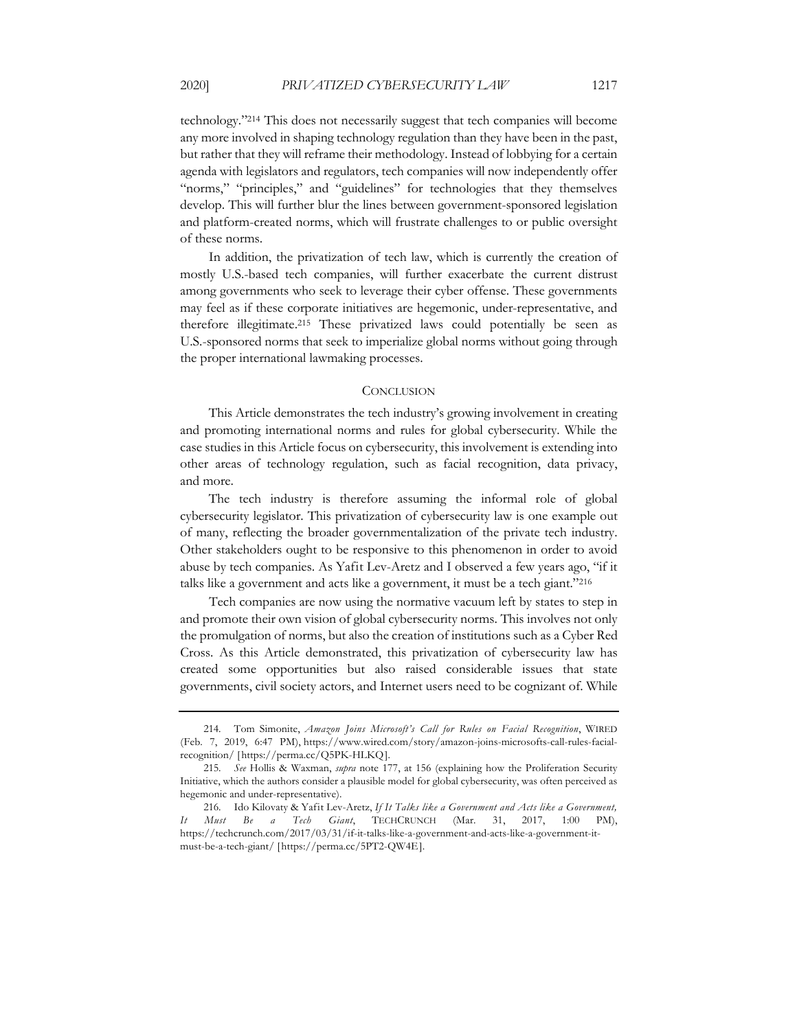technology."[214] This does not necessarily suggest that tech companies will become any more involved in shaping technology regulation than they have been in the past, but rather that they will reframe their methodology. Instead of lobbying for a certain agenda with legislators and regulators, tech companies will now independently offer "norms," "principles," and "guidelines" for technologies that they themselves develop. This will further blur the lines between government-sponsored legislation and platform-created norms, which will frustrate challenges to or public oversight of these norms.

In addition, the privatization of tech law, which is currently the creation of mostly U.S.-based tech companies, will further exacerbate the current distrust among governments who seek to leverage their cyber offense. These governments may feel as if these corporate initiatives are hegemonic, under-representative, and therefore illegitimate.[215] These privatized laws could potentially be seen as U.S.-sponsored norms that seek to imperialize global norms without going through the proper international lawmaking processes.

## CONCLUSION

This Article demonstrates the tech industry's growing involvement in creating and promoting international norms and rules for global cybersecurity. While the case studies in this Article focus on cybersecurity, this involvement is extending into other areas of technology regulation, such as facial recognition, data privacy, and more.

The tech industry is therefore assuming the informal role of global cybersecurity legislator. This privatization of cybersecurity law is one example out of many, reflecting the broader governmentalization of the private tech industry. Other stakeholders ought to be responsive to this phenomenon in order to avoid abuse by tech companies. As Yafit Lev-Aretz and I observed a few years ago, "if it talks like a government and acts like a government, it must be a tech giant."[216]

Tech companies are now using the normative vacuum left by states to step in and promote their own vision of global cybersecurity norms. This involves not only the promulgation of norms, but also the creation of institutions such as a Cyber Red Cross. As this Article demonstrated, this privatization of cybersecurity law has created some opportunities but also raised considerable issues that state governments, civil society actors, and Internet users need to be cognizant of. While

---

214. Tom Simonite, *Amazon Joins Microsoft's Call for Rules on Facial Recognition*, WIRED (Feb. 7, 2019, 6:47 PM), https://www.wired.com/story/amazon-joins-microsofts-call-rules-facial-recognition/ [https://perma.cc/Q5PK-HLKQ].

215. *See* Hollis & Waxman, *supra* note 177, at 156 (explaining how the Proliferation Security Initiative, which the authors consider a plausible model for global cybersecurity, was often perceived as hegemonic and under-representative).

216. Ido Kilovaty & Yafit Lev-Aretz, *If It Talks like a Government and Acts like a Government, It Must Be a Tech Giant*, TECHCRUNCH (Mar. 31, 2017, 1:00 PM), https://techcrunch.com/2017/03/31/if-it-talks-like-a-government-and-acts-like-a-government-it-must-be-a-tech-giant/ [https://perma.cc/5PT2-QW4E].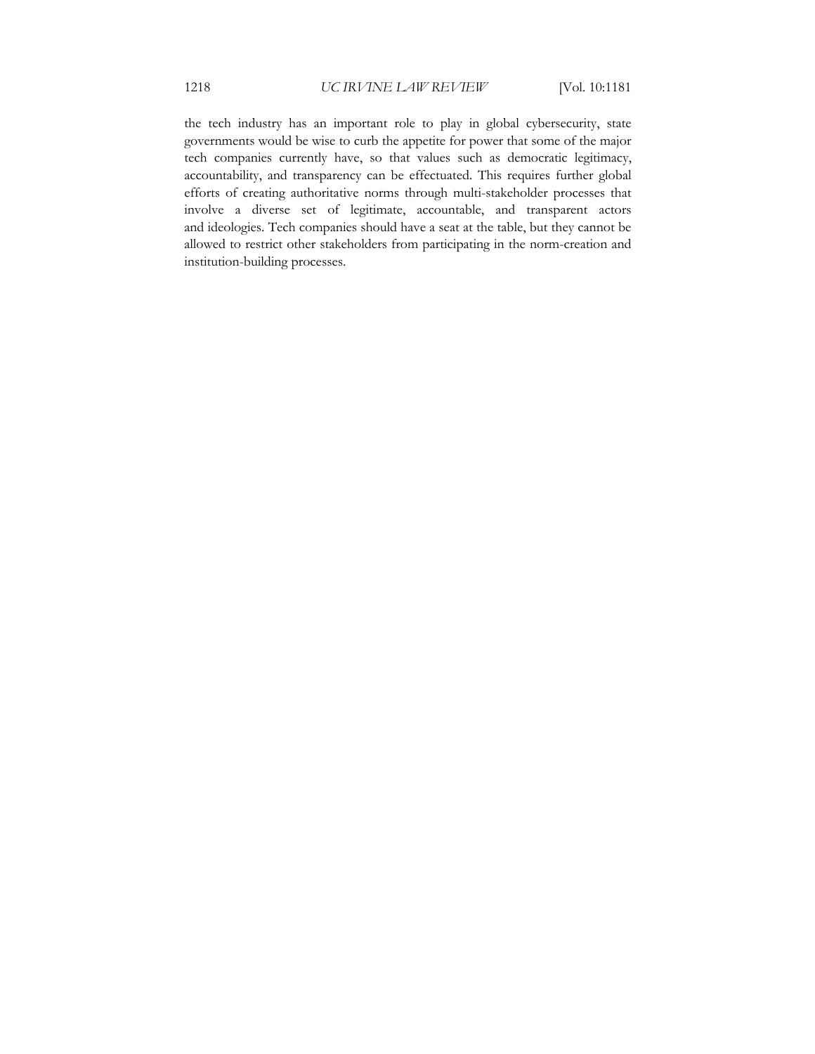the tech industry has an important role to play in global cybersecurity, state governments would be wise to curb the appetite for power that some of the major tech companies currently have, so that values such as democratic legitimacy, accountability, and transparency can be effectuated. This requires further global efforts of creating authoritative norms through multi-stakeholder processes that involve a diverse set of legitimate, accountable, and transparent actors and ideologies. Tech companies should have a seat at the table, but they cannot be allowed to restrict other stakeholders from participating in the norm-creation and institution-building processes.